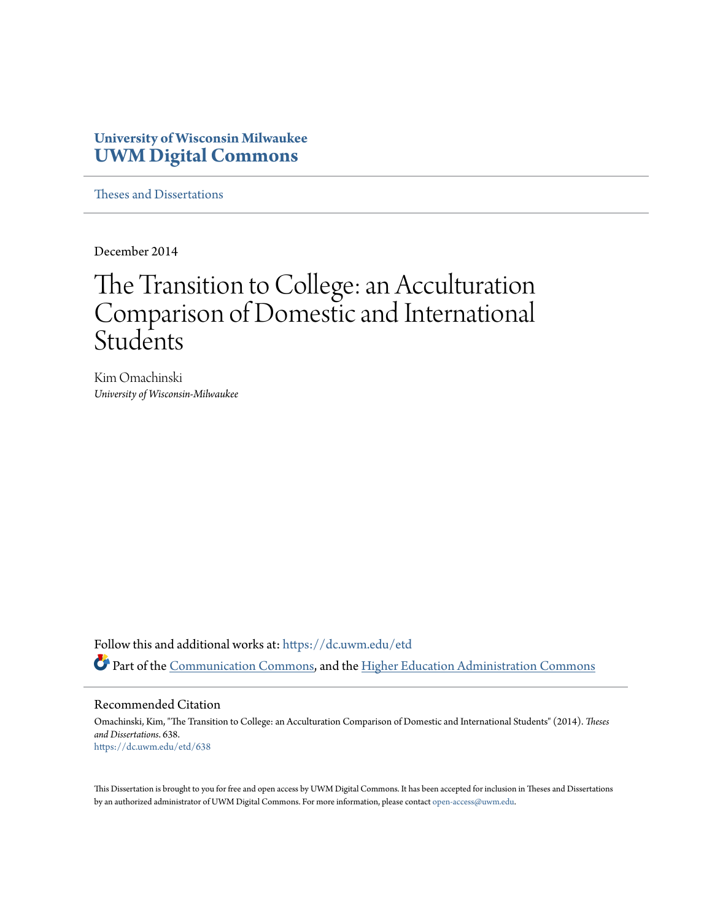University of Wisconsin Milwaukee
**UWM Digital Commons**

Theses and Dissertations

December 2014

# The Transition to College: an Acculturation Comparison of Domestic and International Students

Kim Omachinski
*University of Wisconsin-Milwaukee*

Follow this and additional works at: https://dc.uwm.edu/etd

Part of the Communication Commons, and the Higher Education Administration Commons

## Recommended Citation

Omachinski, Kim, "The Transition to College: an Acculturation Comparison of Domestic and International Students" (2014). *Theses and Dissertations*. 638.
https://dc.uwm.edu/etd/638

This Dissertation is brought to you for free and open access by UWM Digital Commons. It has been accepted for inclusion in Theses and Dissertations by an authorized administrator of UWM Digital Commons. For more information, please contact open-access@uwm.edu.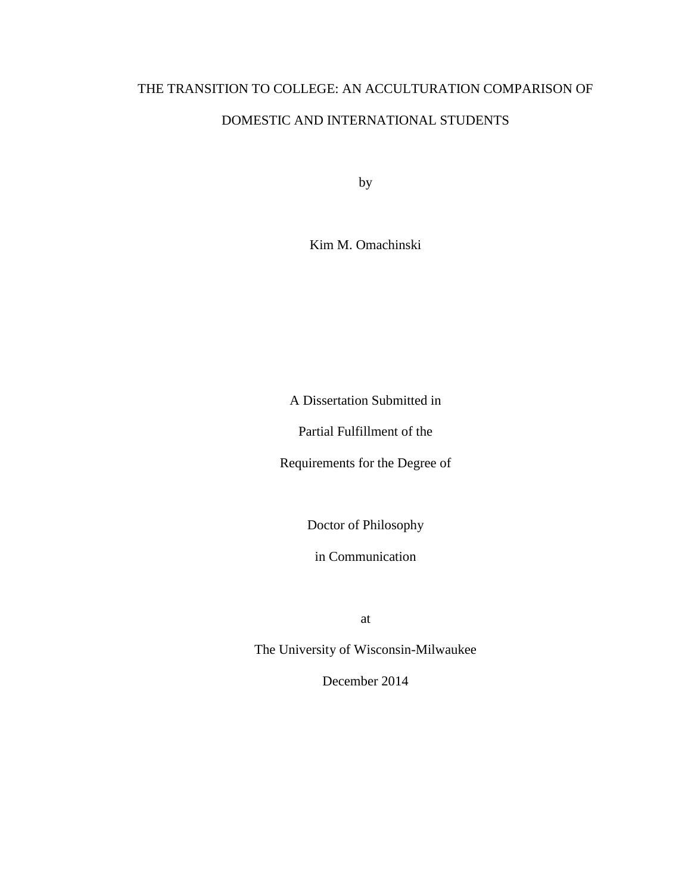# THE TRANSITION TO COLLEGE: AN ACCULTURATION COMPARISON OF DOMESTIC AND INTERNATIONAL STUDENTS

by

Kim M. Omachinski

A Dissertation Submitted in

Partial Fulfillment of the

Requirements for the Degree of

Doctor of Philosophy

in Communication

at

The University of Wisconsin-Milwaukee

December 2014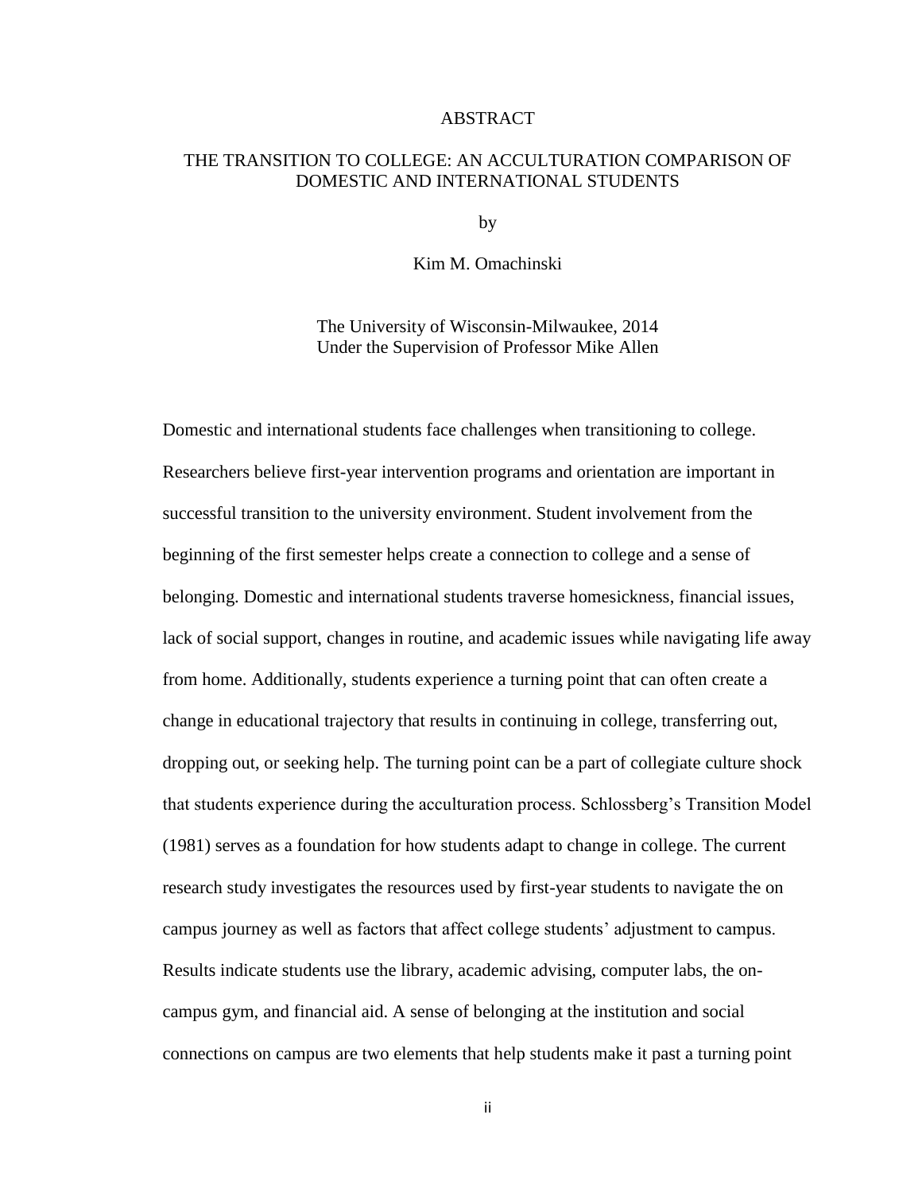# ABSTRACT

## THE TRANSITION TO COLLEGE: AN ACCULTURATION COMPARISON OF DOMESTIC AND INTERNATIONAL STUDENTS

by

Kim M. Omachinski

The University of Wisconsin-Milwaukee, 2014
Under the Supervision of Professor Mike Allen

Domestic and international students face challenges when transitioning to college. Researchers believe first-year intervention programs and orientation are important in successful transition to the university environment. Student involvement from the beginning of the first semester helps create a connection to college and a sense of belonging. Domestic and international students traverse homesickness, financial issues, lack of social support, changes in routine, and academic issues while navigating life away from home. Additionally, students experience a turning point that can often create a change in educational trajectory that results in continuing in college, transferring out, dropping out, or seeking help. The turning point can be a part of collegiate culture shock that students experience during the acculturation process. Schlossberg's Transition Model (1981) serves as a foundation for how students adapt to change in college. The current research study investigates the resources used by first-year students to navigate the on campus journey as well as factors that affect college students' adjustment to campus. Results indicate students use the library, academic advising, computer labs, the on-campus gym, and financial aid. A sense of belonging at the institution and social connections on campus are two elements that help students make it past a turning point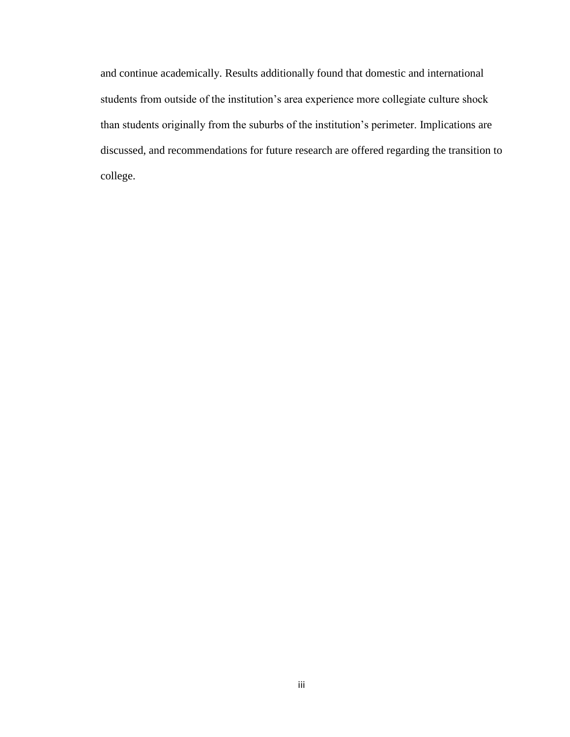and continue academically. Results additionally found that domestic and international students from outside of the institution's area experience more collegiate culture shock than students originally from the suburbs of the institution's perimeter. Implications are discussed, and recommendations for future research are offered regarding the transition to college.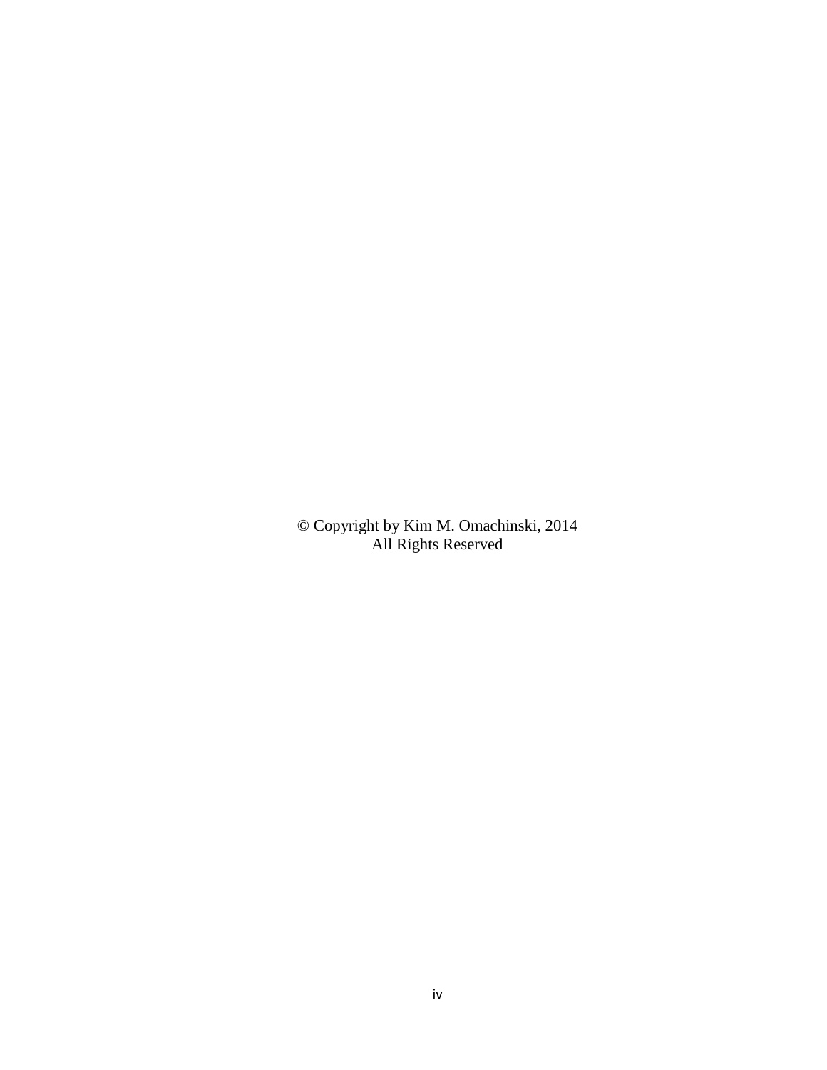© Copyright by Kim M. Omachinski, 2014
All Rights Reserved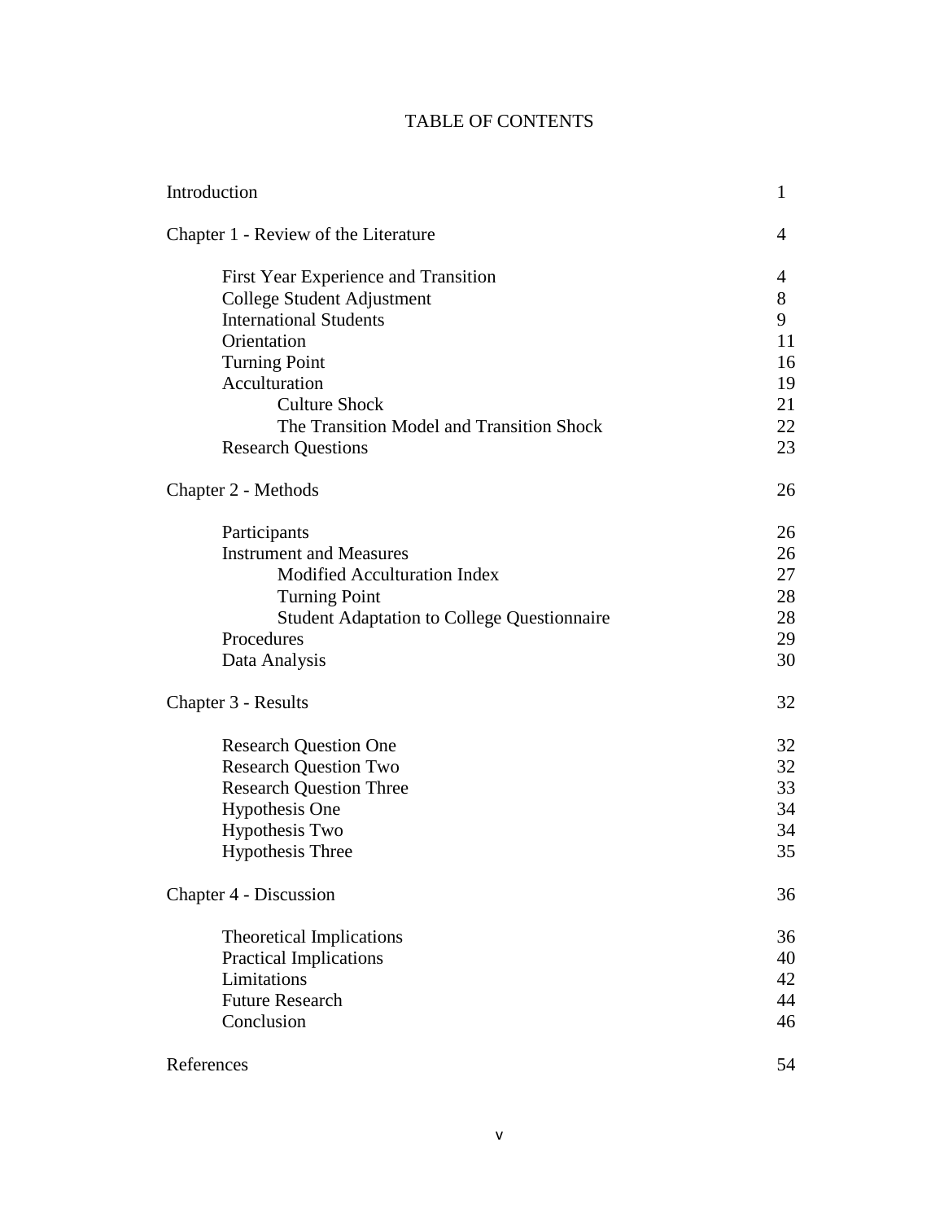# TABLE OF CONTENTS

| | |
|---|---|
| Introduction | 1 |
| Chapter 1 - Review of the Literature | 4 |
| First Year Experience and Transition | 4 |
| College Student Adjustment | 8 |
| International Students | 9 |
| Orientation | 11 |
| Turning Point | 16 |
| Acculturation | 19 |
| Culture Shock | 21 |
| The Transition Model and Transition Shock | 22 |
| Research Questions | 23 |
| Chapter 2 - Methods | 26 |
| Participants | 26 |
| Instrument and Measures | 26 |
| Modified Acculturation Index | 27 |
| Turning Point | 28 |
| Student Adaptation to College Questionnaire | 28 |
| Procedures | 29 |
| Data Analysis | 30 |
| Chapter 3 - Results | 32 |
| Research Question One | 32 |
| Research Question Two | 32 |
| Research Question Three | 33 |
| Hypothesis One | 34 |
| Hypothesis Two | 34 |
| Hypothesis Three | 35 |
| Chapter 4 - Discussion | 36 |
| Theoretical Implications | 36 |
| Practical Implications | 40 |
| Limitations | 42 |
| Future Research | 44 |
| Conclusion | 46 |
| References | 54 |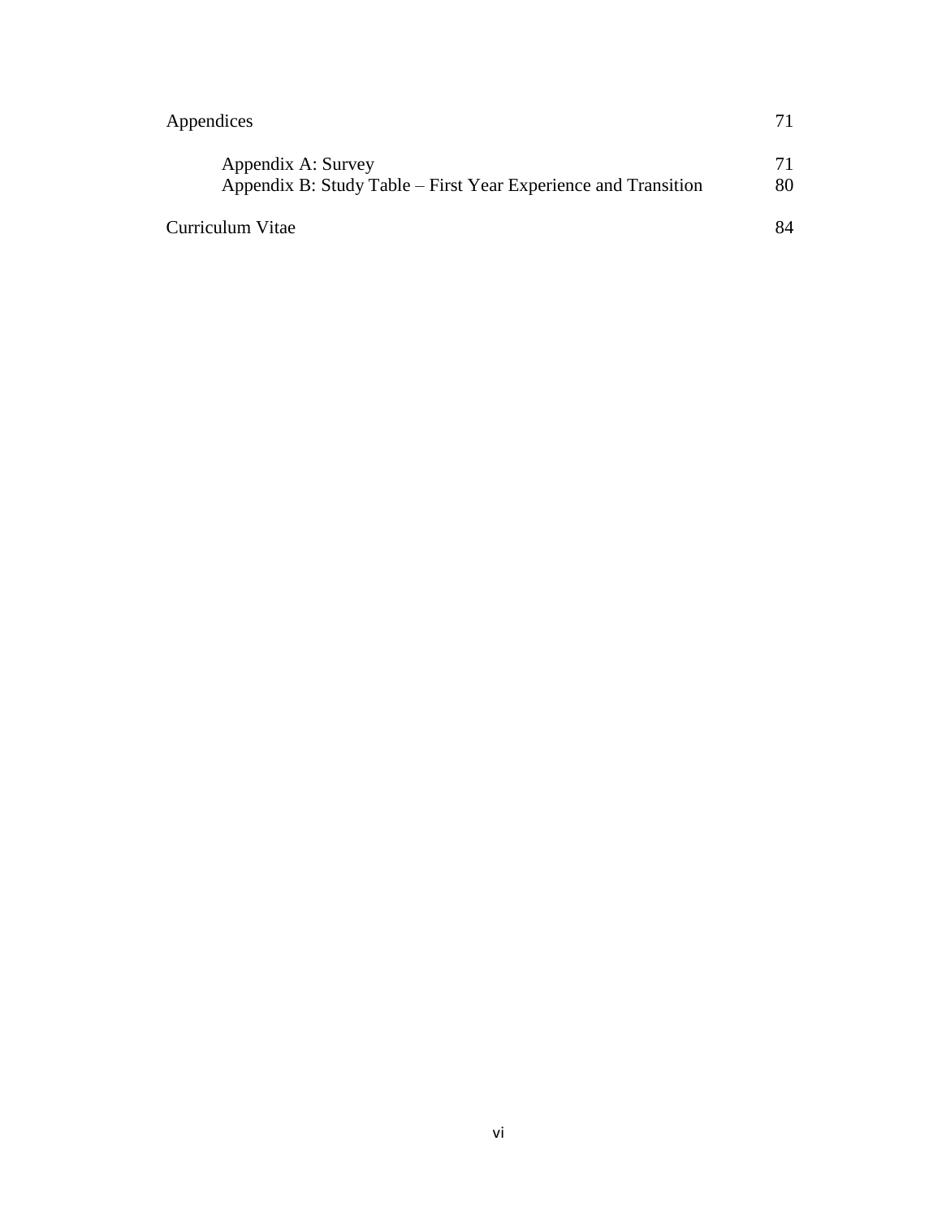Appendices 71

Appendix A: Survey 71

Appendix B: Study Table – First Year Experience and Transition 80

Curriculum Vitae 84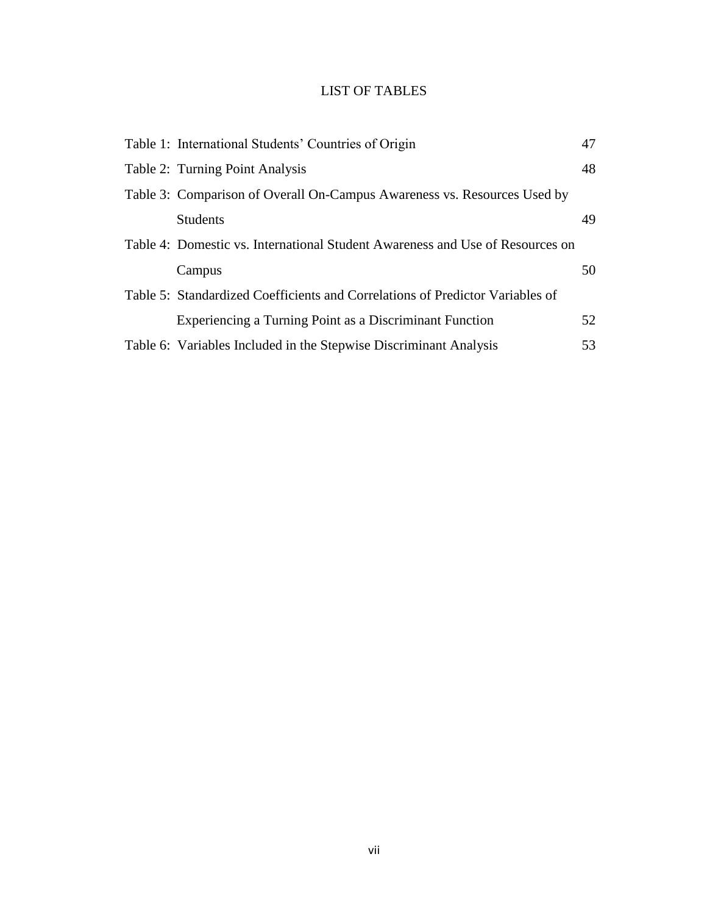# LIST OF TABLES

| | |
|---|---|
| Table 1: International Students' Countries of Origin | 47 |
| Table 2: Turning Point Analysis | 48 |
| Table 3: Comparison of Overall On-Campus Awareness vs. Resources Used by Students | 49 |
| Table 4: Domestic vs. International Student Awareness and Use of Resources on Campus | 50 |
| Table 5: Standardized Coefficients and Correlations of Predictor Variables of Experiencing a Turning Point as a Discriminant Function | 52 |
| Table 6: Variables Included in the Stepwise Discriminant Analysis | 53 |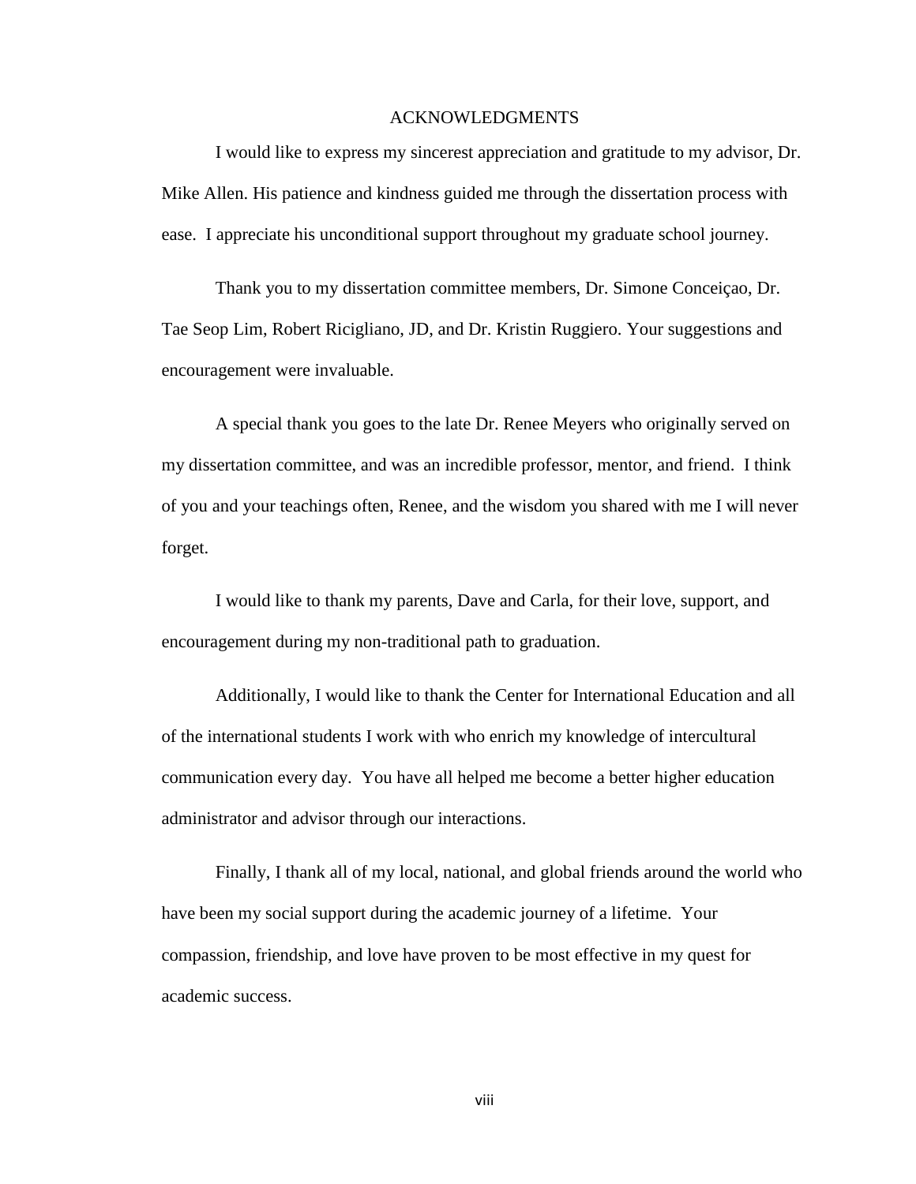# ACKNOWLEDGMENTS

I would like to express my sincerest appreciation and gratitude to my advisor, Dr. Mike Allen. His patience and kindness guided me through the dissertation process with ease. I appreciate his unconditional support throughout my graduate school journey.

Thank you to my dissertation committee members, Dr. Simone Conceiçao, Dr. Tae Seop Lim, Robert Ricigliano, JD, and Dr. Kristin Ruggiero. Your suggestions and encouragement were invaluable.

A special thank you goes to the late Dr. Renee Meyers who originally served on my dissertation committee, and was an incredible professor, mentor, and friend. I think of you and your teachings often, Renee, and the wisdom you shared with me I will never forget.

I would like to thank my parents, Dave and Carla, for their love, support, and encouragement during my non-traditional path to graduation.

Additionally, I would like to thank the Center for International Education and all of the international students I work with who enrich my knowledge of intercultural communication every day. You have all helped me become a better higher education administrator and advisor through our interactions.

Finally, I thank all of my local, national, and global friends around the world who have been my social support during the academic journey of a lifetime. Your compassion, friendship, and love have proven to be most effective in my quest for academic success.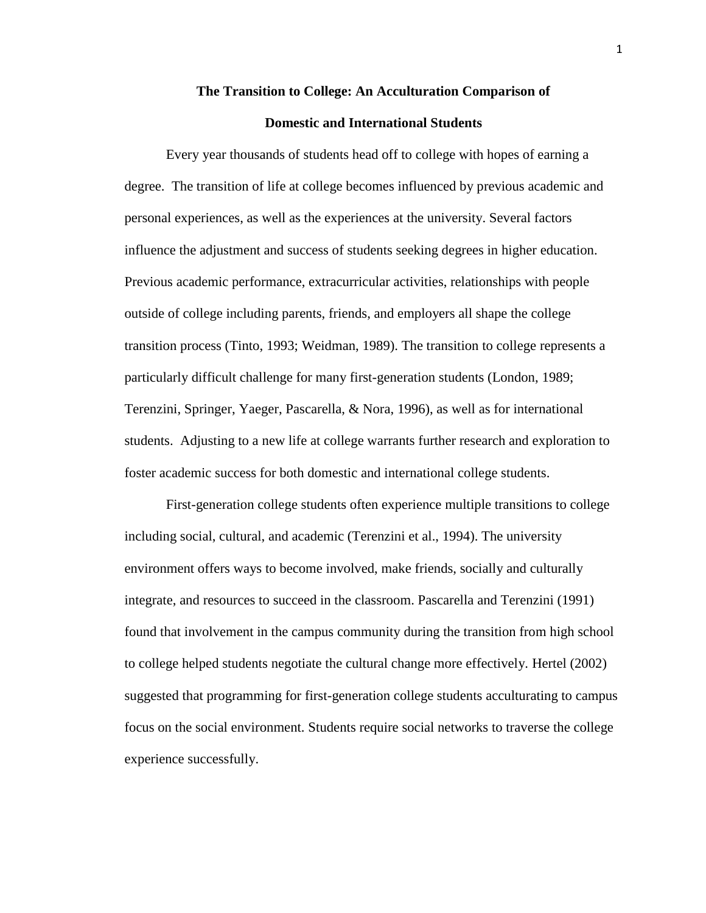**The Transition to College: An Acculturation Comparison of Domestic and International Students**

Every year thousands of students head off to college with hopes of earning a degree. The transition of life at college becomes influenced by previous academic and personal experiences, as well as the experiences at the university. Several factors influence the adjustment and success of students seeking degrees in higher education. Previous academic performance, extracurricular activities, relationships with people outside of college including parents, friends, and employers all shape the college transition process (Tinto, 1993; Weidman, 1989). The transition to college represents a particularly difficult challenge for many first-generation students (London, 1989; Terenzini, Springer, Yaeger, Pascarella, & Nora, 1996), as well as for international students. Adjusting to a new life at college warrants further research and exploration to foster academic success for both domestic and international college students.

First-generation college students often experience multiple transitions to college including social, cultural, and academic (Terenzini et al., 1994). The university environment offers ways to become involved, make friends, socially and culturally integrate, and resources to succeed in the classroom. Pascarella and Terenzini (1991) found that involvement in the campus community during the transition from high school to college helped students negotiate the cultural change more effectively. Hertel (2002) suggested that programming for first-generation college students acculturating to campus focus on the social environment. Students require social networks to traverse the college experience successfully.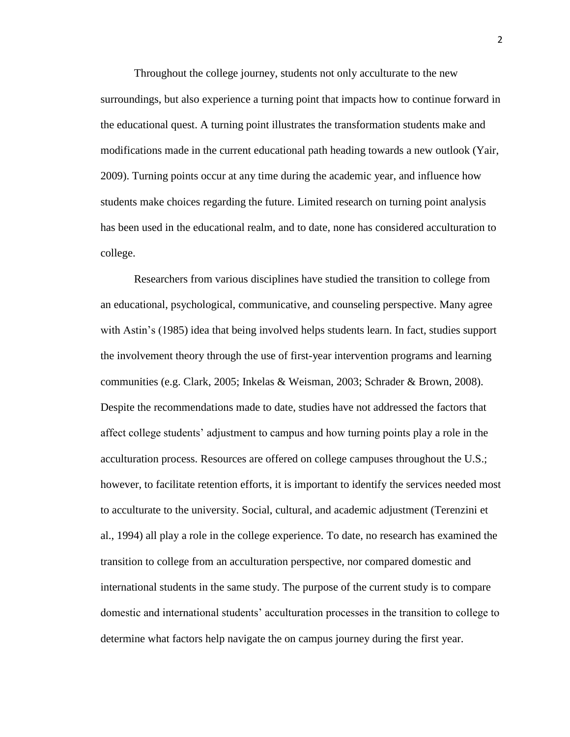Throughout the college journey, students not only acculturate to the new surroundings, but also experience a turning point that impacts how to continue forward in the educational quest. A turning point illustrates the transformation students make and modifications made in the current educational path heading towards a new outlook (Yair, 2009). Turning points occur at any time during the academic year, and influence how students make choices regarding the future. Limited research on turning point analysis has been used in the educational realm, and to date, none has considered acculturation to college.

Researchers from various disciplines have studied the transition to college from an educational, psychological, communicative, and counseling perspective. Many agree with Astin's (1985) idea that being involved helps students learn. In fact, studies support the involvement theory through the use of first-year intervention programs and learning communities (e.g. Clark, 2005; Inkelas & Weisman, 2003; Schrader & Brown, 2008). Despite the recommendations made to date, studies have not addressed the factors that affect college students' adjustment to campus and how turning points play a role in the acculturation process. Resources are offered on college campuses throughout the U.S.; however, to facilitate retention efforts, it is important to identify the services needed most to acculturate to the university. Social, cultural, and academic adjustment (Terenzini et al., 1994) all play a role in the college experience. To date, no research has examined the transition to college from an acculturation perspective, nor compared domestic and international students in the same study. The purpose of the current study is to compare domestic and international students' acculturation processes in the transition to college to determine what factors help navigate the on campus journey during the first year.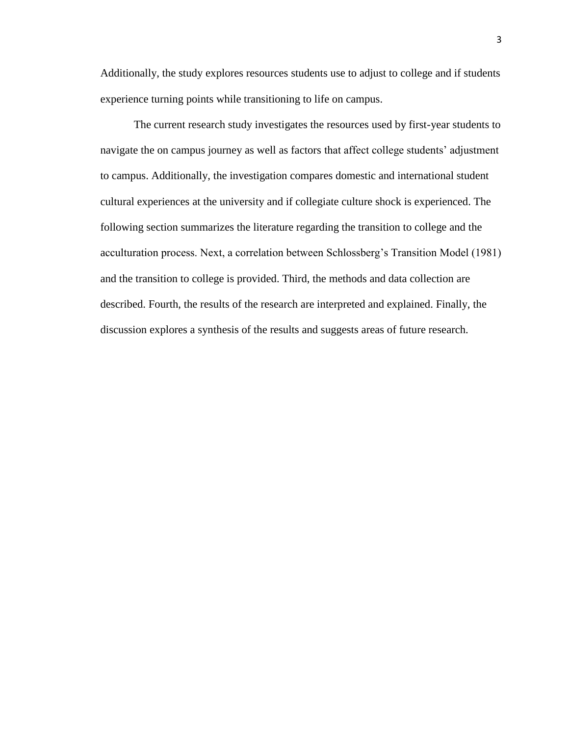Additionally, the study explores resources students use to adjust to college and if students experience turning points while transitioning to life on campus.

The current research study investigates the resources used by first-year students to navigate the on campus journey as well as factors that affect college students' adjustment to campus. Additionally, the investigation compares domestic and international student cultural experiences at the university and if collegiate culture shock is experienced. The following section summarizes the literature regarding the transition to college and the acculturation process. Next, a correlation between Schlossberg's Transition Model (1981) and the transition to college is provided. Third, the methods and data collection are described. Fourth, the results of the research are interpreted and explained. Finally, the discussion explores a synthesis of the results and suggests areas of future research.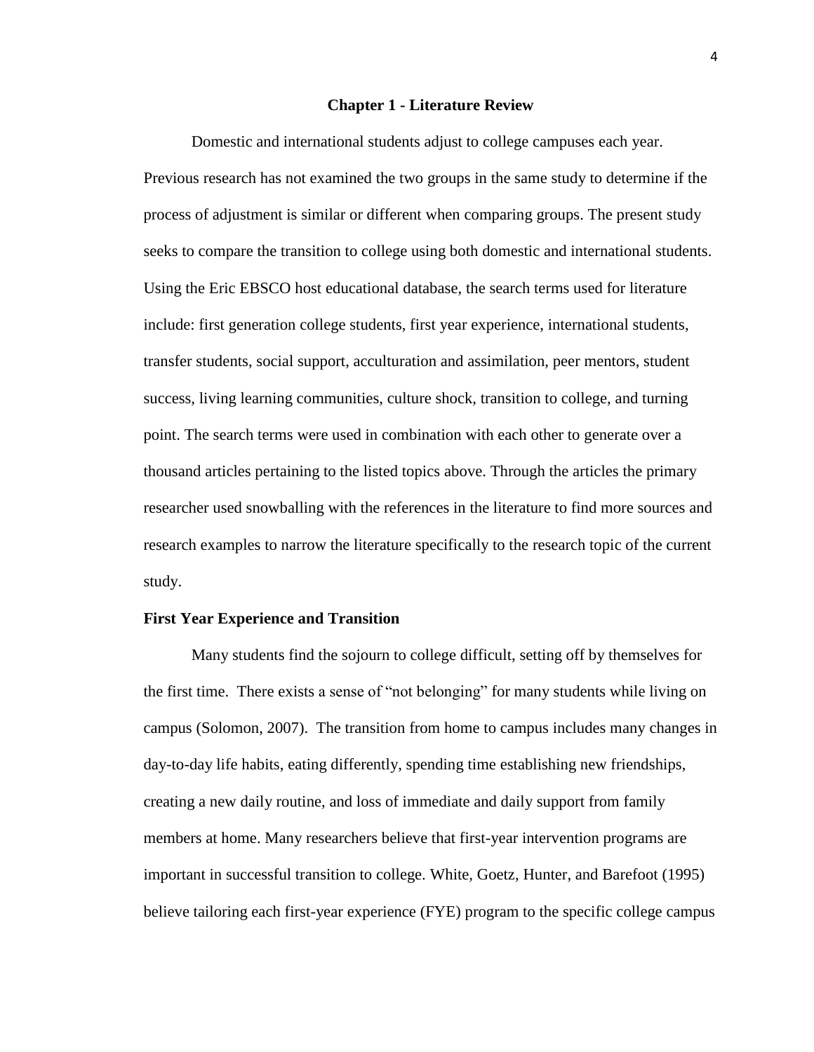# Chapter 1 - Literature Review

Domestic and international students adjust to college campuses each year. Previous research has not examined the two groups in the same study to determine if the process of adjustment is similar or different when comparing groups. The present study seeks to compare the transition to college using both domestic and international students. Using the Eric EBSCO host educational database, the search terms used for literature include: first generation college students, first year experience, international students, transfer students, social support, acculturation and assimilation, peer mentors, student success, living learning communities, culture shock, transition to college, and turning point. The search terms were used in combination with each other to generate over a thousand articles pertaining to the listed topics above. Through the articles the primary researcher used snowballing with the references in the literature to find more sources and research examples to narrow the literature specifically to the research topic of the current study.

## First Year Experience and Transition

Many students find the sojourn to college difficult, setting off by themselves for the first time. There exists a sense of "not belonging" for many students while living on campus (Solomon, 2007). The transition from home to campus includes many changes in day-to-day life habits, eating differently, spending time establishing new friendships, creating a new daily routine, and loss of immediate and daily support from family members at home. Many researchers believe that first-year intervention programs are important in successful transition to college. White, Goetz, Hunter, and Barefoot (1995) believe tailoring each first-year experience (FYE) program to the specific college campus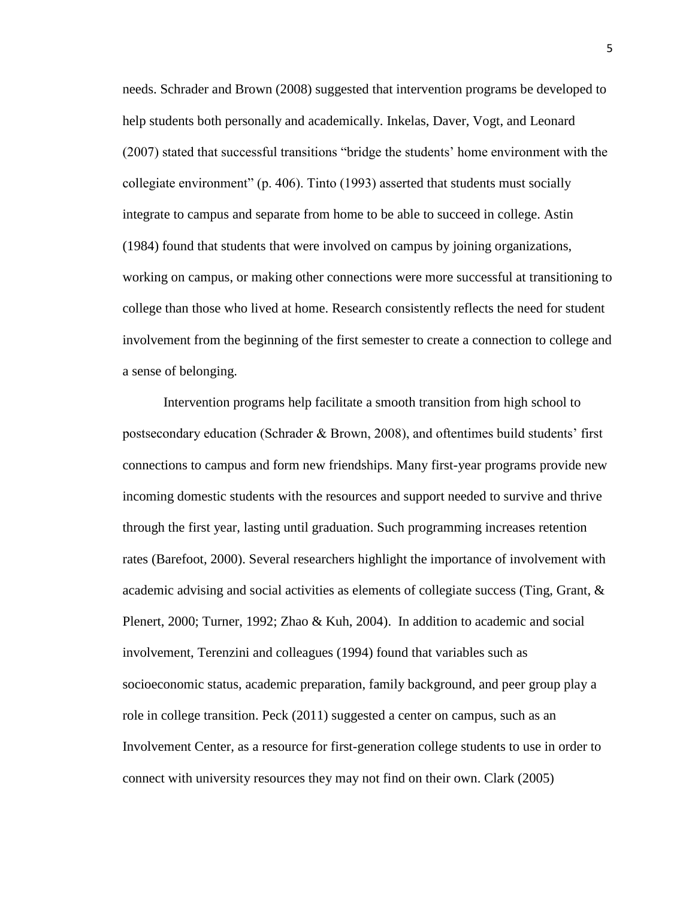needs. Schrader and Brown (2008) suggested that intervention programs be developed to help students both personally and academically. Inkelas, Daver, Vogt, and Leonard (2007) stated that successful transitions "bridge the students' home environment with the collegiate environment" (p. 406). Tinto (1993) asserted that students must socially integrate to campus and separate from home to be able to succeed in college. Astin (1984) found that students that were involved on campus by joining organizations, working on campus, or making other connections were more successful at transitioning to college than those who lived at home. Research consistently reflects the need for student involvement from the beginning of the first semester to create a connection to college and a sense of belonging.

Intervention programs help facilitate a smooth transition from high school to postsecondary education (Schrader & Brown, 2008), and oftentimes build students' first connections to campus and form new friendships. Many first-year programs provide new incoming domestic students with the resources and support needed to survive and thrive through the first year, lasting until graduation. Such programming increases retention rates (Barefoot, 2000). Several researchers highlight the importance of involvement with academic advising and social activities as elements of collegiate success (Ting, Grant, & Plenert, 2000; Turner, 1992; Zhao & Kuh, 2004). In addition to academic and social involvement, Terenzini and colleagues (1994) found that variables such as socioeconomic status, academic preparation, family background, and peer group play a role in college transition. Peck (2011) suggested a center on campus, such as an Involvement Center, as a resource for first-generation college students to use in order to connect with university resources they may not find on their own. Clark (2005)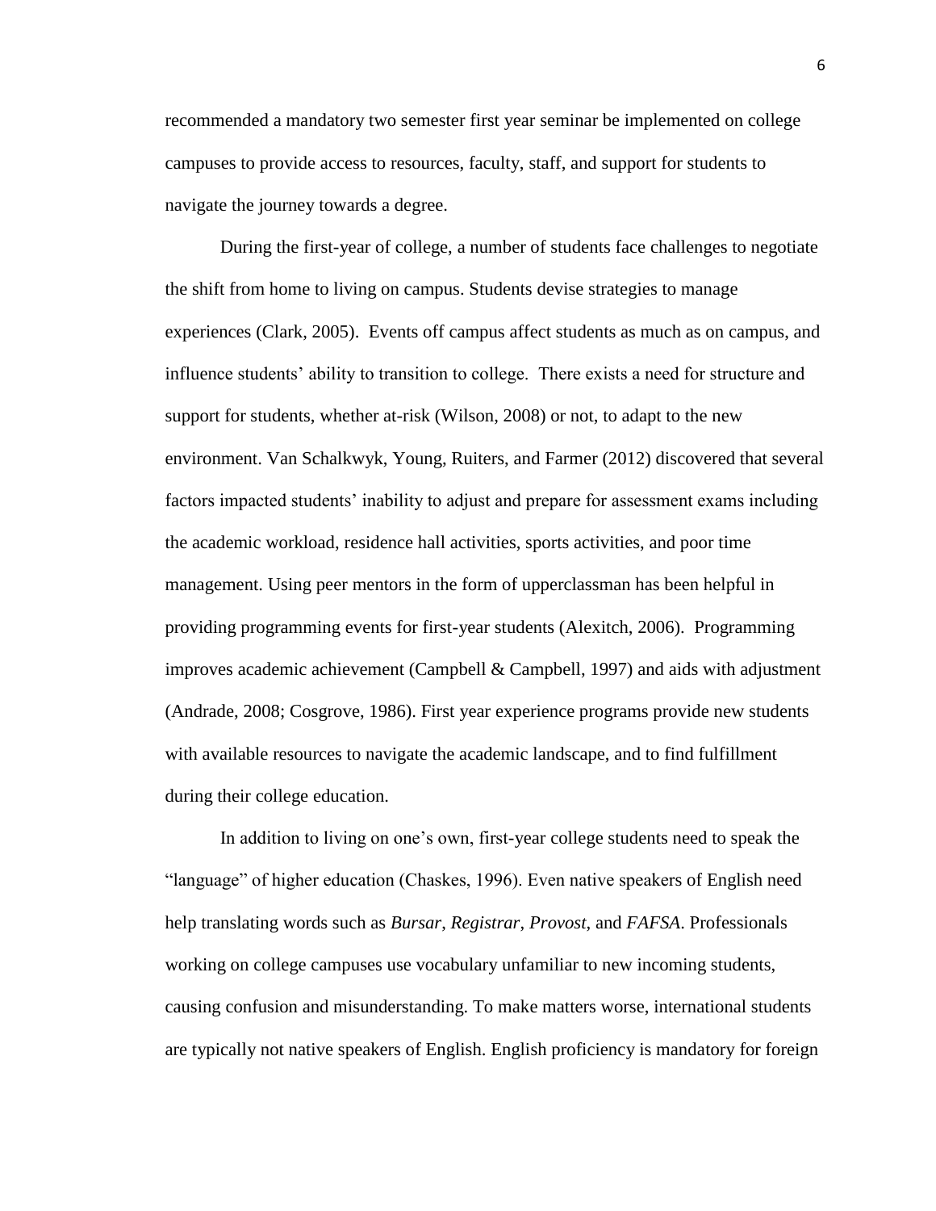recommended a mandatory two semester first year seminar be implemented on college campuses to provide access to resources, faculty, staff, and support for students to navigate the journey towards a degree.

During the first-year of college, a number of students face challenges to negotiate the shift from home to living on campus. Students devise strategies to manage experiences (Clark, 2005). Events off campus affect students as much as on campus, and influence students' ability to transition to college. There exists a need for structure and support for students, whether at-risk (Wilson, 2008) or not, to adapt to the new environment. Van Schalkwyk, Young, Ruiters, and Farmer (2012) discovered that several factors impacted students' inability to adjust and prepare for assessment exams including the academic workload, residence hall activities, sports activities, and poor time management. Using peer mentors in the form of upperclassman has been helpful in providing programming events for first-year students (Alexitch, 2006). Programming improves academic achievement (Campbell & Campbell, 1997) and aids with adjustment (Andrade, 2008; Cosgrove, 1986). First year experience programs provide new students with available resources to navigate the academic landscape, and to find fulfillment during their college education.

In addition to living on one's own, first-year college students need to speak the "language" of higher education (Chaskes, 1996). Even native speakers of English need help translating words such as *Bursar*, *Registrar*, *Provost*, and *FAFSA*. Professionals working on college campuses use vocabulary unfamiliar to new incoming students, causing confusion and misunderstanding. To make matters worse, international students are typically not native speakers of English. English proficiency is mandatory for foreign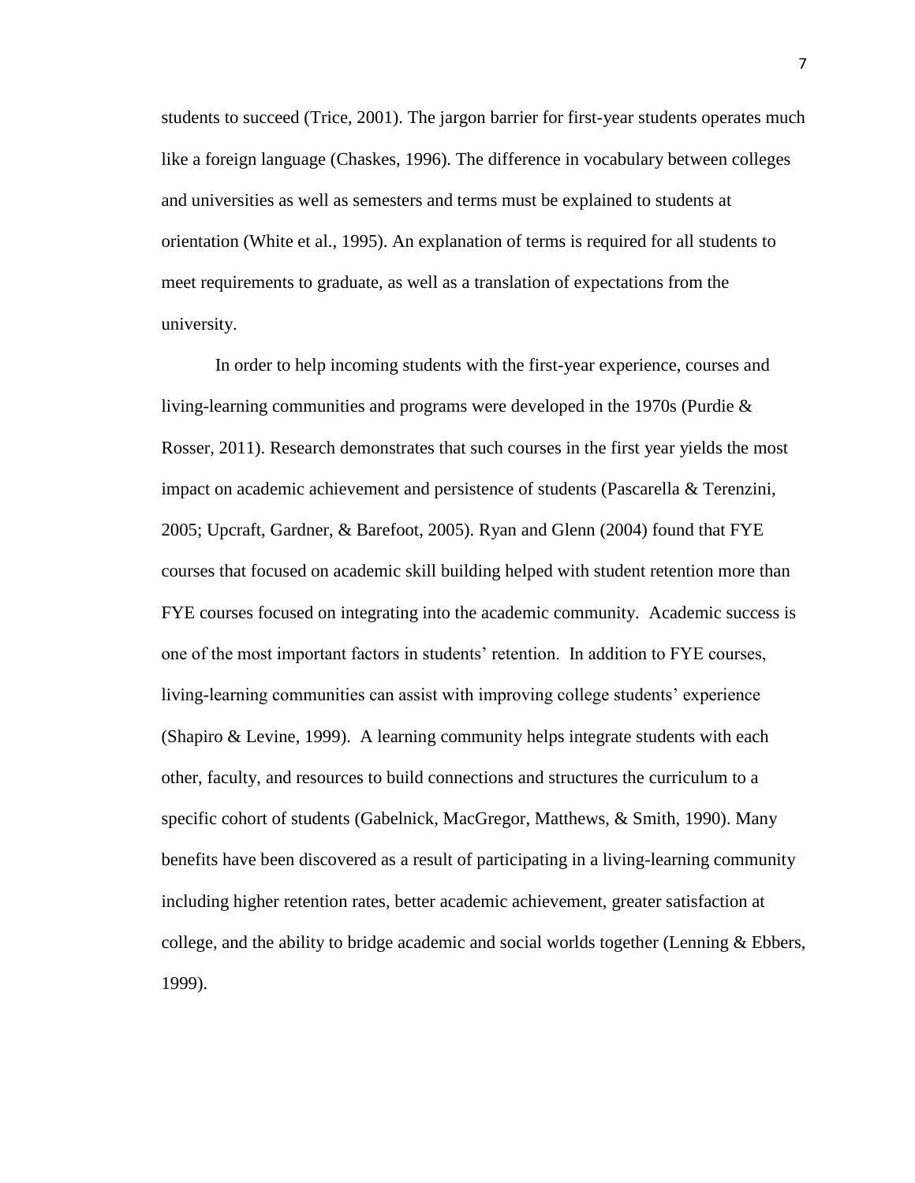students to succeed (Trice, 2001). The jargon barrier for first-year students operates much like a foreign language (Chaskes, 1996). The difference in vocabulary between colleges and universities as well as semesters and terms must be explained to students at orientation (White et al., 1995). An explanation of terms is required for all students to meet requirements to graduate, as well as a translation of expectations from the university.

In order to help incoming students with the first-year experience, courses and living-learning communities and programs were developed in the 1970s (Purdie & Rosser, 2011). Research demonstrates that such courses in the first year yields the most impact on academic achievement and persistence of students (Pascarella & Terenzini, 2005; Upcraft, Gardner, & Barefoot, 2005). Ryan and Glenn (2004) found that FYE courses that focused on academic skill building helped with student retention more than FYE courses focused on integrating into the academic community. Academic success is one of the most important factors in students' retention. In addition to FYE courses, living-learning communities can assist with improving college students' experience (Shapiro & Levine, 1999). A learning community helps integrate students with each other, faculty, and resources to build connections and structures the curriculum to a specific cohort of students (Gabelnick, MacGregor, Matthews, & Smith, 1990). Many benefits have been discovered as a result of participating in a living-learning community including higher retention rates, better academic achievement, greater satisfaction at college, and the ability to bridge academic and social worlds together (Lenning & Ebbers, 1999).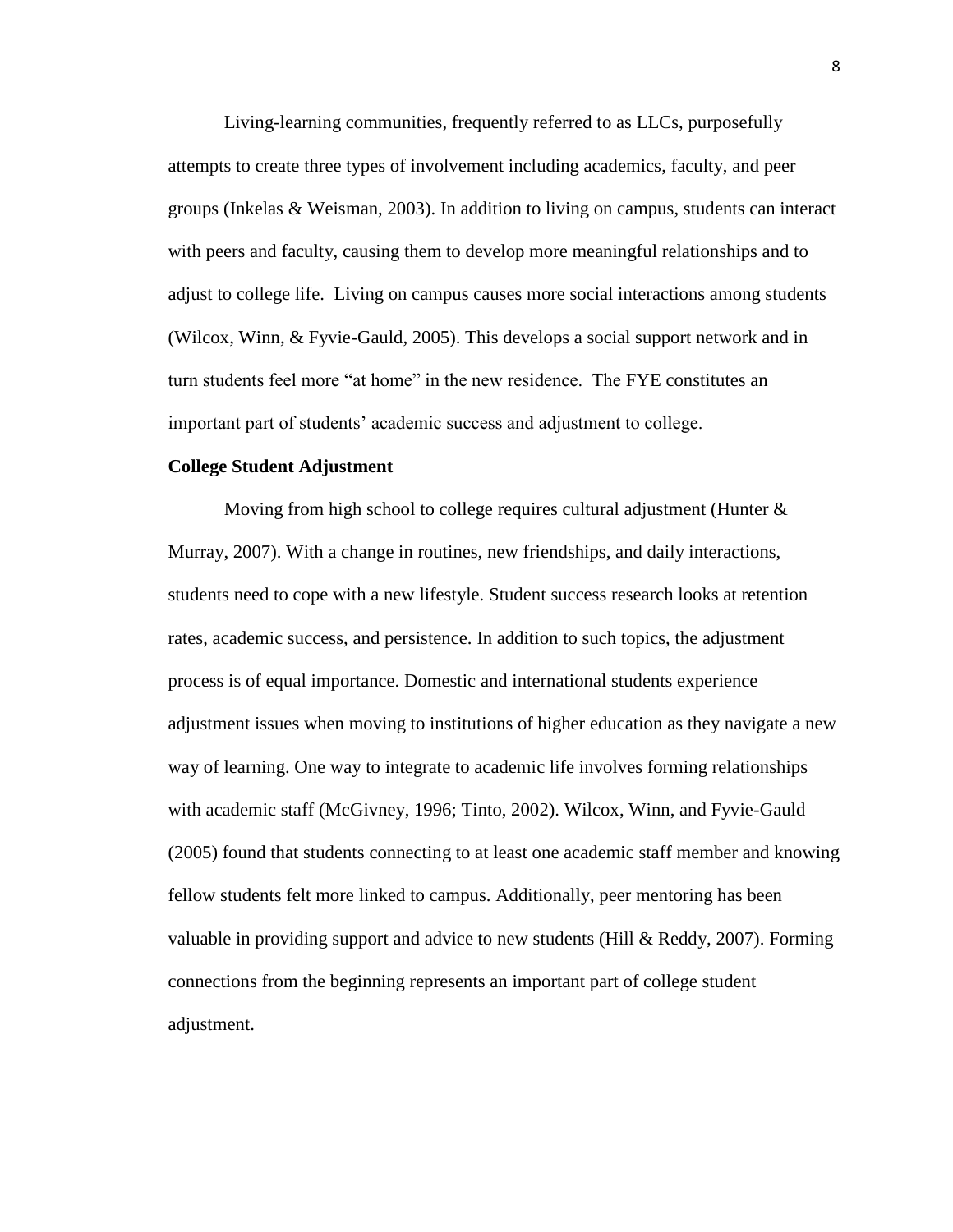Living-learning communities, frequently referred to as LLCs, purposefully attempts to create three types of involvement including academics, faculty, and peer groups (Inkelas & Weisman, 2003). In addition to living on campus, students can interact with peers and faculty, causing them to develop more meaningful relationships and to adjust to college life. Living on campus causes more social interactions among students (Wilcox, Winn, & Fyvie-Gauld, 2005). This develops a social support network and in turn students feel more "at home" in the new residence. The FYE constitutes an important part of students' academic success and adjustment to college.

**College Student Adjustment**

Moving from high school to college requires cultural adjustment (Hunter & Murray, 2007). With a change in routines, new friendships, and daily interactions, students need to cope with a new lifestyle. Student success research looks at retention rates, academic success, and persistence. In addition to such topics, the adjustment process is of equal importance. Domestic and international students experience adjustment issues when moving to institutions of higher education as they navigate a new way of learning. One way to integrate to academic life involves forming relationships with academic staff (McGivney, 1996; Tinto, 2002). Wilcox, Winn, and Fyvie-Gauld (2005) found that students connecting to at least one academic staff member and knowing fellow students felt more linked to campus. Additionally, peer mentoring has been valuable in providing support and advice to new students (Hill & Reddy, 2007). Forming connections from the beginning represents an important part of college student adjustment.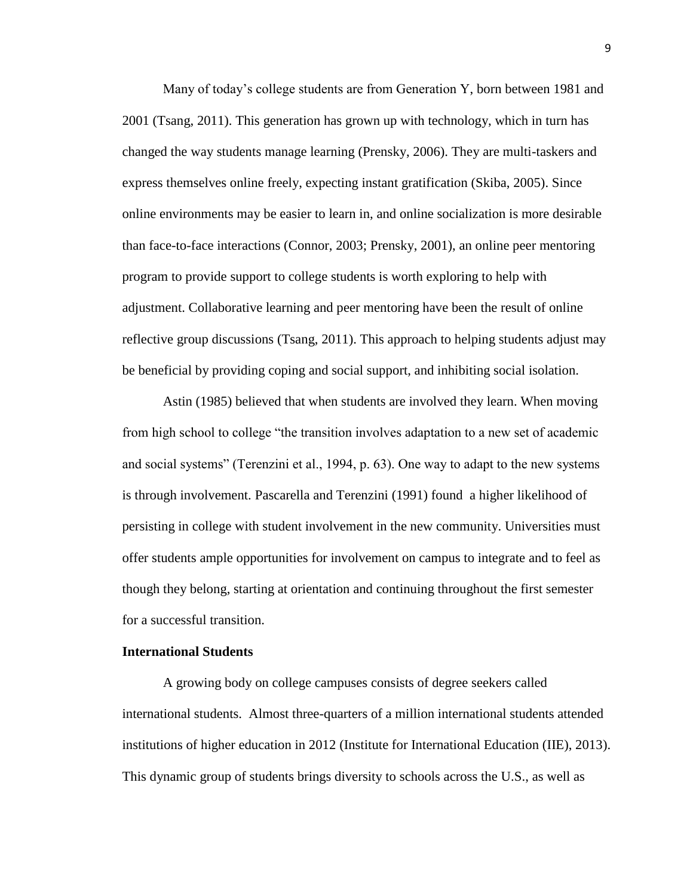Many of today's college students are from Generation Y, born between 1981 and 2001 (Tsang, 2011). This generation has grown up with technology, which in turn has changed the way students manage learning (Prensky, 2006). They are multi-taskers and express themselves online freely, expecting instant gratification (Skiba, 2005). Since online environments may be easier to learn in, and online socialization is more desirable than face-to-face interactions (Connor, 2003; Prensky, 2001), an online peer mentoring program to provide support to college students is worth exploring to help with adjustment. Collaborative learning and peer mentoring have been the result of online reflective group discussions (Tsang, 2011). This approach to helping students adjust may be beneficial by providing coping and social support, and inhibiting social isolation.

Astin (1985) believed that when students are involved they learn. When moving from high school to college "the transition involves adaptation to a new set of academic and social systems" (Terenzini et al., 1994, p. 63). One way to adapt to the new systems is through involvement. Pascarella and Terenzini (1991) found a higher likelihood of persisting in college with student involvement in the new community. Universities must offer students ample opportunities for involvement on campus to integrate and to feel as though they belong, starting at orientation and continuing throughout the first semester for a successful transition.

**International Students**

A growing body on college campuses consists of degree seekers called international students. Almost three-quarters of a million international students attended institutions of higher education in 2012 (Institute for International Education (IIE), 2013). This dynamic group of students brings diversity to schools across the U.S., as well as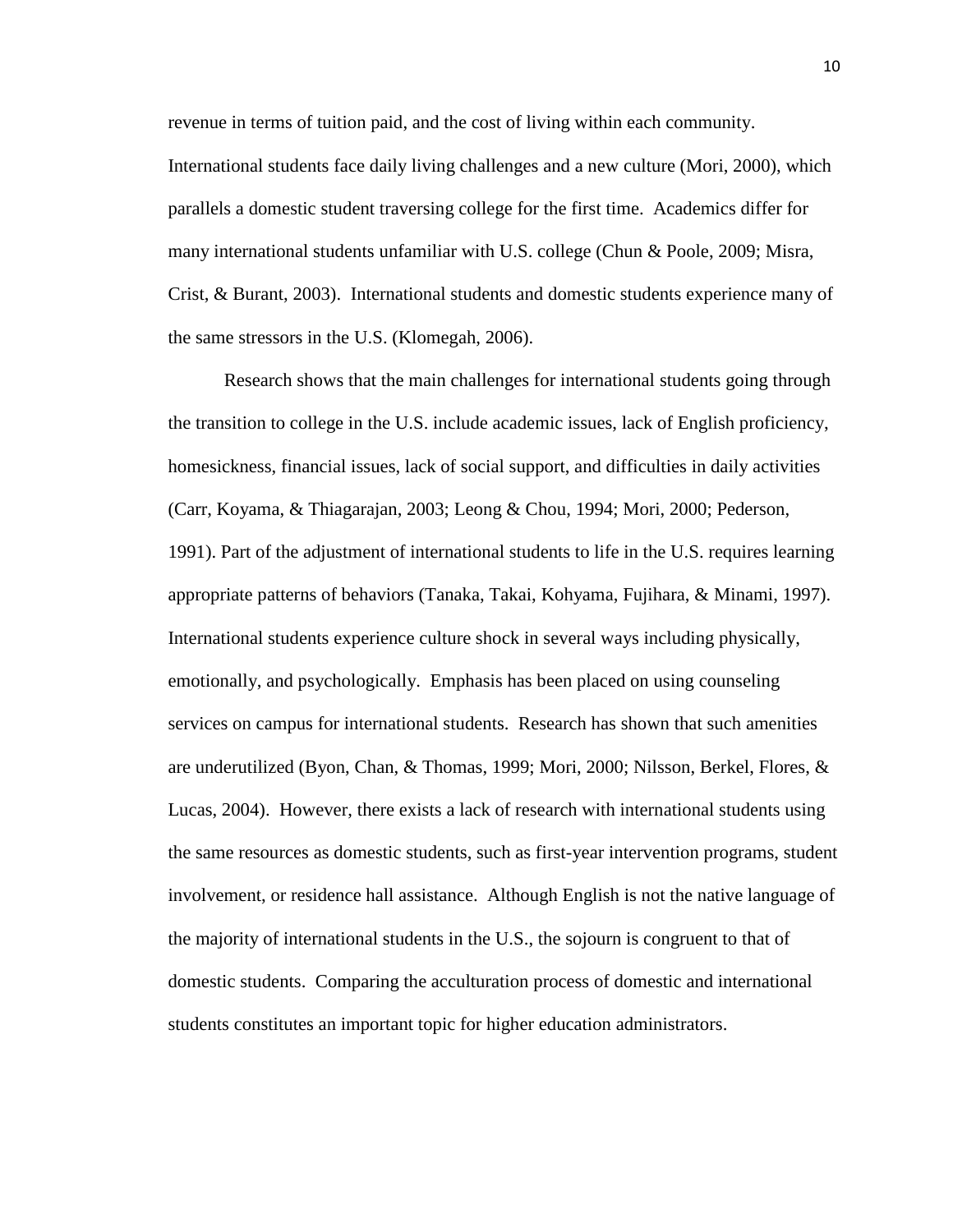revenue in terms of tuition paid, and the cost of living within each community. International students face daily living challenges and a new culture (Mori, 2000), which parallels a domestic student traversing college for the first time. Academics differ for many international students unfamiliar with U.S. college (Chun & Poole, 2009; Misra, Crist, & Burant, 2003). International students and domestic students experience many of the same stressors in the U.S. (Klomegah, 2006).

Research shows that the main challenges for international students going through the transition to college in the U.S. include academic issues, lack of English proficiency, homesickness, financial issues, lack of social support, and difficulties in daily activities (Carr, Koyama, & Thiagarajan, 2003; Leong & Chou, 1994; Mori, 2000; Pederson, 1991). Part of the adjustment of international students to life in the U.S. requires learning appropriate patterns of behaviors (Tanaka, Takai, Kohyama, Fujihara, & Minami, 1997). International students experience culture shock in several ways including physically, emotionally, and psychologically. Emphasis has been placed on using counseling services on campus for international students. Research has shown that such amenities are underutilized (Byon, Chan, & Thomas, 1999; Mori, 2000; Nilsson, Berkel, Flores, & Lucas, 2004). However, there exists a lack of research with international students using the same resources as domestic students, such as first-year intervention programs, student involvement, or residence hall assistance. Although English is not the native language of the majority of international students in the U.S., the sojourn is congruent to that of domestic students. Comparing the acculturation process of domestic and international students constitutes an important topic for higher education administrators.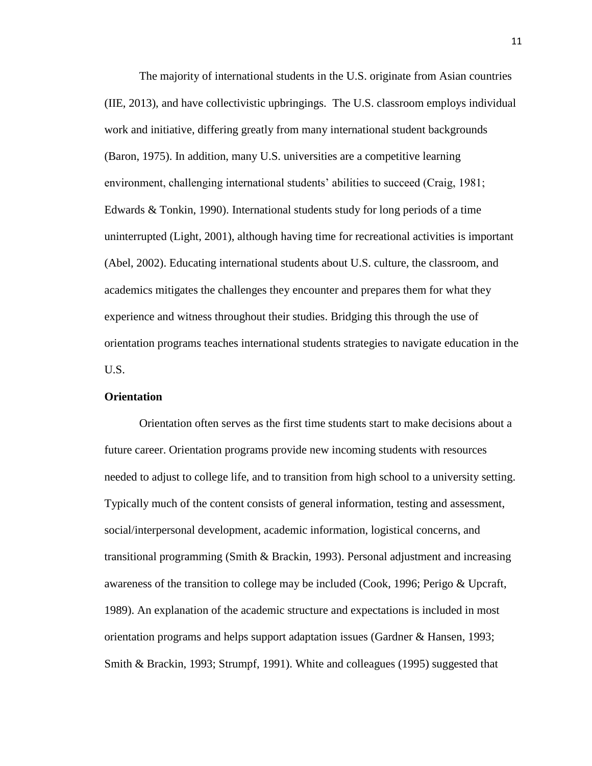The majority of international students in the U.S. originate from Asian countries (IIE, 2013), and have collectivistic upbringings. The U.S. classroom employs individual work and initiative, differing greatly from many international student backgrounds (Baron, 1975). In addition, many U.S. universities are a competitive learning environment, challenging international students' abilities to succeed (Craig, 1981; Edwards & Tonkin, 1990). International students study for long periods of a time uninterrupted (Light, 2001), although having time for recreational activities is important (Abel, 2002). Educating international students about U.S. culture, the classroom, and academics mitigates the challenges they encounter and prepares them for what they experience and witness throughout their studies. Bridging this through the use of orientation programs teaches international students strategies to navigate education in the U.S.

**Orientation**

Orientation often serves as the first time students start to make decisions about a future career. Orientation programs provide new incoming students with resources needed to adjust to college life, and to transition from high school to a university setting. Typically much of the content consists of general information, testing and assessment, social/interpersonal development, academic information, logistical concerns, and transitional programming (Smith & Brackin, 1993). Personal adjustment and increasing awareness of the transition to college may be included (Cook, 1996; Perigo & Upcraft, 1989). An explanation of the academic structure and expectations is included in most orientation programs and helps support adaptation issues (Gardner & Hansen, 1993; Smith & Brackin, 1993; Strumpf, 1991). White and colleagues (1995) suggested that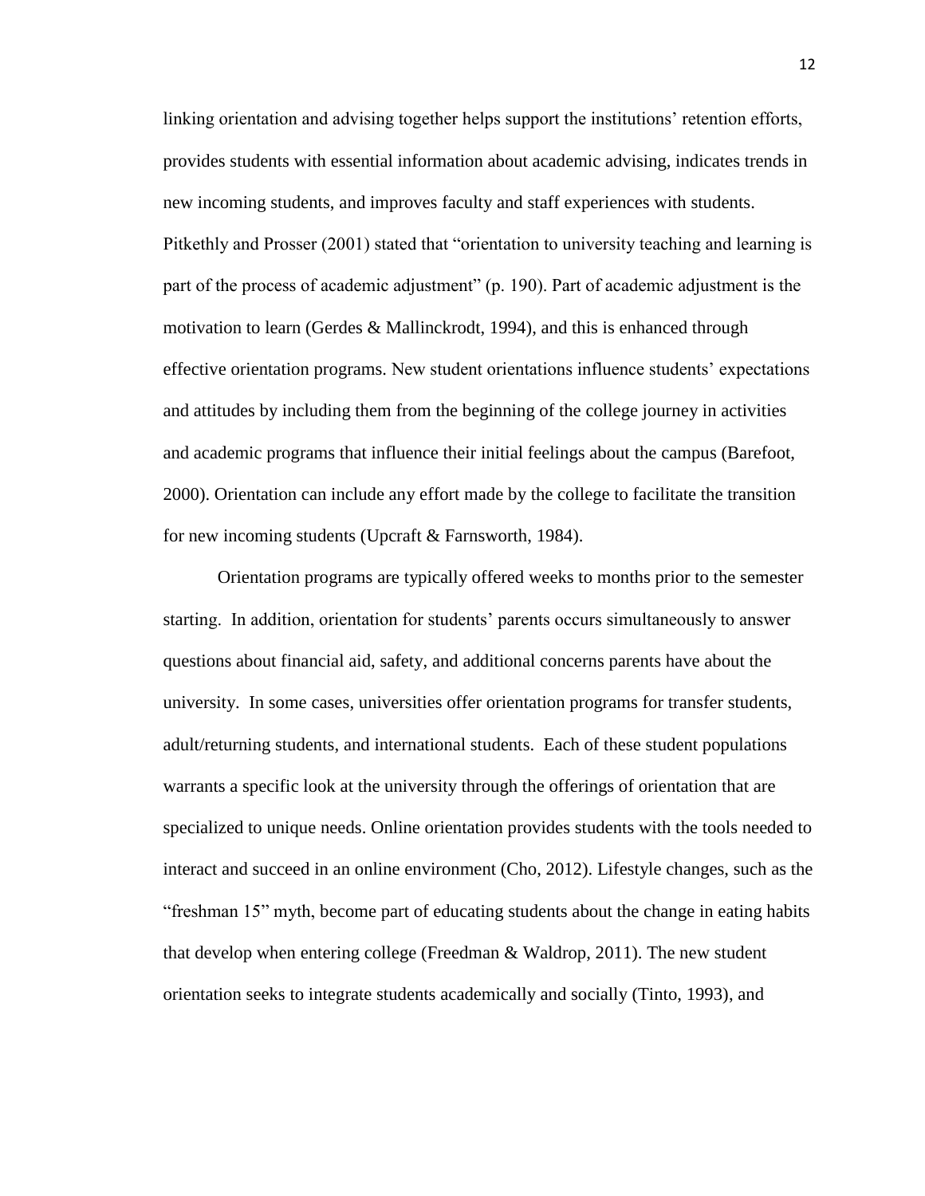linking orientation and advising together helps support the institutions' retention efforts, provides students with essential information about academic advising, indicates trends in new incoming students, and improves faculty and staff experiences with students. Pitkethly and Prosser (2001) stated that "orientation to university teaching and learning is part of the process of academic adjustment" (p. 190). Part of academic adjustment is the motivation to learn (Gerdes & Mallinckrodt, 1994), and this is enhanced through effective orientation programs. New student orientations influence students' expectations and attitudes by including them from the beginning of the college journey in activities and academic programs that influence their initial feelings about the campus (Barefoot, 2000). Orientation can include any effort made by the college to facilitate the transition for new incoming students (Upcraft & Farnsworth, 1984).

Orientation programs are typically offered weeks to months prior to the semester starting. In addition, orientation for students' parents occurs simultaneously to answer questions about financial aid, safety, and additional concerns parents have about the university. In some cases, universities offer orientation programs for transfer students, adult/returning students, and international students. Each of these student populations warrants a specific look at the university through the offerings of orientation that are specialized to unique needs. Online orientation provides students with the tools needed to interact and succeed in an online environment (Cho, 2012). Lifestyle changes, such as the "freshman 15" myth, become part of educating students about the change in eating habits that develop when entering college (Freedman & Waldrop, 2011). The new student orientation seeks to integrate students academically and socially (Tinto, 1993), and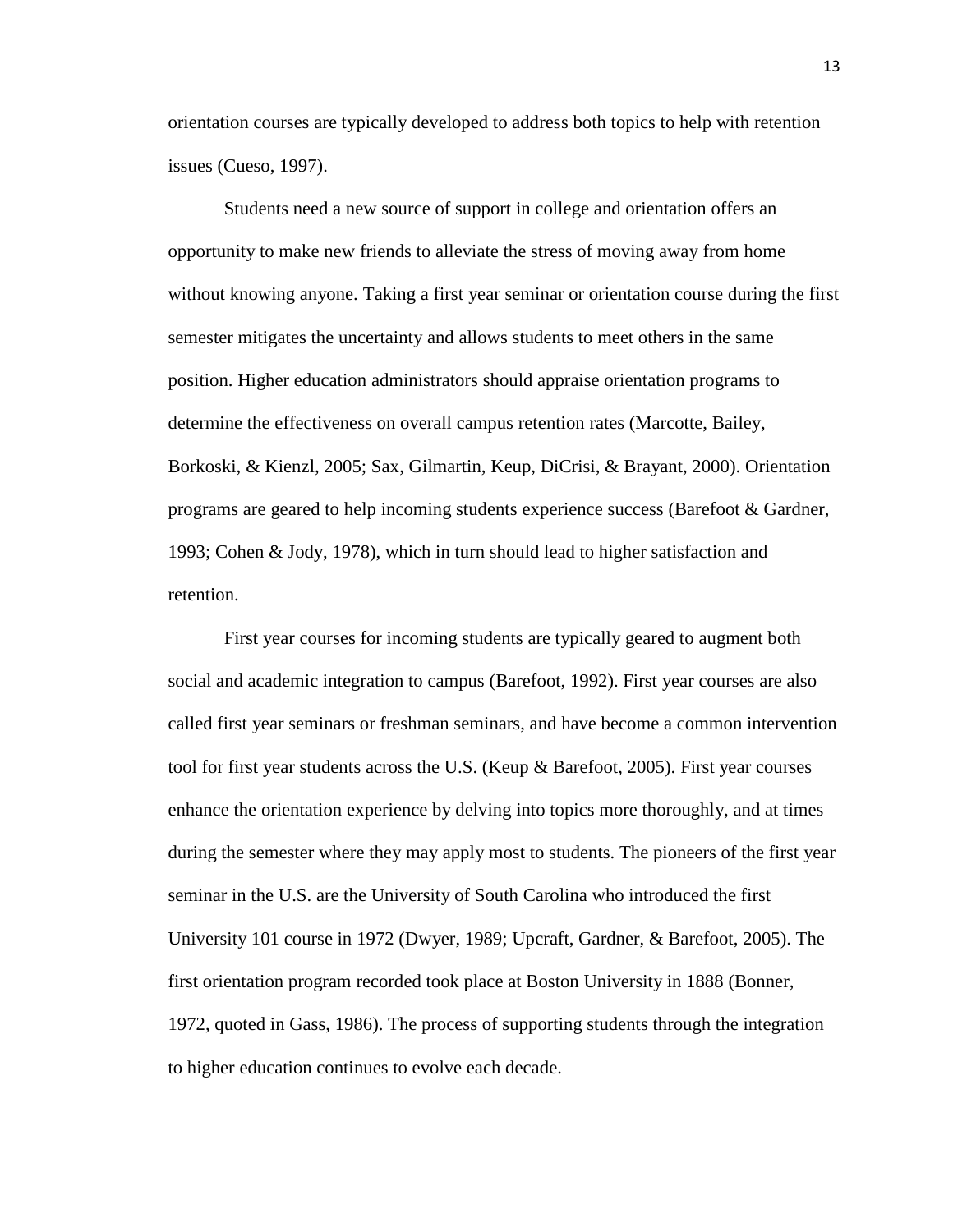orientation courses are typically developed to address both topics to help with retention issues (Cueso, 1997).

Students need a new source of support in college and orientation offers an opportunity to make new friends to alleviate the stress of moving away from home without knowing anyone. Taking a first year seminar or orientation course during the first semester mitigates the uncertainty and allows students to meet others in the same position. Higher education administrators should appraise orientation programs to determine the effectiveness on overall campus retention rates (Marcotte, Bailey, Borkoski, & Kienzl, 2005; Sax, Gilmartin, Keup, DiCrisi, & Brayant, 2000). Orientation programs are geared to help incoming students experience success (Barefoot & Gardner, 1993; Cohen & Jody, 1978), which in turn should lead to higher satisfaction and retention.

First year courses for incoming students are typically geared to augment both social and academic integration to campus (Barefoot, 1992). First year courses are also called first year seminars or freshman seminars, and have become a common intervention tool for first year students across the U.S. (Keup & Barefoot, 2005). First year courses enhance the orientation experience by delving into topics more thoroughly, and at times during the semester where they may apply most to students. The pioneers of the first year seminar in the U.S. are the University of South Carolina who introduced the first University 101 course in 1972 (Dwyer, 1989; Upcraft, Gardner, & Barefoot, 2005). The first orientation program recorded took place at Boston University in 1888 (Bonner, 1972, quoted in Gass, 1986). The process of supporting students through the integration to higher education continues to evolve each decade.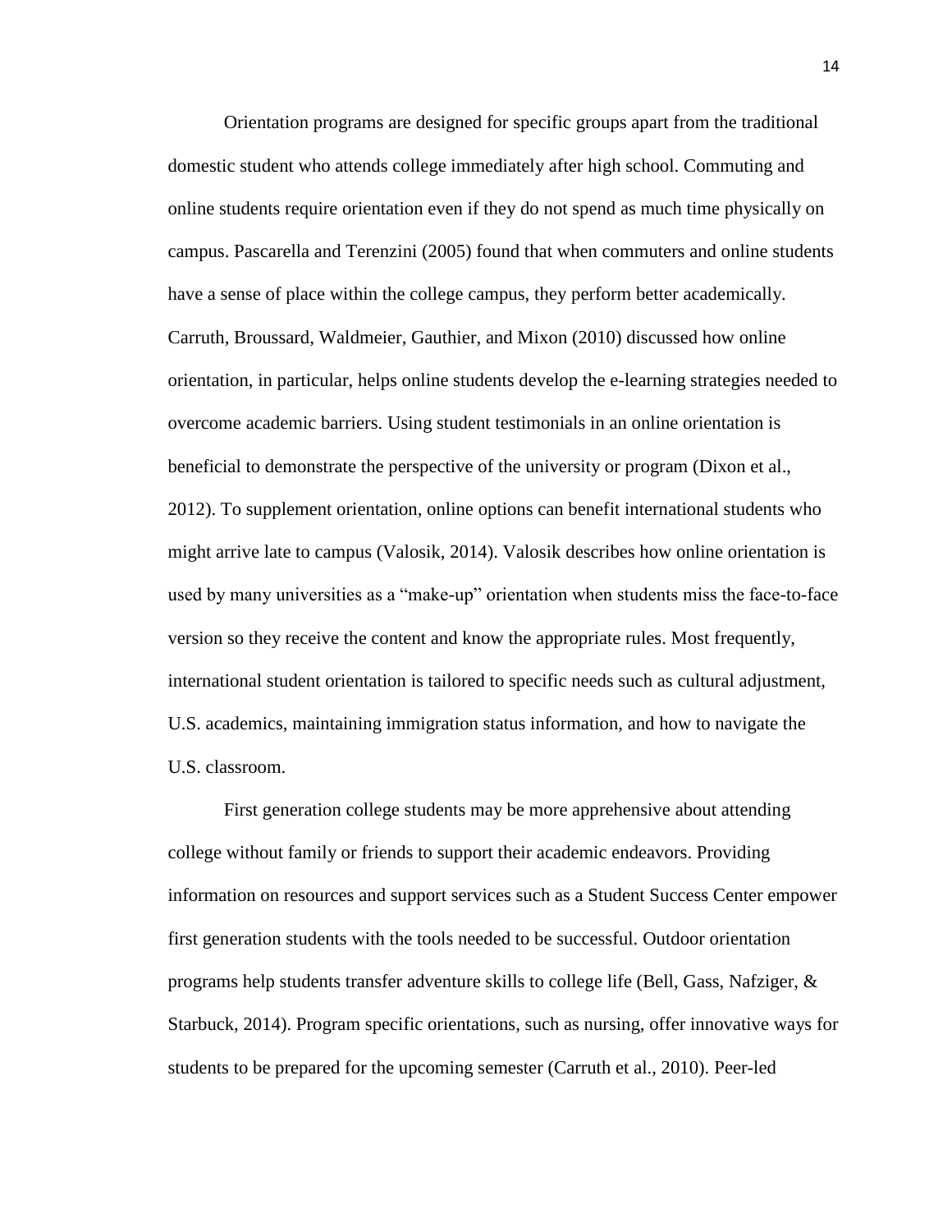Orientation programs are designed for specific groups apart from the traditional domestic student who attends college immediately after high school. Commuting and online students require orientation even if they do not spend as much time physically on campus. Pascarella and Terenzini (2005) found that when commuters and online students have a sense of place within the college campus, they perform better academically. Carruth, Broussard, Waldmeier, Gauthier, and Mixon (2010) discussed how online orientation, in particular, helps online students develop the e-learning strategies needed to overcome academic barriers. Using student testimonials in an online orientation is beneficial to demonstrate the perspective of the university or program (Dixon et al., 2012). To supplement orientation, online options can benefit international students who might arrive late to campus (Valosik, 2014). Valosik describes how online orientation is used by many universities as a "make-up" orientation when students miss the face-to-face version so they receive the content and know the appropriate rules. Most frequently, international student orientation is tailored to specific needs such as cultural adjustment, U.S. academics, maintaining immigration status information, and how to navigate the U.S. classroom.

First generation college students may be more apprehensive about attending college without family or friends to support their academic endeavors. Providing information on resources and support services such as a Student Success Center empower first generation students with the tools needed to be successful. Outdoor orientation programs help students transfer adventure skills to college life (Bell, Gass, Nafziger, & Starbuck, 2014). Program specific orientations, such as nursing, offer innovative ways for students to be prepared for the upcoming semester (Carruth et al., 2010). Peer-led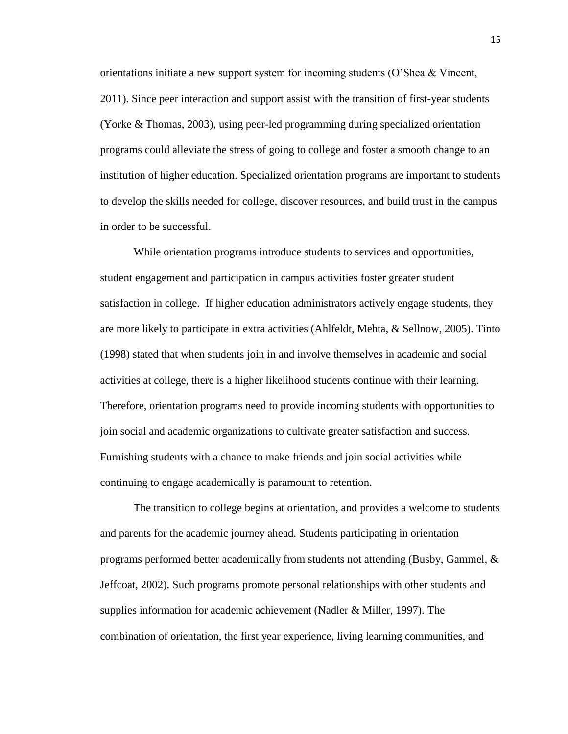orientations initiate a new support system for incoming students (O'Shea & Vincent, 2011). Since peer interaction and support assist with the transition of first-year students (Yorke & Thomas, 2003), using peer-led programming during specialized orientation programs could alleviate the stress of going to college and foster a smooth change to an institution of higher education. Specialized orientation programs are important to students to develop the skills needed for college, discover resources, and build trust in the campus in order to be successful.

While orientation programs introduce students to services and opportunities, student engagement and participation in campus activities foster greater student satisfaction in college. If higher education administrators actively engage students, they are more likely to participate in extra activities (Ahlfeldt, Mehta, & Sellnow, 2005). Tinto (1998) stated that when students join in and involve themselves in academic and social activities at college, there is a higher likelihood students continue with their learning. Therefore, orientation programs need to provide incoming students with opportunities to join social and academic organizations to cultivate greater satisfaction and success. Furnishing students with a chance to make friends and join social activities while continuing to engage academically is paramount to retention.

The transition to college begins at orientation, and provides a welcome to students and parents for the academic journey ahead. Students participating in orientation programs performed better academically from students not attending (Busby, Gammel, & Jeffcoat, 2002). Such programs promote personal relationships with other students and supplies information for academic achievement (Nadler & Miller, 1997). The combination of orientation, the first year experience, living learning communities, and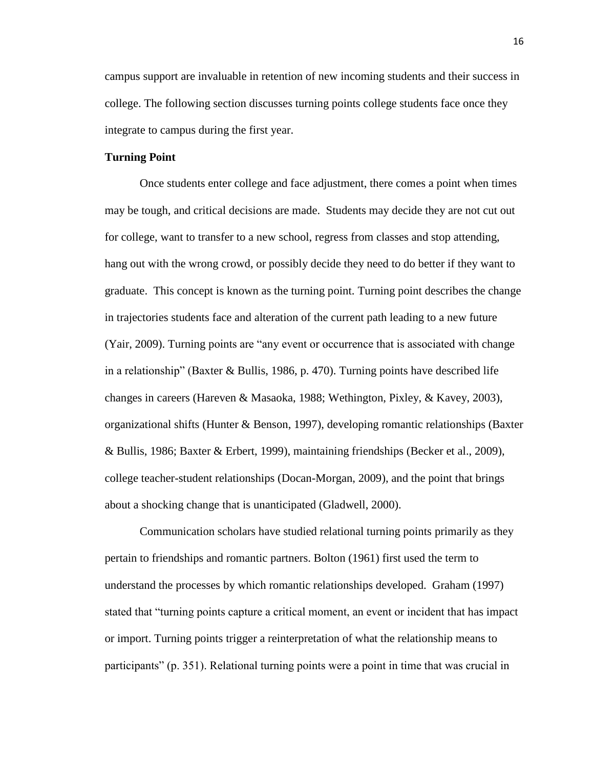campus support are invaluable in retention of new incoming students and their success in college. The following section discusses turning points college students face once they integrate to campus during the first year.

**Turning Point**

Once students enter college and face adjustment, there comes a point when times may be tough, and critical decisions are made. Students may decide they are not cut out for college, want to transfer to a new school, regress from classes and stop attending, hang out with the wrong crowd, or possibly decide they need to do better if they want to graduate. This concept is known as the turning point. Turning point describes the change in trajectories students face and alteration of the current path leading to a new future (Yair, 2009). Turning points are "any event or occurrence that is associated with change in a relationship" (Baxter & Bullis, 1986, p. 470). Turning points have described life changes in careers (Hareven & Masaoka, 1988; Wethington, Pixley, & Kavey, 2003), organizational shifts (Hunter & Benson, 1997), developing romantic relationships (Baxter & Bullis, 1986; Baxter & Erbert, 1999), maintaining friendships (Becker et al., 2009), college teacher-student relationships (Docan-Morgan, 2009), and the point that brings about a shocking change that is unanticipated (Gladwell, 2000).

Communication scholars have studied relational turning points primarily as they pertain to friendships and romantic partners. Bolton (1961) first used the term to understand the processes by which romantic relationships developed. Graham (1997) stated that "turning points capture a critical moment, an event or incident that has impact or import. Turning points trigger a reinterpretation of what the relationship means to participants" (p. 351). Relational turning points were a point in time that was crucial in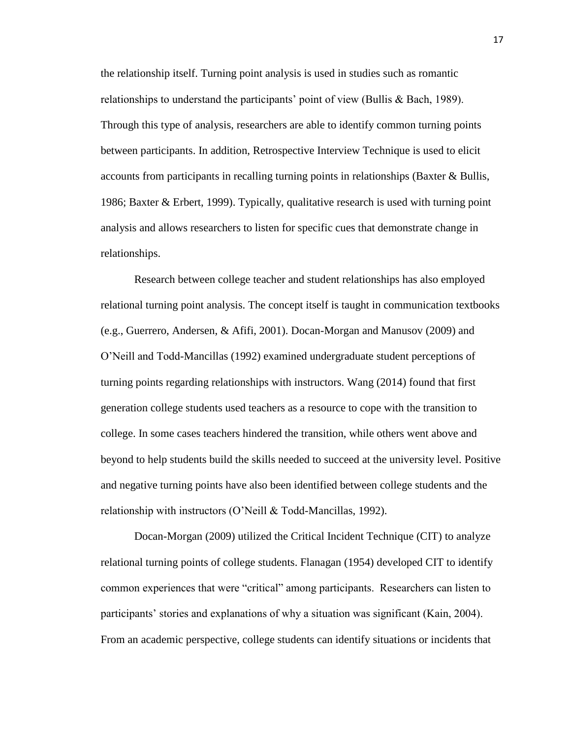the relationship itself. Turning point analysis is used in studies such as romantic relationships to understand the participants' point of view (Bullis & Bach, 1989). Through this type of analysis, researchers are able to identify common turning points between participants. In addition, Retrospective Interview Technique is used to elicit accounts from participants in recalling turning points in relationships (Baxter & Bullis, 1986; Baxter & Erbert, 1999). Typically, qualitative research is used with turning point analysis and allows researchers to listen for specific cues that demonstrate change in relationships.

Research between college teacher and student relationships has also employed relational turning point analysis. The concept itself is taught in communication textbooks (e.g., Guerrero, Andersen, & Afifi, 2001). Docan-Morgan and Manusov (2009) and O'Neill and Todd-Mancillas (1992) examined undergraduate student perceptions of turning points regarding relationships with instructors. Wang (2014) found that first generation college students used teachers as a resource to cope with the transition to college. In some cases teachers hindered the transition, while others went above and beyond to help students build the skills needed to succeed at the university level. Positive and negative turning points have also been identified between college students and the relationship with instructors (O'Neill & Todd-Mancillas, 1992).

Docan-Morgan (2009) utilized the Critical Incident Technique (CIT) to analyze relational turning points of college students. Flanagan (1954) developed CIT to identify common experiences that were "critical" among participants. Researchers can listen to participants' stories and explanations of why a situation was significant (Kain, 2004). From an academic perspective, college students can identify situations or incidents that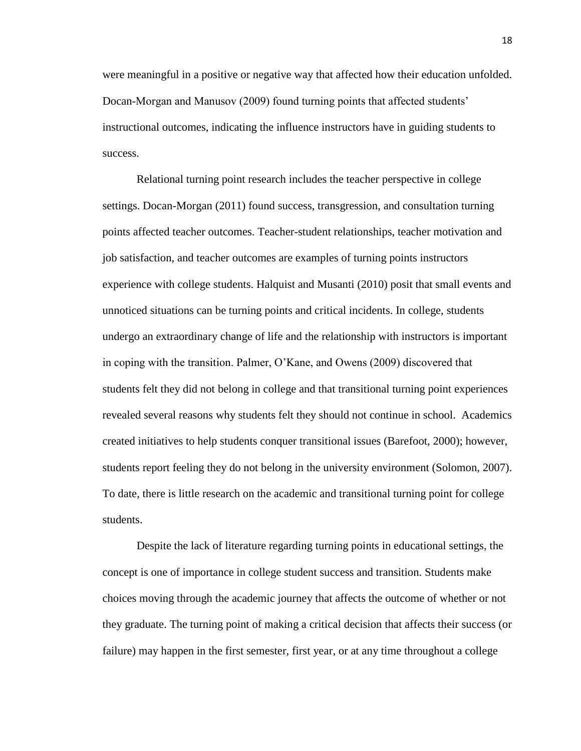were meaningful in a positive or negative way that affected how their education unfolded. Docan-Morgan and Manusov (2009) found turning points that affected students' instructional outcomes, indicating the influence instructors have in guiding students to success.

Relational turning point research includes the teacher perspective in college settings. Docan-Morgan (2011) found success, transgression, and consultation turning points affected teacher outcomes. Teacher-student relationships, teacher motivation and job satisfaction, and teacher outcomes are examples of turning points instructors experience with college students. Halquist and Musanti (2010) posit that small events and unnoticed situations can be turning points and critical incidents. In college, students undergo an extraordinary change of life and the relationship with instructors is important in coping with the transition. Palmer, O'Kane, and Owens (2009) discovered that students felt they did not belong in college and that transitional turning point experiences revealed several reasons why students felt they should not continue in school. Academics created initiatives to help students conquer transitional issues (Barefoot, 2000); however, students report feeling they do not belong in the university environment (Solomon, 2007). To date, there is little research on the academic and transitional turning point for college students.

Despite the lack of literature regarding turning points in educational settings, the concept is one of importance in college student success and transition. Students make choices moving through the academic journey that affects the outcome of whether or not they graduate. The turning point of making a critical decision that affects their success (or failure) may happen in the first semester, first year, or at any time throughout a college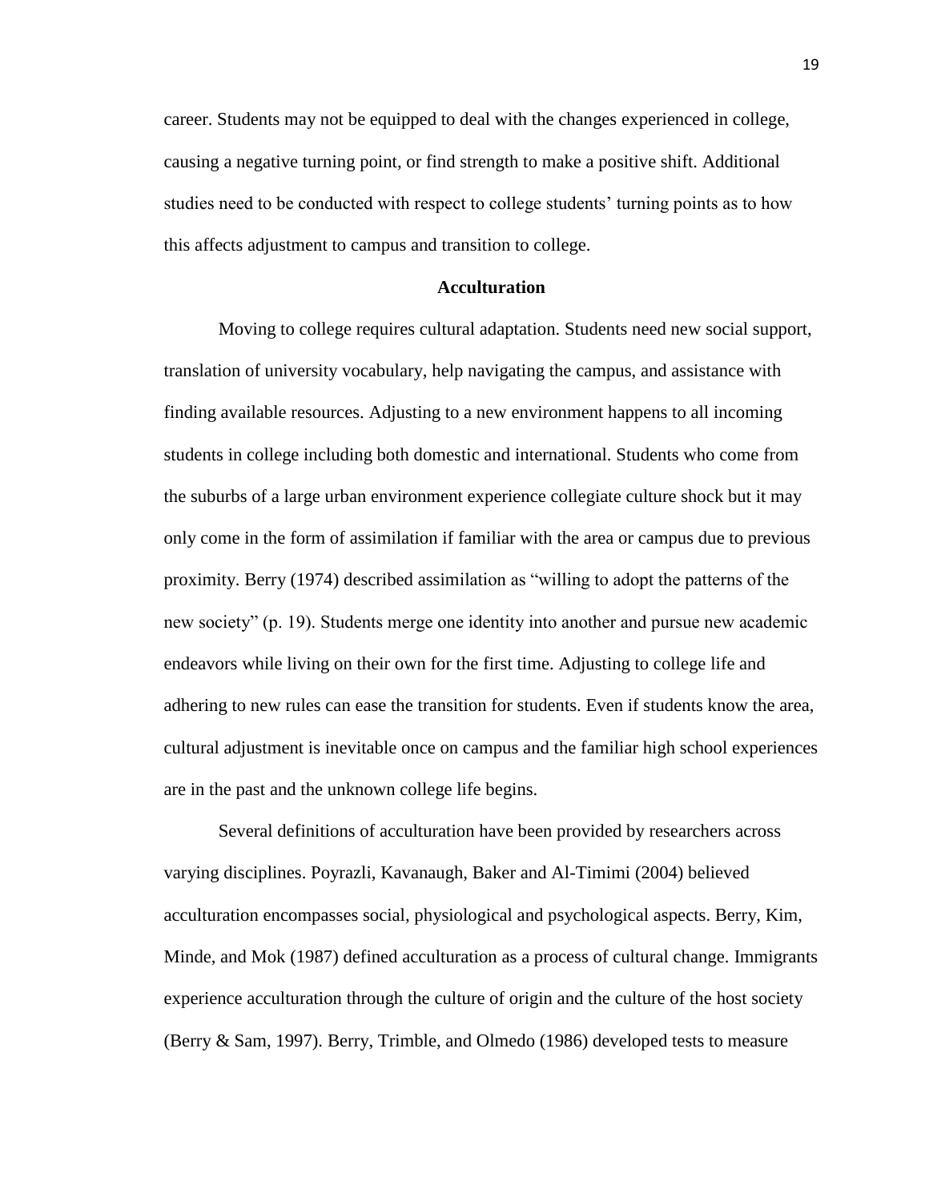career. Students may not be equipped to deal with the changes experienced in college, causing a negative turning point, or find strength to make a positive shift. Additional studies need to be conducted with respect to college students' turning points as to how this affects adjustment to campus and transition to college.

## Acculturation

Moving to college requires cultural adaptation. Students need new social support, translation of university vocabulary, help navigating the campus, and assistance with finding available resources. Adjusting to a new environment happens to all incoming students in college including both domestic and international. Students who come from the suburbs of a large urban environment experience collegiate culture shock but it may only come in the form of assimilation if familiar with the area or campus due to previous proximity. Berry (1974) described assimilation as "willing to adopt the patterns of the new society" (p. 19). Students merge one identity into another and pursue new academic endeavors while living on their own for the first time. Adjusting to college life and adhering to new rules can ease the transition for students. Even if students know the area, cultural adjustment is inevitable once on campus and the familiar high school experiences are in the past and the unknown college life begins.

Several definitions of acculturation have been provided by researchers across varying disciplines. Poyrazli, Kavanaugh, Baker and Al-Timimi (2004) believed acculturation encompasses social, physiological and psychological aspects. Berry, Kim, Minde, and Mok (1987) defined acculturation as a process of cultural change. Immigrants experience acculturation through the culture of origin and the culture of the host society (Berry & Sam, 1997). Berry, Trimble, and Olmedo (1986) developed tests to measure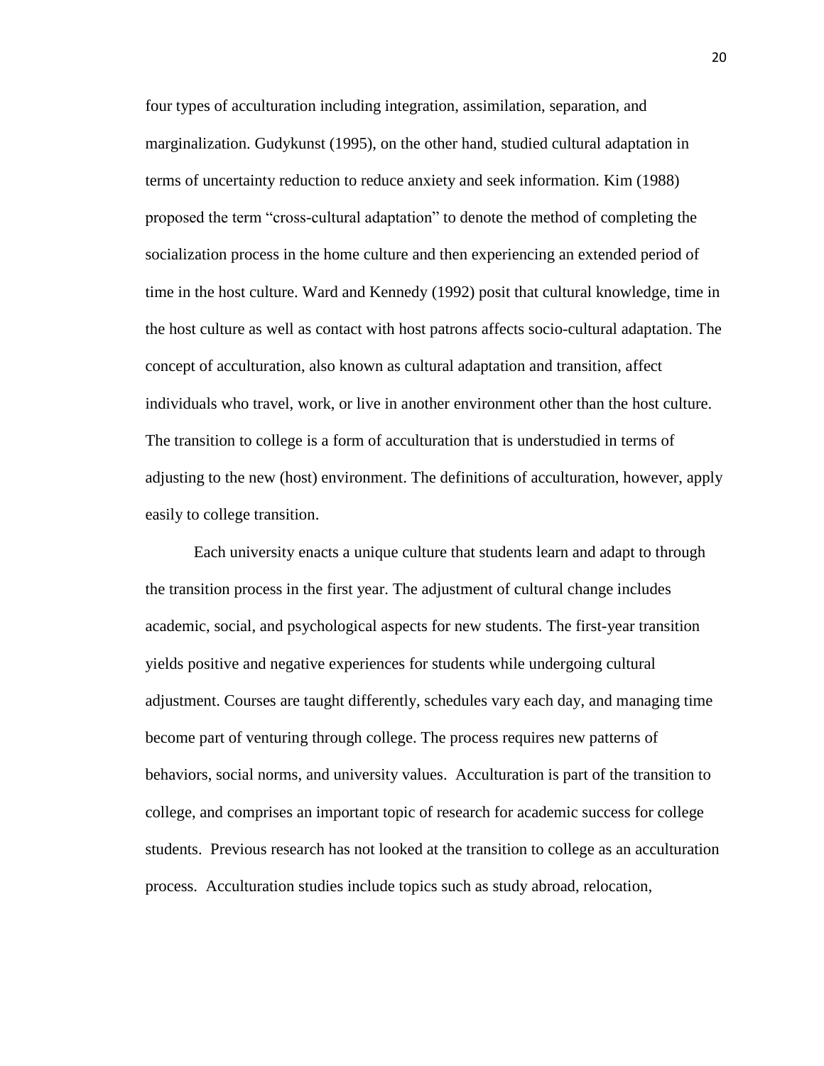four types of acculturation including integration, assimilation, separation, and marginalization. Gudykunst (1995), on the other hand, studied cultural adaptation in terms of uncertainty reduction to reduce anxiety and seek information. Kim (1988) proposed the term "cross-cultural adaptation" to denote the method of completing the socialization process in the home culture and then experiencing an extended period of time in the host culture. Ward and Kennedy (1992) posit that cultural knowledge, time in the host culture as well as contact with host patrons affects socio-cultural adaptation. The concept of acculturation, also known as cultural adaptation and transition, affect individuals who travel, work, or live in another environment other than the host culture. The transition to college is a form of acculturation that is understudied in terms of adjusting to the new (host) environment. The definitions of acculturation, however, apply easily to college transition.

Each university enacts a unique culture that students learn and adapt to through the transition process in the first year. The adjustment of cultural change includes academic, social, and psychological aspects for new students. The first-year transition yields positive and negative experiences for students while undergoing cultural adjustment. Courses are taught differently, schedules vary each day, and managing time become part of venturing through college. The process requires new patterns of behaviors, social norms, and university values. Acculturation is part of the transition to college, and comprises an important topic of research for academic success for college students. Previous research has not looked at the transition to college as an acculturation process. Acculturation studies include topics such as study abroad, relocation,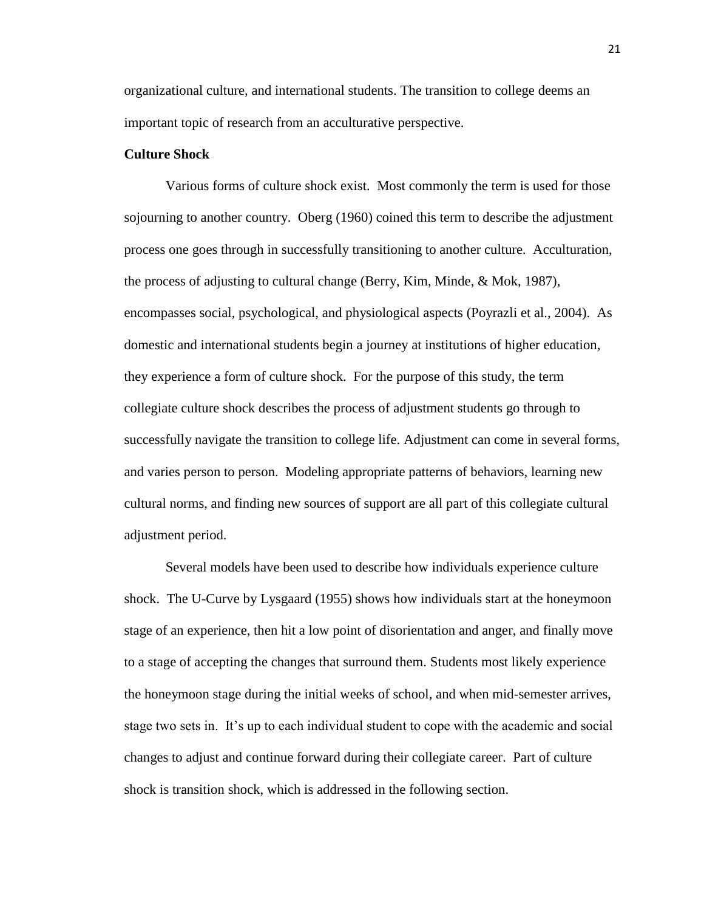organizational culture, and international students. The transition to college deems an important topic of research from an acculturative perspective.

## Culture Shock

Various forms of culture shock exist. Most commonly the term is used for those sojourning to another country. Oberg (1960) coined this term to describe the adjustment process one goes through in successfully transitioning to another culture. Acculturation, the process of adjusting to cultural change (Berry, Kim, Minde, & Mok, 1987), encompasses social, psychological, and physiological aspects (Poyrazli et al., 2004). As domestic and international students begin a journey at institutions of higher education, they experience a form of culture shock. For the purpose of this study, the term collegiate culture shock describes the process of adjustment students go through to successfully navigate the transition to college life. Adjustment can come in several forms, and varies person to person. Modeling appropriate patterns of behaviors, learning new cultural norms, and finding new sources of support are all part of this collegiate cultural adjustment period.

Several models have been used to describe how individuals experience culture shock. The U-Curve by Lysgaard (1955) shows how individuals start at the honeymoon stage of an experience, then hit a low point of disorientation and anger, and finally move to a stage of accepting the changes that surround them. Students most likely experience the honeymoon stage during the initial weeks of school, and when mid-semester arrives, stage two sets in. It's up to each individual student to cope with the academic and social changes to adjust and continue forward during their collegiate career. Part of culture shock is transition shock, which is addressed in the following section.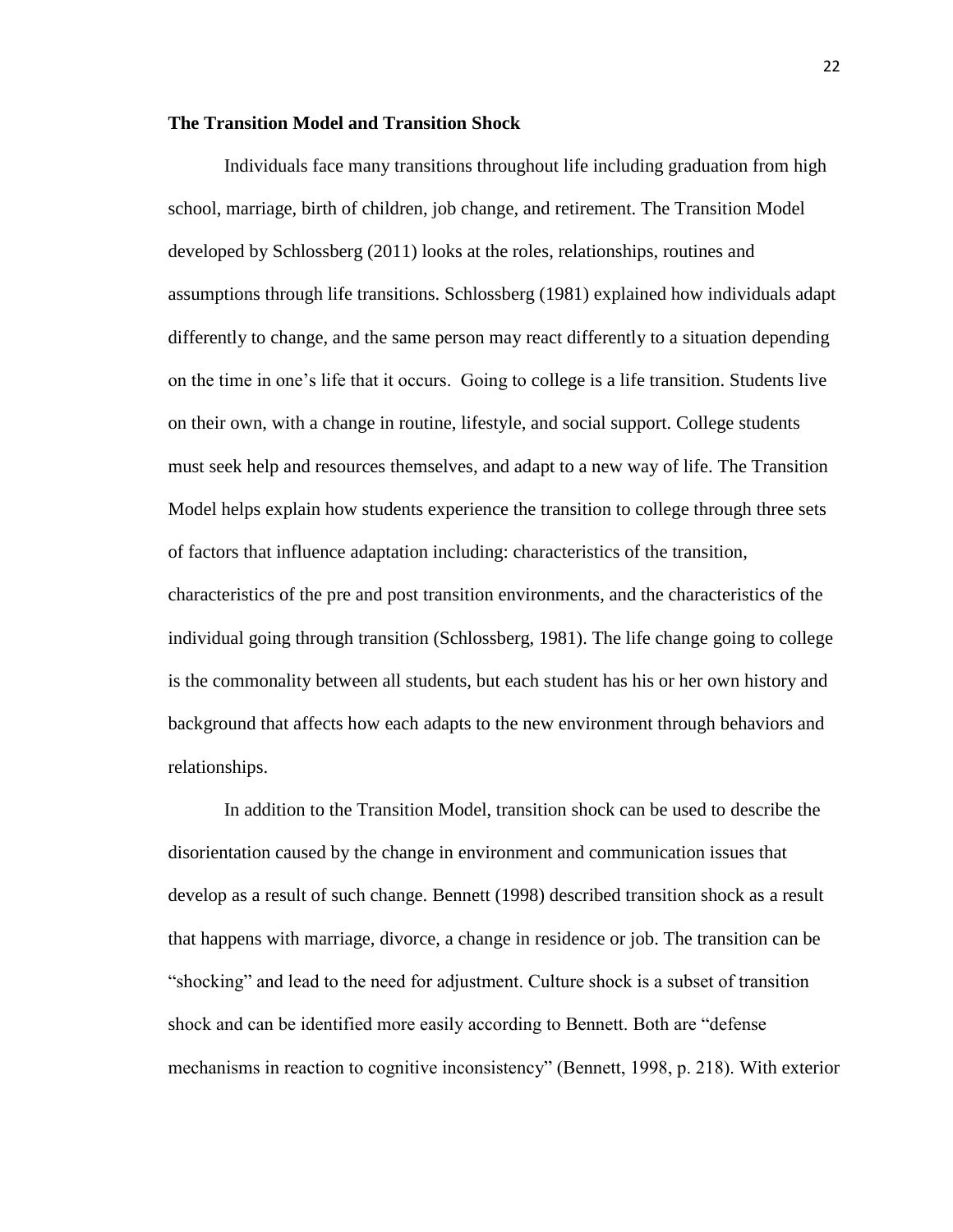**The Transition Model and Transition Shock**

Individuals face many transitions throughout life including graduation from high school, marriage, birth of children, job change, and retirement. The Transition Model developed by Schlossberg (2011) looks at the roles, relationships, routines and assumptions through life transitions. Schlossberg (1981) explained how individuals adapt differently to change, and the same person may react differently to a situation depending on the time in one's life that it occurs. Going to college is a life transition. Students live on their own, with a change in routine, lifestyle, and social support. College students must seek help and resources themselves, and adapt to a new way of life. The Transition Model helps explain how students experience the transition to college through three sets of factors that influence adaptation including: characteristics of the transition, characteristics of the pre and post transition environments, and the characteristics of the individual going through transition (Schlossberg, 1981). The life change going to college is the commonality between all students, but each student has his or her own history and background that affects how each adapts to the new environment through behaviors and relationships.

In addition to the Transition Model, transition shock can be used to describe the disorientation caused by the change in environment and communication issues that develop as a result of such change. Bennett (1998) described transition shock as a result that happens with marriage, divorce, a change in residence or job. The transition can be "shocking" and lead to the need for adjustment. Culture shock is a subset of transition shock and can be identified more easily according to Bennett. Both are "defense mechanisms in reaction to cognitive inconsistency" (Bennett, 1998, p. 218). With exterior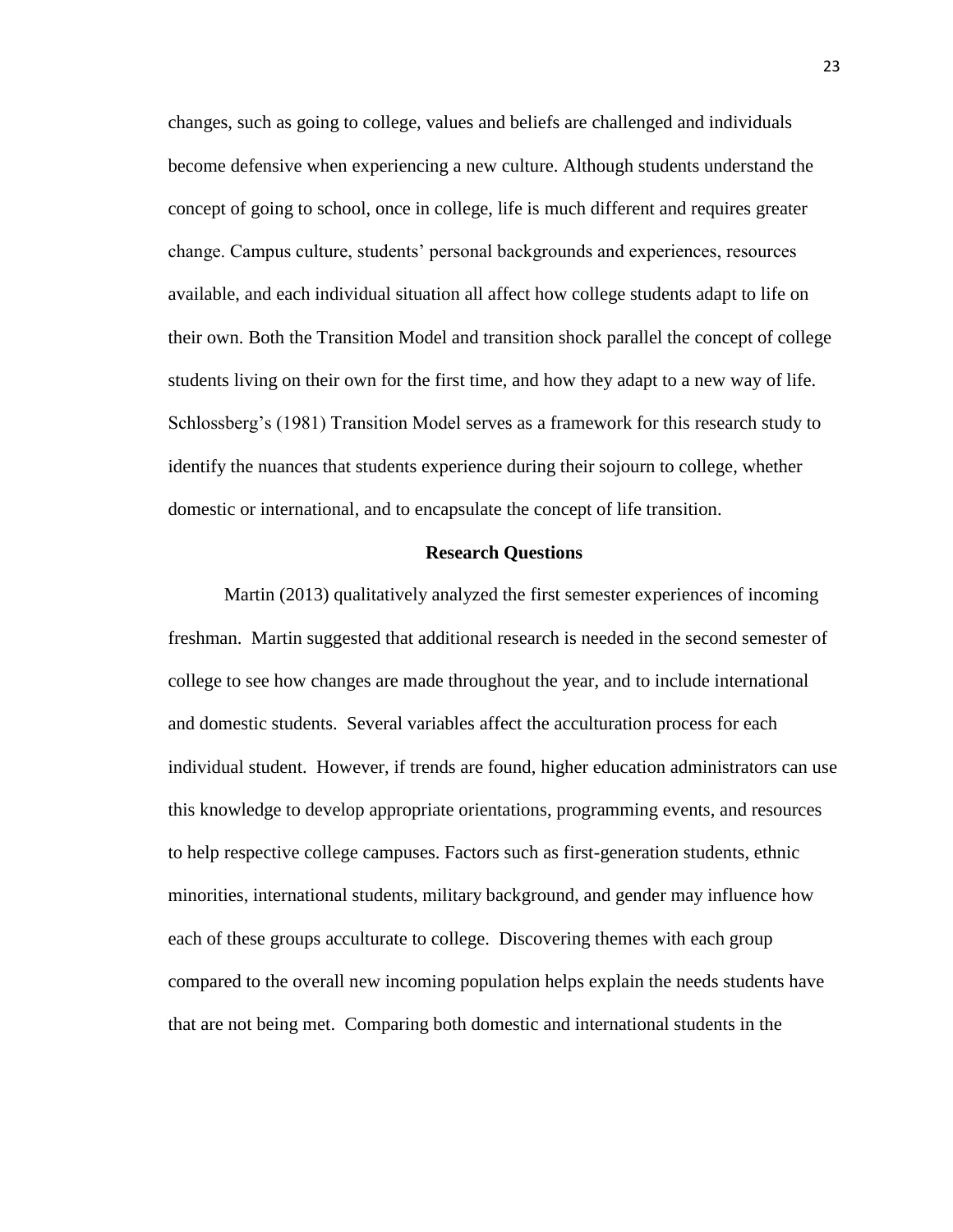changes, such as going to college, values and beliefs are challenged and individuals become defensive when experiencing a new culture. Although students understand the concept of going to school, once in college, life is much different and requires greater change. Campus culture, students' personal backgrounds and experiences, resources available, and each individual situation all affect how college students adapt to life on their own. Both the Transition Model and transition shock parallel the concept of college students living on their own for the first time, and how they adapt to a new way of life. Schlossberg's (1981) Transition Model serves as a framework for this research study to identify the nuances that students experience during their sojourn to college, whether domestic or international, and to encapsulate the concept of life transition.

## Research Questions

Martin (2013) qualitatively analyzed the first semester experiences of incoming freshman. Martin suggested that additional research is needed in the second semester of college to see how changes are made throughout the year, and to include international and domestic students. Several variables affect the acculturation process for each individual student. However, if trends are found, higher education administrators can use this knowledge to develop appropriate orientations, programming events, and resources to help respective college campuses. Factors such as first-generation students, ethnic minorities, international students, military background, and gender may influence how each of these groups acculturate to college. Discovering themes with each group compared to the overall new incoming population helps explain the needs students have that are not being met. Comparing both domestic and international students in the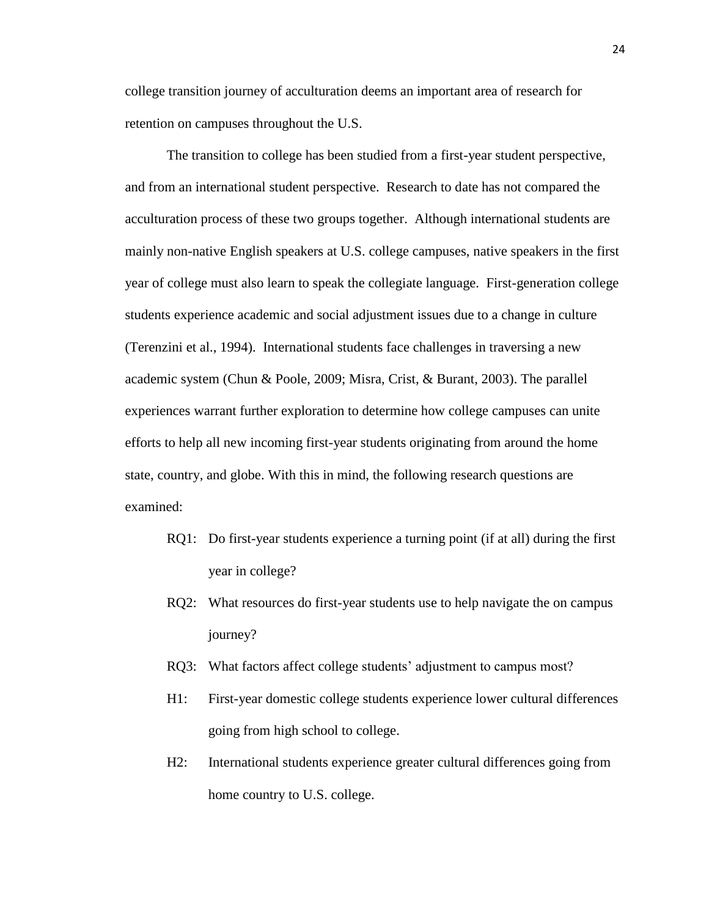college transition journey of acculturation deems an important area of research for retention on campuses throughout the U.S.

The transition to college has been studied from a first-year student perspective, and from an international student perspective. Research to date has not compared the acculturation process of these two groups together. Although international students are mainly non-native English speakers at U.S. college campuses, native speakers in the first year of college must also learn to speak the collegiate language. First-generation college students experience academic and social adjustment issues due to a change in culture (Terenzini et al., 1994). International students face challenges in traversing a new academic system (Chun & Poole, 2009; Misra, Crist, & Burant, 2003). The parallel experiences warrant further exploration to determine how college campuses can unite efforts to help all new incoming first-year students originating from around the home state, country, and globe. With this in mind, the following research questions are examined:

- RQ1: Do first-year students experience a turning point (if at all) during the first year in college?
- RQ2: What resources do first-year students use to help navigate the on campus journey?
- RQ3: What factors affect college students' adjustment to campus most?
- H1: First-year domestic college students experience lower cultural differences going from high school to college.
- H2: International students experience greater cultural differences going from home country to U.S. college.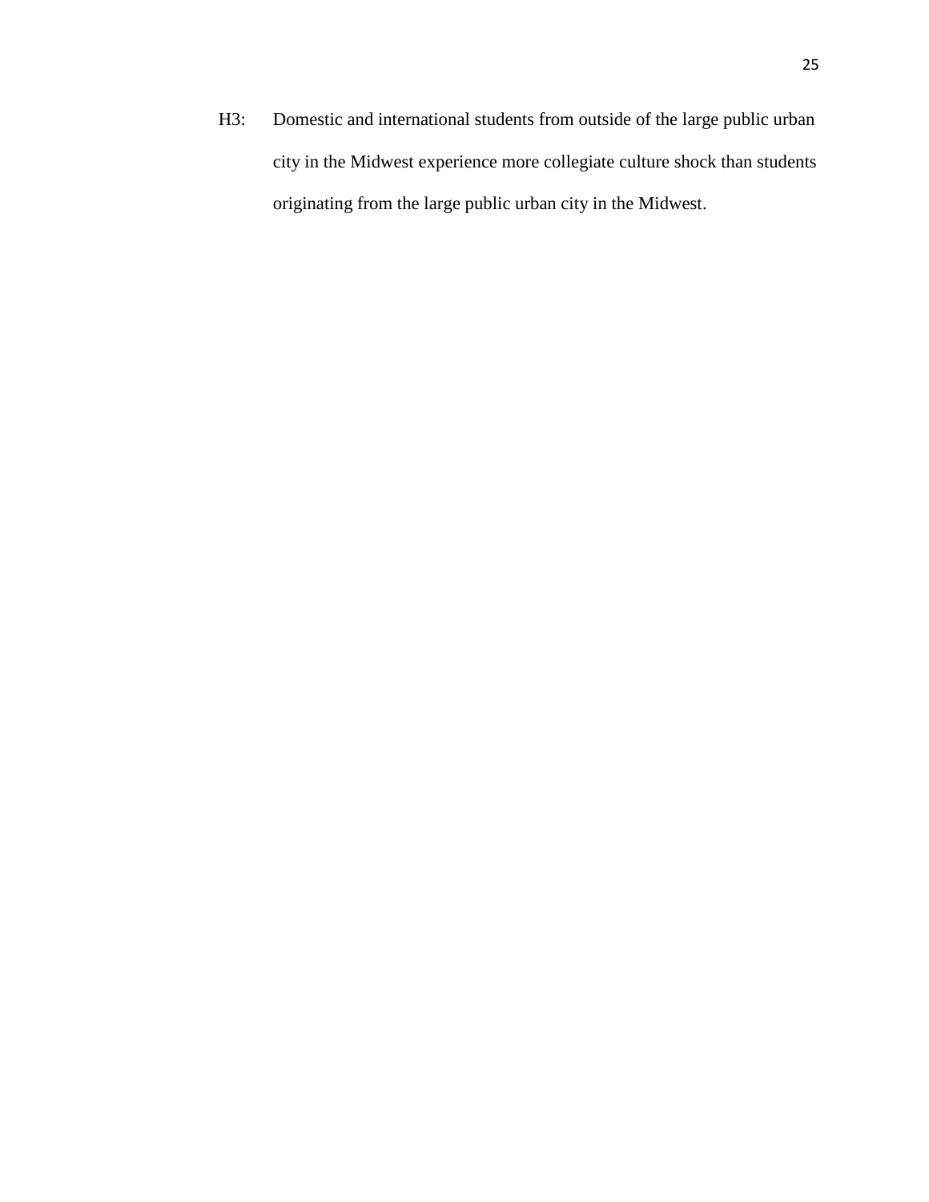H3: Domestic and international students from outside of the large public urban city in the Midwest experience more collegiate culture shock than students originating from the large public urban city in the Midwest.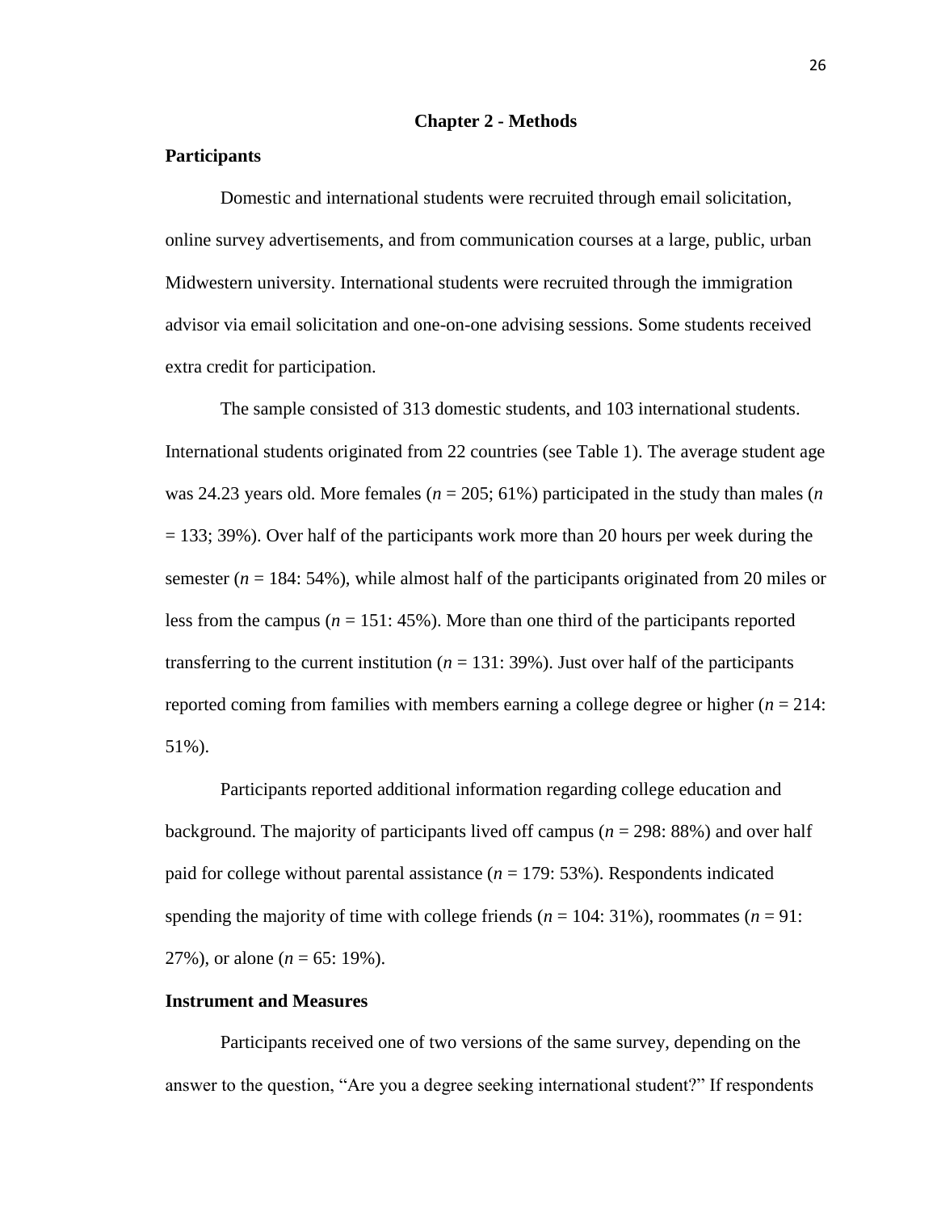# Chapter 2 - Methods

## Participants

Domestic and international students were recruited through email solicitation, online survey advertisements, and from communication courses at a large, public, urban Midwestern university. International students were recruited through the immigration advisor via email solicitation and one-on-one advising sessions. Some students received extra credit for participation.

The sample consisted of 313 domestic students, and 103 international students. International students originated from 22 countries (see Table 1). The average student age was 24.23 years old. More females ($n$ = 205; 61%) participated in the study than males ($n$ = 133; 39%). Over half of the participants work more than 20 hours per week during the semester ($n$ = 184: 54%), while almost half of the participants originated from 20 miles or less from the campus ($n$ = 151: 45%). More than one third of the participants reported transferring to the current institution ($n$ = 131: 39%). Just over half of the participants reported coming from families with members earning a college degree or higher ($n$ = 214: 51%).

Participants reported additional information regarding college education and background. The majority of participants lived off campus ($n$ = 298: 88%) and over half paid for college without parental assistance ($n$ = 179: 53%). Respondents indicated spending the majority of time with college friends ($n$ = 104: 31%), roommates ($n$ = 91: 27%), or alone ($n$ = 65: 19%).

## Instrument and Measures

Participants received one of two versions of the same survey, depending on the answer to the question, "Are you a degree seeking international student?" If respondents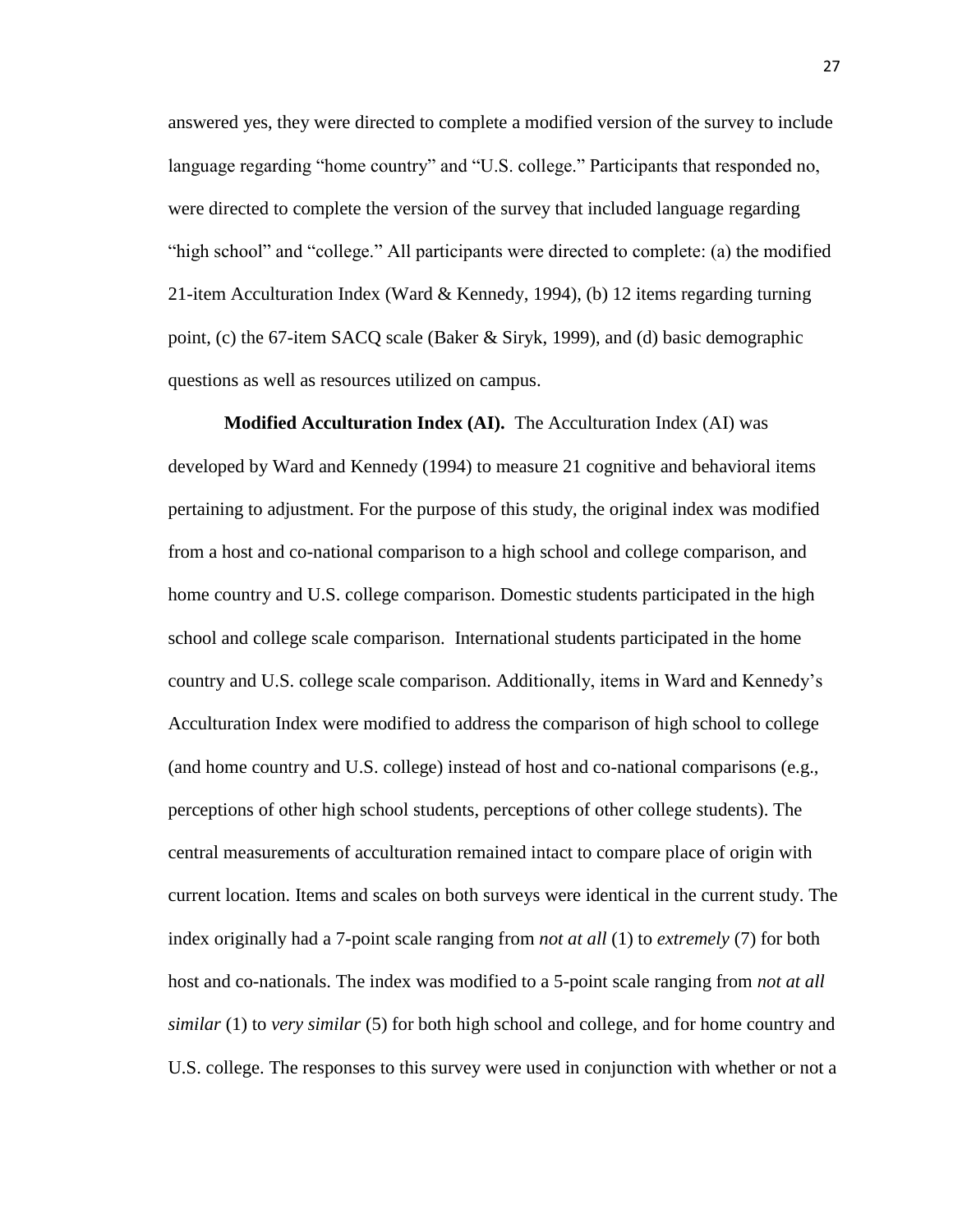answered yes, they were directed to complete a modified version of the survey to include language regarding "home country" and "U.S. college." Participants that responded no, were directed to complete the version of the survey that included language regarding "high school" and "college." All participants were directed to complete: (a) the modified 21-item Acculturation Index (Ward & Kennedy, 1994), (b) 12 items regarding turning point, (c) the 67-item SACQ scale (Baker & Siryk, 1999), and (d) basic demographic questions as well as resources utilized on campus.

**Modified Acculturation Index (AI).** The Acculturation Index (AI) was developed by Ward and Kennedy (1994) to measure 21 cognitive and behavioral items pertaining to adjustment. For the purpose of this study, the original index was modified from a host and co-national comparison to a high school and college comparison, and home country and U.S. college comparison. Domestic students participated in the high school and college scale comparison. International students participated in the home country and U.S. college scale comparison. Additionally, items in Ward and Kennedy's Acculturation Index were modified to address the comparison of high school to college (and home country and U.S. college) instead of host and co-national comparisons (e.g., perceptions of other high school students, perceptions of other college students). The central measurements of acculturation remained intact to compare place of origin with current location. Items and scales on both surveys were identical in the current study. The index originally had a 7-point scale ranging from *not at all* (1) to *extremely* (7) for both host and co-nationals. The index was modified to a 5-point scale ranging from *not at all similar* (1) to *very similar* (5) for both high school and college, and for home country and U.S. college. The responses to this survey were used in conjunction with whether or not a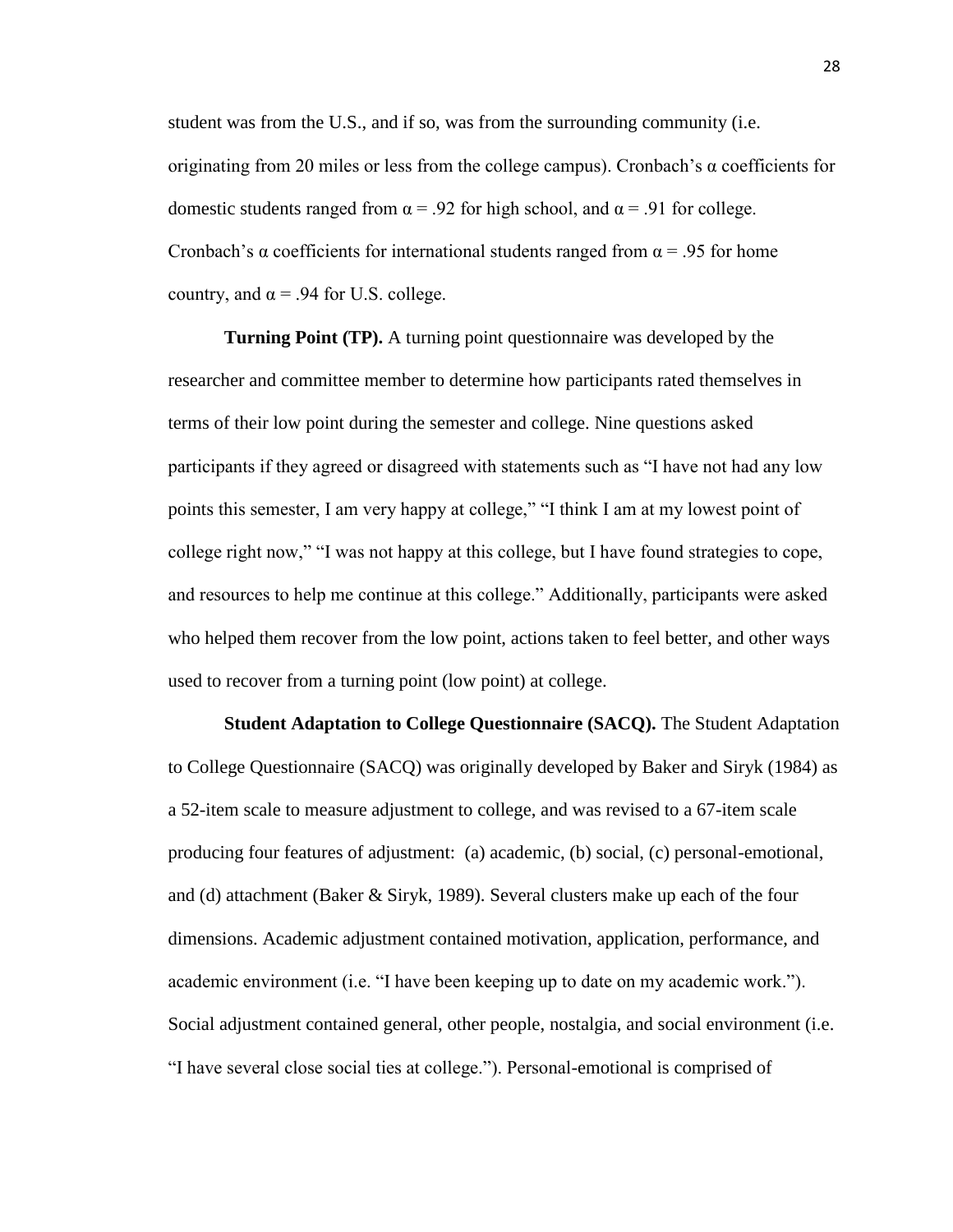student was from the U.S., and if so, was from the surrounding community (i.e. originating from 20 miles or less from the college campus). Cronbach's $\alpha$ coefficients for domestic students ranged from $\alpha = .92$ for high school, and $\alpha = .91$ for college. Cronbach's $\alpha$ coefficients for international students ranged from $\alpha = .95$ for home country, and $\alpha = .94$ for U.S. college.

**Turning Point (TP).** A turning point questionnaire was developed by the researcher and committee member to determine how participants rated themselves in terms of their low point during the semester and college. Nine questions asked participants if they agreed or disagreed with statements such as "I have not had any low points this semester, I am very happy at college," "I think I am at my lowest point of college right now," "I was not happy at this college, but I have found strategies to cope, and resources to help me continue at this college." Additionally, participants were asked who helped them recover from the low point, actions taken to feel better, and other ways used to recover from a turning point (low point) at college.

**Student Adaptation to College Questionnaire (SACQ).** The Student Adaptation to College Questionnaire (SACQ) was originally developed by Baker and Siryk (1984) as a 52-item scale to measure adjustment to college, and was revised to a 67-item scale producing four features of adjustment: (a) academic, (b) social, (c) personal-emotional, and (d) attachment (Baker & Siryk, 1989). Several clusters make up each of the four dimensions. Academic adjustment contained motivation, application, performance, and academic environment (i.e. "I have been keeping up to date on my academic work."). Social adjustment contained general, other people, nostalgia, and social environment (i.e. "I have several close social ties at college."). Personal-emotional is comprised of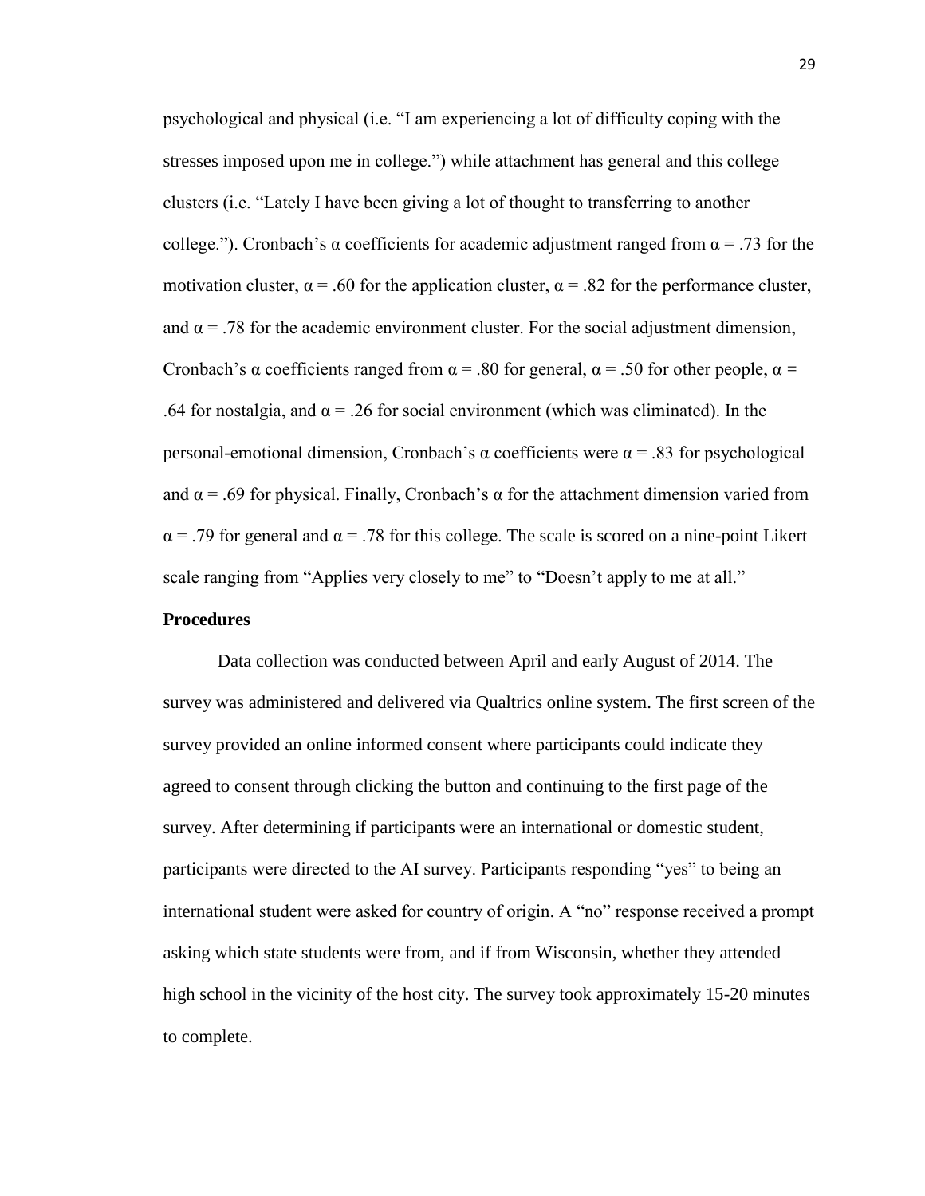psychological and physical (i.e. “I am experiencing a lot of difficulty coping with the stresses imposed upon me in college.”) while attachment has general and this college clusters (i.e. “Lately I have been giving a lot of thought to transferring to another college.”). Cronbach’s $\alpha$ coefficients for academic adjustment ranged from $\alpha = .73$ for the motivation cluster, $\alpha = .60$ for the application cluster, $\alpha = .82$ for the performance cluster, and $\alpha = .78$ for the academic environment cluster. For the social adjustment dimension, Cronbach’s $\alpha$ coefficients ranged from $\alpha = .80$ for general, $\alpha = .50$ for other people, $\alpha = .64$ for nostalgia, and $\alpha = .26$ for social environment (which was eliminated). In the personal-emotional dimension, Cronbach’s $\alpha$ coefficients were $\alpha = .83$ for psychological and $\alpha = .69$ for physical. Finally, Cronbach’s $\alpha$ for the attachment dimension varied from $\alpha = .79$ for general and $\alpha = .78$ for this college. The scale is scored on a nine-point Likert scale ranging from “Applies very closely to me” to “Doesn’t apply to me at all.”

**Procedures**

Data collection was conducted between April and early August of 2014. The survey was administered and delivered via Qualtrics online system. The first screen of the survey provided an online informed consent where participants could indicate they agreed to consent through clicking the button and continuing to the first page of the survey. After determining if participants were an international or domestic student, participants were directed to the AI survey. Participants responding “yes” to being an international student were asked for country of origin. A “no” response received a prompt asking which state students were from, and if from Wisconsin, whether they attended high school in the vicinity of the host city. The survey took approximately 15-20 minutes to complete.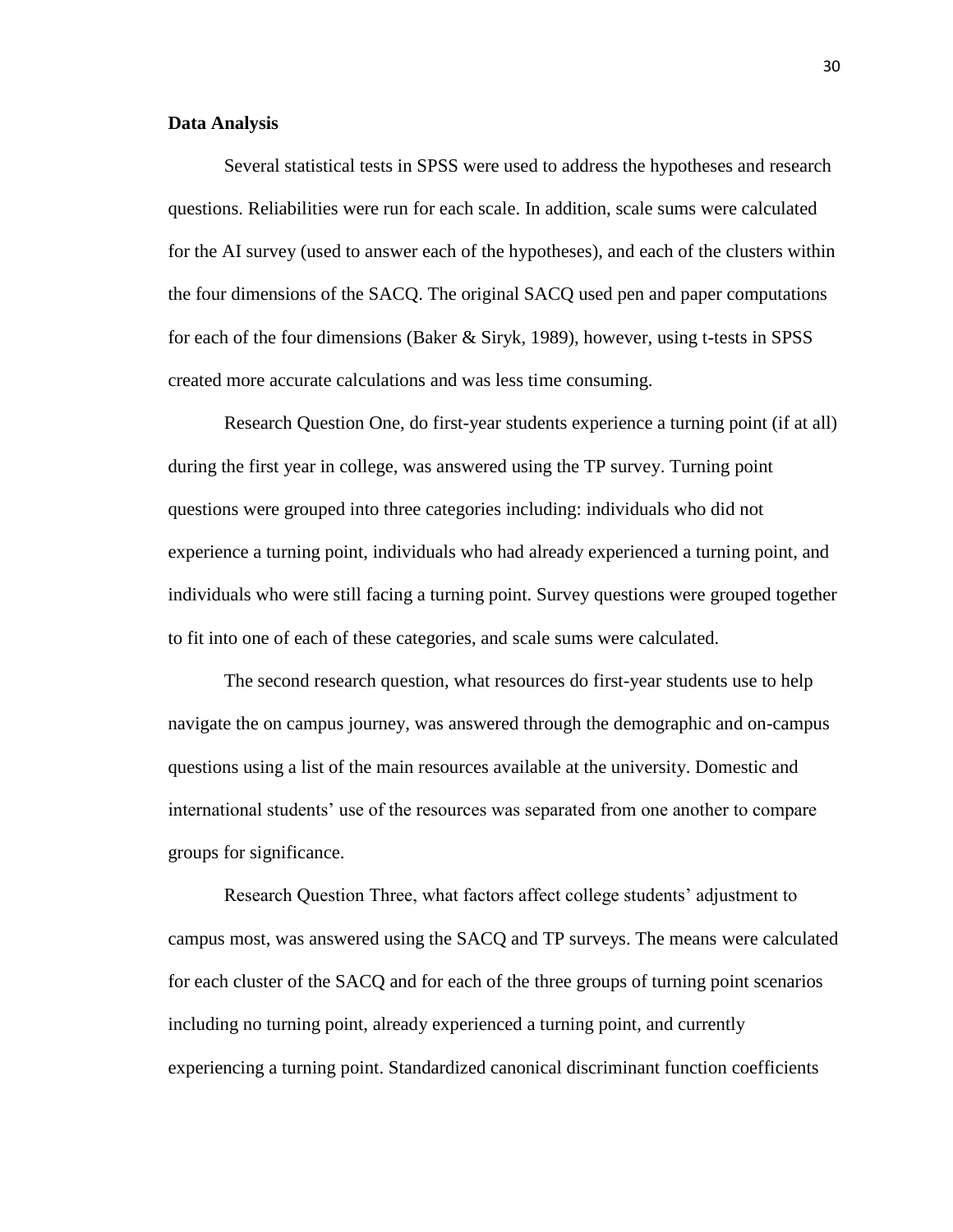**Data Analysis**

Several statistical tests in SPSS were used to address the hypotheses and research questions. Reliabilities were run for each scale. In addition, scale sums were calculated for the AI survey (used to answer each of the hypotheses), and each of the clusters within the four dimensions of the SACQ. The original SACQ used pen and paper computations for each of the four dimensions (Baker & Siryk, 1989), however, using t-tests in SPSS created more accurate calculations and was less time consuming.

Research Question One, do first-year students experience a turning point (if at all) during the first year in college, was answered using the TP survey. Turning point questions were grouped into three categories including: individuals who did not experience a turning point, individuals who had already experienced a turning point, and individuals who were still facing a turning point. Survey questions were grouped together to fit into one of each of these categories, and scale sums were calculated.

The second research question, what resources do first-year students use to help navigate the on campus journey, was answered through the demographic and on-campus questions using a list of the main resources available at the university. Domestic and international students' use of the resources was separated from one another to compare groups for significance.

Research Question Three, what factors affect college students' adjustment to campus most, was answered using the SACQ and TP surveys. The means were calculated for each cluster of the SACQ and for each of the three groups of turning point scenarios including no turning point, already experienced a turning point, and currently experiencing a turning point. Standardized canonical discriminant function coefficients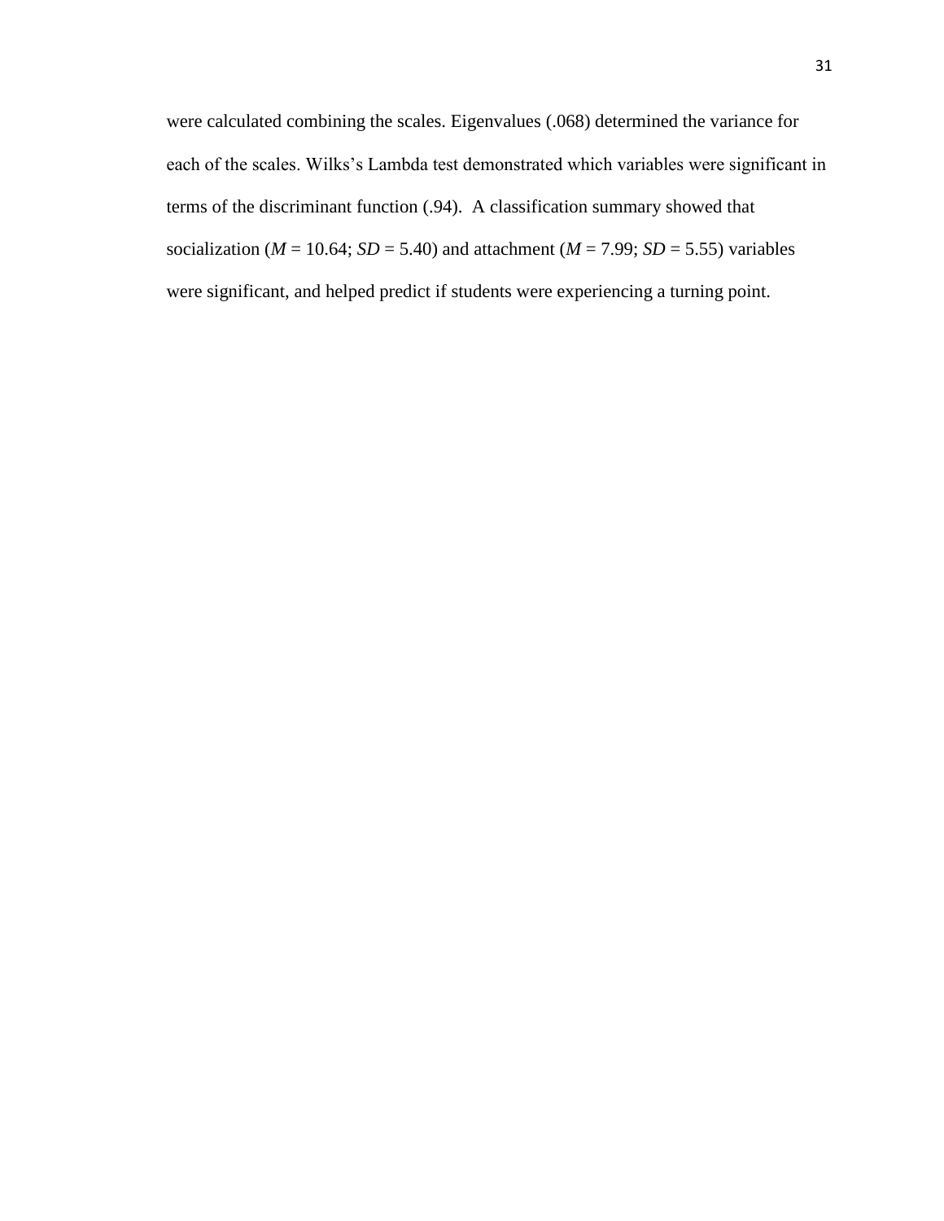were calculated combining the scales. Eigenvalues (.068) determined the variance for each of the scales. Wilks's Lambda test demonstrated which variables were significant in terms of the discriminant function (.94). A classification summary showed that socialization ($M$ = 10.64; $SD$ = 5.40) and attachment ($M$ = 7.99; $SD$ = 5.55) variables were significant, and helped predict if students were experiencing a turning point.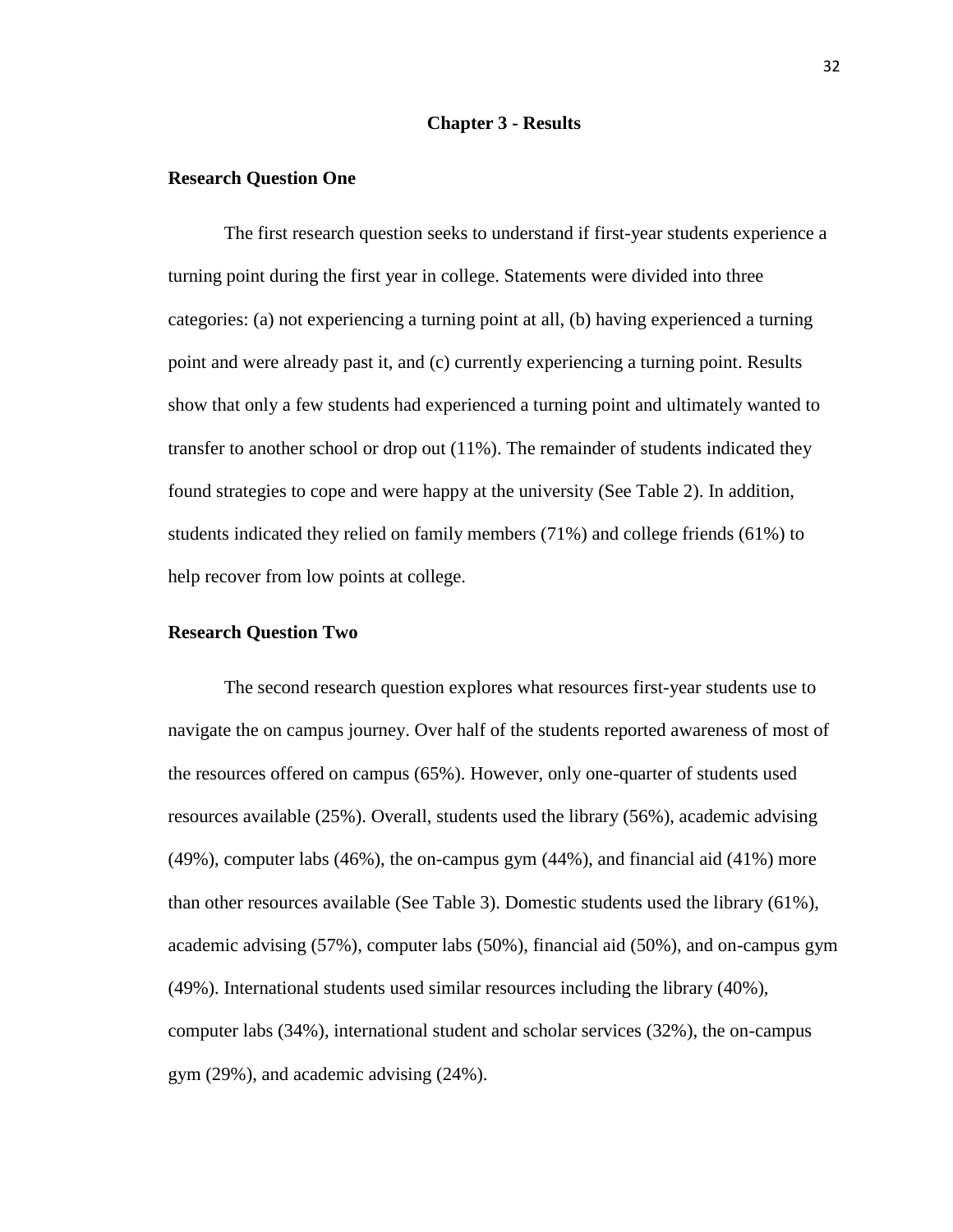# Chapter 3 - Results

## Research Question One

The first research question seeks to understand if first-year students experience a turning point during the first year in college. Statements were divided into three categories: (a) not experiencing a turning point at all, (b) having experienced a turning point and were already past it, and (c) currently experiencing a turning point. Results show that only a few students had experienced a turning point and ultimately wanted to transfer to another school or drop out (11%). The remainder of students indicated they found strategies to cope and were happy at the university (See Table 2). In addition, students indicated they relied on family members (71%) and college friends (61%) to help recover from low points at college.

## Research Question Two

The second research question explores what resources first-year students use to navigate the on campus journey. Over half of the students reported awareness of most of the resources offered on campus (65%). However, only one-quarter of students used resources available (25%). Overall, students used the library (56%), academic advising (49%), computer labs (46%), the on-campus gym (44%), and financial aid (41%) more than other resources available (See Table 3). Domestic students used the library (61%), academic advising (57%), computer labs (50%), financial aid (50%), and on-campus gym (49%). International students used similar resources including the library (40%), computer labs (34%), international student and scholar services (32%), the on-campus gym (29%), and academic advising (24%).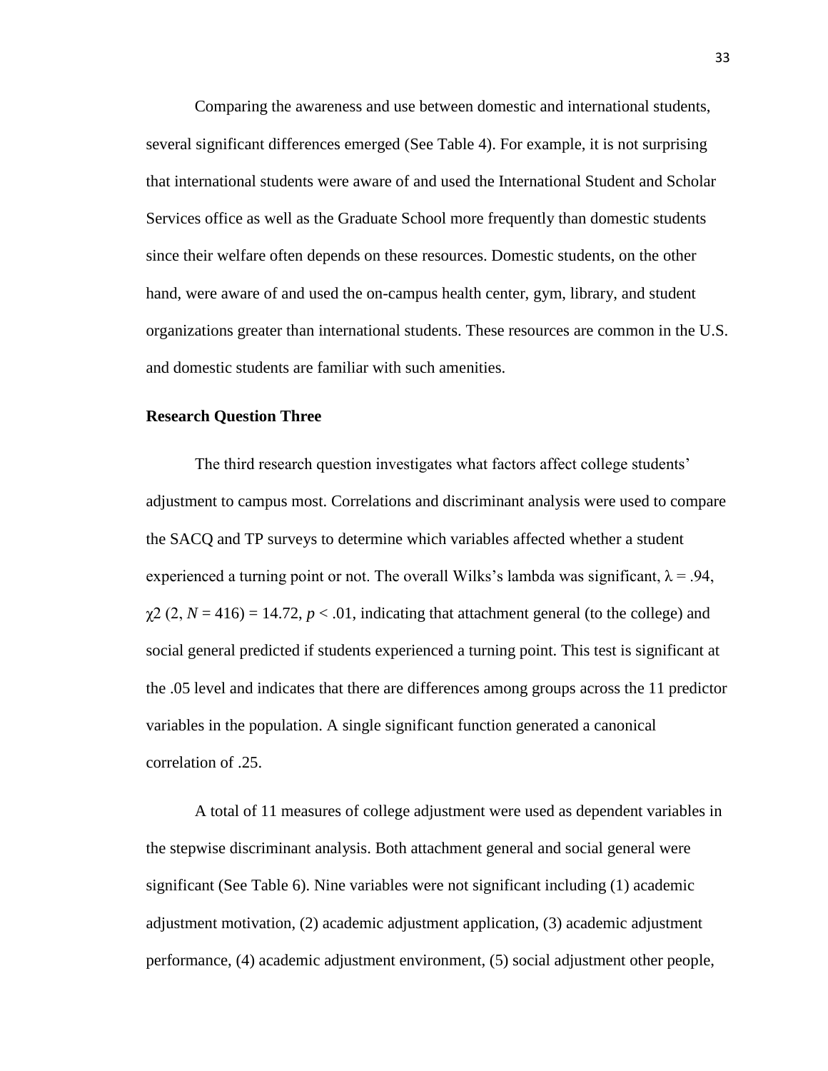Comparing the awareness and use between domestic and international students, several significant differences emerged (See Table 4). For example, it is not surprising that international students were aware of and used the International Student and Scholar Services office as well as the Graduate School more frequently than domestic students since their welfare often depends on these resources. Domestic students, on the other hand, were aware of and used the on-campus health center, gym, library, and student organizations greater than international students. These resources are common in the U.S. and domestic students are familiar with such amenities.

**Research Question Three**

The third research question investigates what factors affect college students' adjustment to campus most. Correlations and discriminant analysis were used to compare the SACQ and TP surveys to determine which variables affected whether a student experienced a turning point or not. The overall Wilks's lambda was significant, $\lambda = .94$, $\chi2$ $(2, N = 416) = 14.72$, $p < .01$, indicating that attachment general (to the college) and social general predicted if students experienced a turning point. This test is significant at the .05 level and indicates that there are differences among groups across the 11 predictor variables in the population. A single significant function generated a canonical correlation of .25.

A total of 11 measures of college adjustment were used as dependent variables in the stepwise discriminant analysis. Both attachment general and social general were significant (See Table 6). Nine variables were not significant including (1) academic adjustment motivation, (2) academic adjustment application, (3) academic adjustment performance, (4) academic adjustment environment, (5) social adjustment other people,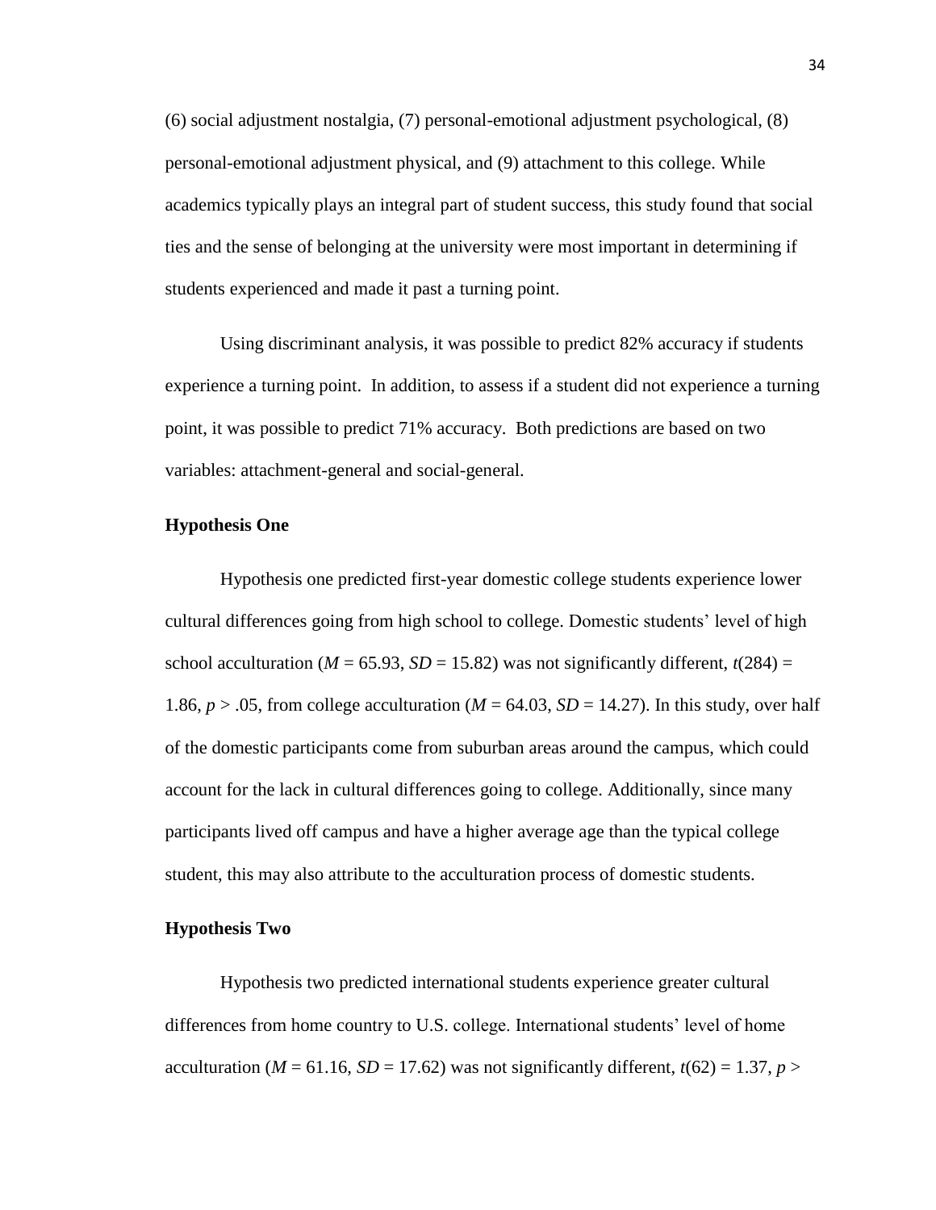(6) social adjustment nostalgia, (7) personal-emotional adjustment psychological, (8) personal-emotional adjustment physical, and (9) attachment to this college. While academics typically plays an integral part of student success, this study found that social ties and the sense of belonging at the university were most important in determining if students experienced and made it past a turning point.

Using discriminant analysis, it was possible to predict 82% accuracy if students experience a turning point. In addition, to assess if a student did not experience a turning point, it was possible to predict 71% accuracy. Both predictions are based on two variables: attachment-general and social-general.

### Hypothesis One

Hypothesis one predicted first-year domestic college students experience lower cultural differences going from high school to college. Domestic students' level of high school acculturation ($M$ = 65.93, $SD$ = 15.82) was not significantly different, $t(284)$ = 1.86, $p > .05$, from college acculturation ($M$ = 64.03, $SD$ = 14.27). In this study, over half of the domestic participants come from suburban areas around the campus, which could account for the lack in cultural differences going to college. Additionally, since many participants lived off campus and have a higher average age than the typical college student, this may also attribute to the acculturation process of domestic students.

### Hypothesis Two

Hypothesis two predicted international students experience greater cultural differences from home country to U.S. college. International students' level of home acculturation ($M$ = 61.16, $SD$ = 17.62) was not significantly different, $t(62)$ = 1.37, $p >$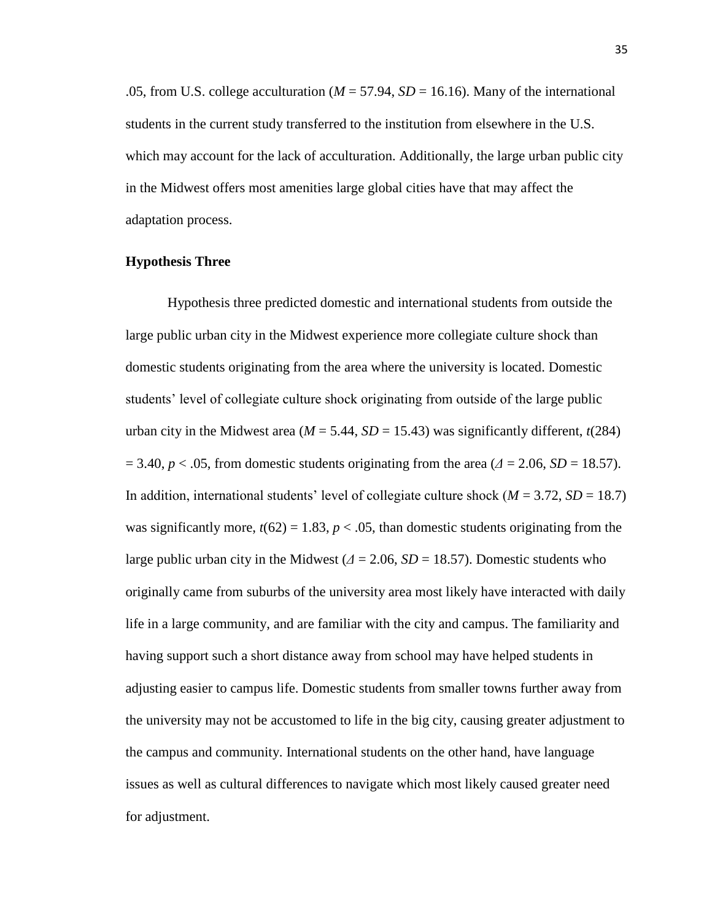.05, from U.S. college acculturation ($M$ = 57.94, $SD$ = 16.16). Many of the international students in the current study transferred to the institution from elsewhere in the U.S. which may account for the lack of acculturation. Additionally, the large urban public city in the Midwest offers most amenities large global cities have that may affect the adaptation process.

**Hypothesis Three**

Hypothesis three predicted domestic and international students from outside the large public urban city in the Midwest experience more collegiate culture shock than domestic students originating from the area where the university is located. Domestic students' level of collegiate culture shock originating from outside of the large public urban city in the Midwest area ($M$ = 5.44, $SD$ = 15.43) was significantly different, $t(284) = 3.40$, $p < .05$, from domestic students originating from the area ($\Delta$ = 2.06, $SD$ = 18.57). In addition, international students' level of collegiate culture shock ($M$ = 3.72, $SD$ = 18.7) was significantly more, $t(62) = 1.83$, $p < .05$, than domestic students originating from the large public urban city in the Midwest ($\Delta$ = 2.06, $SD$ = 18.57). Domestic students who originally came from suburbs of the university area most likely have interacted with daily life in a large community, and are familiar with the city and campus. The familiarity and having support such a short distance away from school may have helped students in adjusting easier to campus life. Domestic students from smaller towns further away from the university may not be accustomed to life in the big city, causing greater adjustment to the campus and community. International students on the other hand, have language issues as well as cultural differences to navigate which most likely caused greater need for adjustment.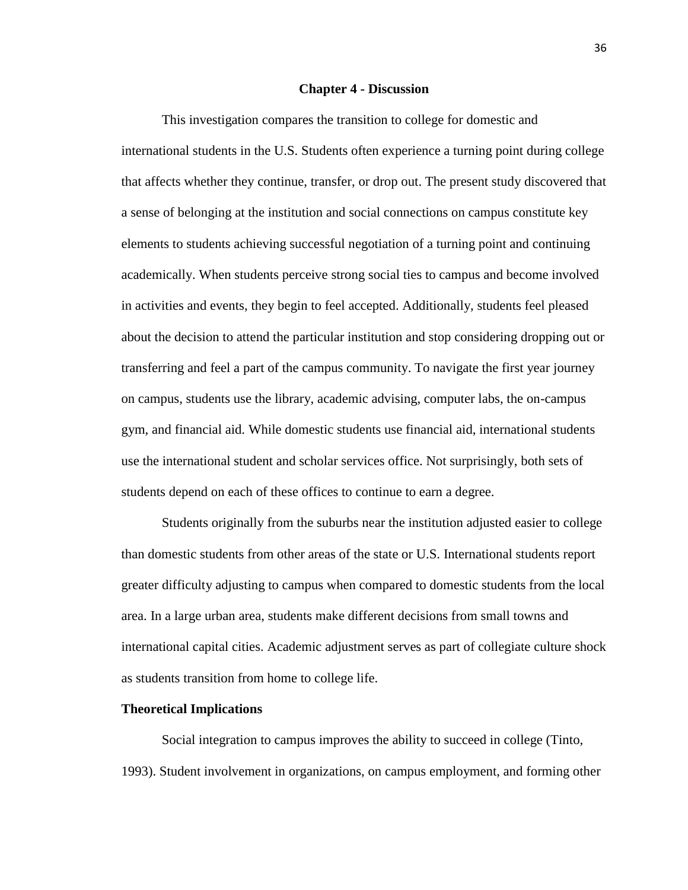# Chapter 4 - Discussion

This investigation compares the transition to college for domestic and international students in the U.S. Students often experience a turning point during college that affects whether they continue, transfer, or drop out. The present study discovered that a sense of belonging at the institution and social connections on campus constitute key elements to students achieving successful negotiation of a turning point and continuing academically. When students perceive strong social ties to campus and become involved in activities and events, they begin to feel accepted. Additionally, students feel pleased about the decision to attend the particular institution and stop considering dropping out or transferring and feel a part of the campus community. To navigate the first year journey on campus, students use the library, academic advising, computer labs, the on-campus gym, and financial aid. While domestic students use financial aid, international students use the international student and scholar services office. Not surprisingly, both sets of students depend on each of these offices to continue to earn a degree.

Students originally from the suburbs near the institution adjusted easier to college than domestic students from other areas of the state or U.S. International students report greater difficulty adjusting to campus when compared to domestic students from the local area. In a large urban area, students make different decisions from small towns and international capital cities. Academic adjustment serves as part of collegiate culture shock as students transition from home to college life.

## Theoretical Implications

Social integration to campus improves the ability to succeed in college (Tinto, 1993). Student involvement in organizations, on campus employment, and forming other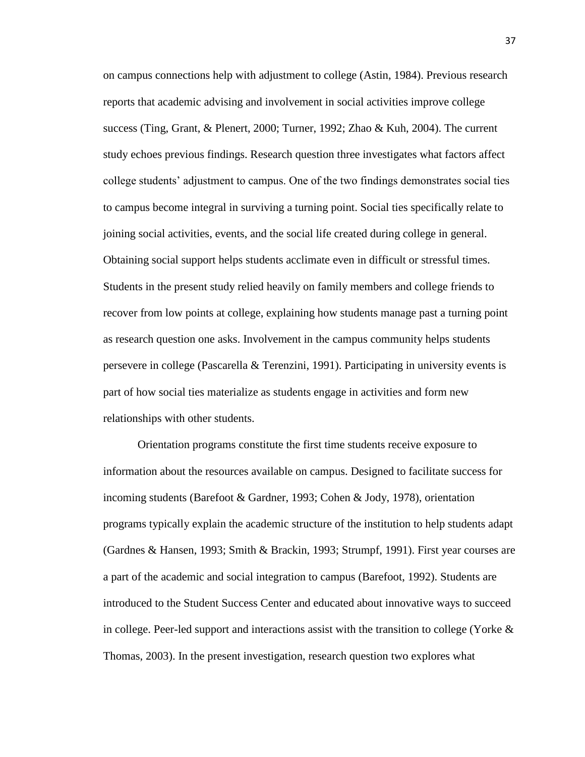on campus connections help with adjustment to college (Astin, 1984). Previous research reports that academic advising and involvement in social activities improve college success (Ting, Grant, & Plenert, 2000; Turner, 1992; Zhao & Kuh, 2004). The current study echoes previous findings. Research question three investigates what factors affect college students' adjustment to campus. One of the two findings demonstrates social ties to campus become integral in surviving a turning point. Social ties specifically relate to joining social activities, events, and the social life created during college in general. Obtaining social support helps students acclimate even in difficult or stressful times. Students in the present study relied heavily on family members and college friends to recover from low points at college, explaining how students manage past a turning point as research question one asks. Involvement in the campus community helps students persevere in college (Pascarella & Terenzini, 1991). Participating in university events is part of how social ties materialize as students engage in activities and form new relationships with other students.

Orientation programs constitute the first time students receive exposure to information about the resources available on campus. Designed to facilitate success for incoming students (Barefoot & Gardner, 1993; Cohen & Jody, 1978), orientation programs typically explain the academic structure of the institution to help students adapt (Gardnes & Hansen, 1993; Smith & Brackin, 1993; Strumpf, 1991). First year courses are a part of the academic and social integration to campus (Barefoot, 1992). Students are introduced to the Student Success Center and educated about innovative ways to succeed in college. Peer-led support and interactions assist with the transition to college (Yorke & Thomas, 2003). In the present investigation, research question two explores what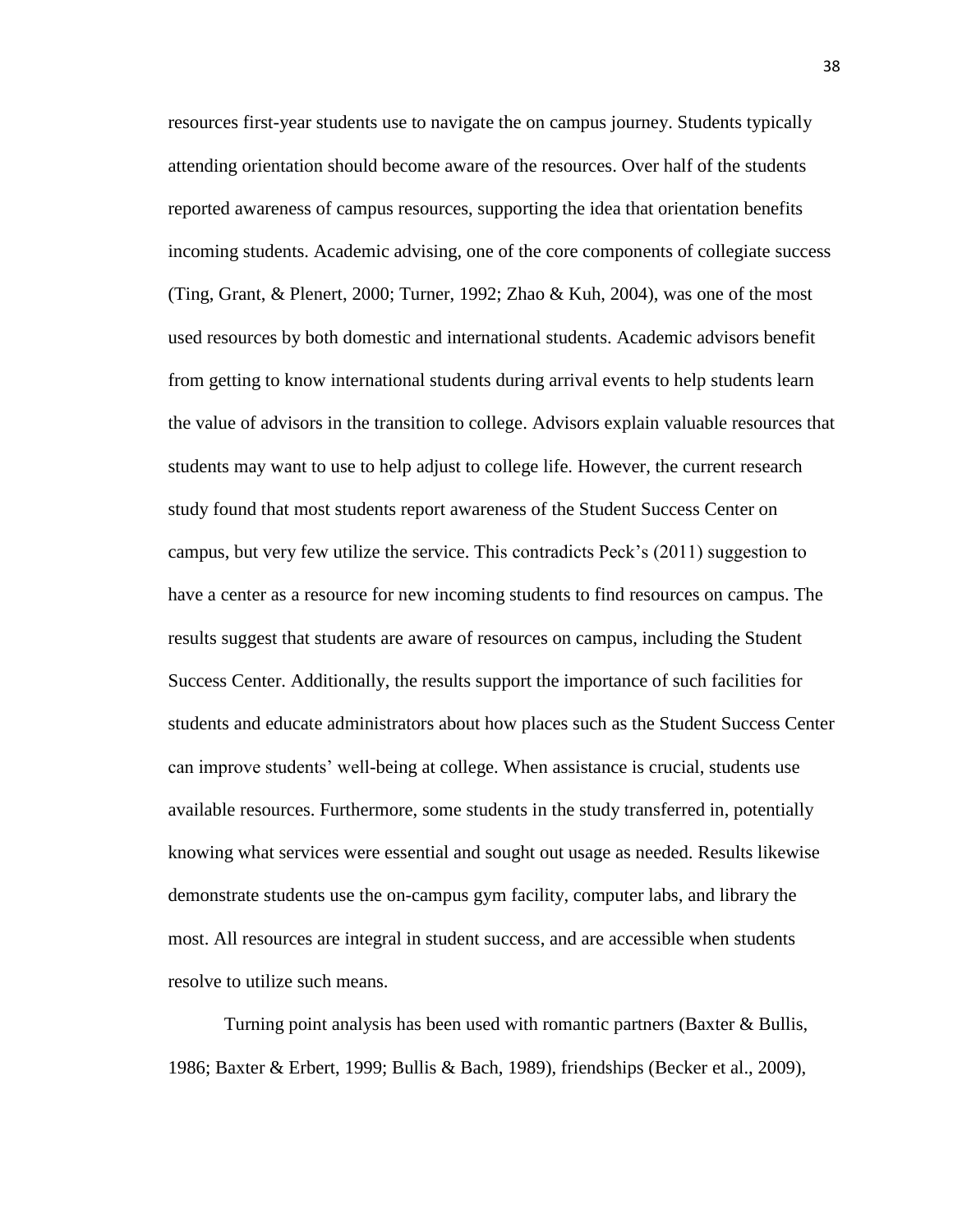resources first-year students use to navigate the on campus journey. Students typically attending orientation should become aware of the resources. Over half of the students reported awareness of campus resources, supporting the idea that orientation benefits incoming students. Academic advising, one of the core components of collegiate success (Ting, Grant, & Plenert, 2000; Turner, 1992; Zhao & Kuh, 2004), was one of the most used resources by both domestic and international students. Academic advisors benefit from getting to know international students during arrival events to help students learn the value of advisors in the transition to college. Advisors explain valuable resources that students may want to use to help adjust to college life. However, the current research study found that most students report awareness of the Student Success Center on campus, but very few utilize the service. This contradicts Peck's (2011) suggestion to have a center as a resource for new incoming students to find resources on campus. The results suggest that students are aware of resources on campus, including the Student Success Center. Additionally, the results support the importance of such facilities for students and educate administrators about how places such as the Student Success Center can improve students' well-being at college. When assistance is crucial, students use available resources. Furthermore, some students in the study transferred in, potentially knowing what services were essential and sought out usage as needed. Results likewise demonstrate students use the on-campus gym facility, computer labs, and library the most. All resources are integral in student success, and are accessible when students resolve to utilize such means.

Turning point analysis has been used with romantic partners (Baxter & Bullis, 1986; Baxter & Erbert, 1999; Bullis & Bach, 1989), friendships (Becker et al., 2009),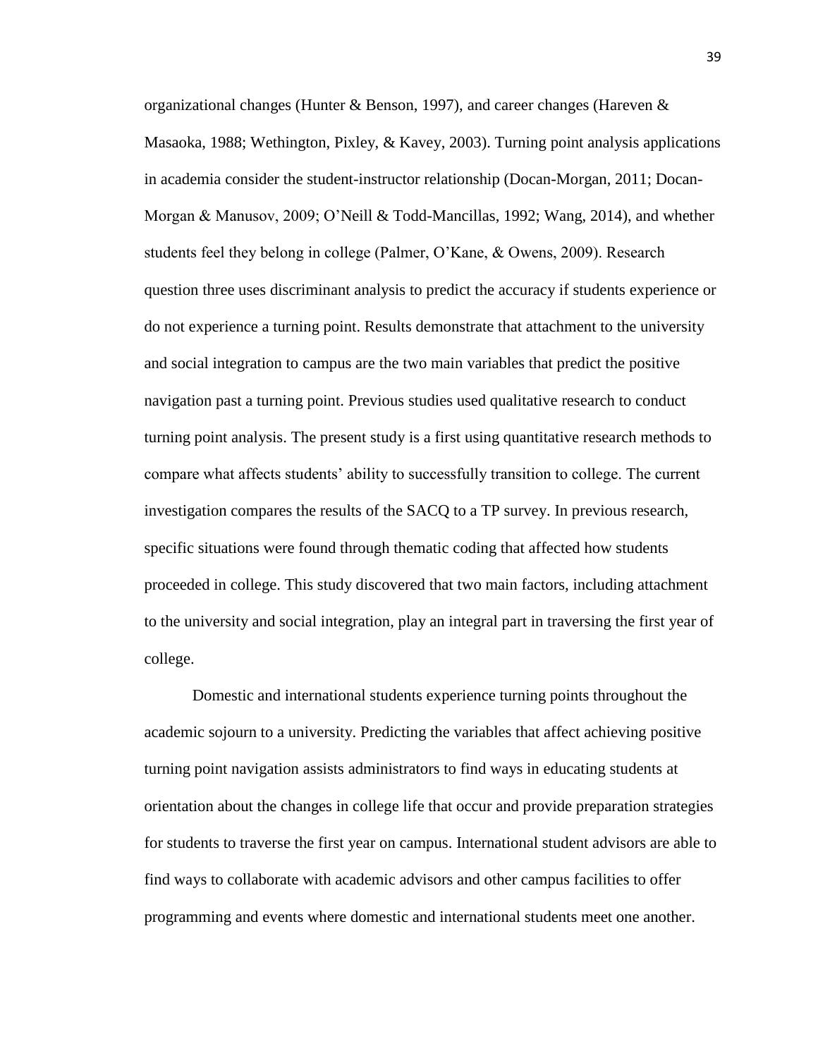organizational changes (Hunter & Benson, 1997), and career changes (Hareven & Masaoka, 1988; Wethington, Pixley, & Kavey, 2003). Turning point analysis applications in academia consider the student-instructor relationship (Docan-Morgan, 2011; Docan-Morgan & Manusov, 2009; O'Neill & Todd-Mancillas, 1992; Wang, 2014), and whether students feel they belong in college (Palmer, O'Kane, & Owens, 2009). Research question three uses discriminant analysis to predict the accuracy if students experience or do not experience a turning point. Results demonstrate that attachment to the university and social integration to campus are the two main variables that predict the positive navigation past a turning point. Previous studies used qualitative research to conduct turning point analysis. The present study is a first using quantitative research methods to compare what affects students' ability to successfully transition to college. The current investigation compares the results of the SACQ to a TP survey. In previous research, specific situations were found through thematic coding that affected how students proceeded in college. This study discovered that two main factors, including attachment to the university and social integration, play an integral part in traversing the first year of college.

Domestic and international students experience turning points throughout the academic sojourn to a university. Predicting the variables that affect achieving positive turning point navigation assists administrators to find ways in educating students at orientation about the changes in college life that occur and provide preparation strategies for students to traverse the first year on campus. International student advisors are able to find ways to collaborate with academic advisors and other campus facilities to offer programming and events where domestic and international students meet one another.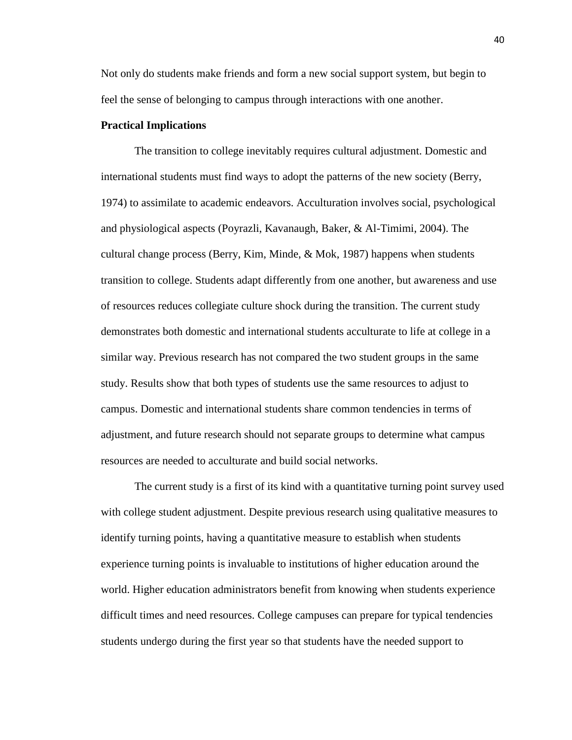Not only do students make friends and form a new social support system, but begin to feel the sense of belonging to campus through interactions with one another.

**Practical Implications**

The transition to college inevitably requires cultural adjustment. Domestic and international students must find ways to adopt the patterns of the new society (Berry, 1974) to assimilate to academic endeavors. Acculturation involves social, psychological and physiological aspects (Poyrazli, Kavanaugh, Baker, & Al-Timimi, 2004). The cultural change process (Berry, Kim, Minde, & Mok, 1987) happens when students transition to college. Students adapt differently from one another, but awareness and use of resources reduces collegiate culture shock during the transition. The current study demonstrates both domestic and international students acculturate to life at college in a similar way. Previous research has not compared the two student groups in the same study. Results show that both types of students use the same resources to adjust to campus. Domestic and international students share common tendencies in terms of adjustment, and future research should not separate groups to determine what campus resources are needed to acculturate and build social networks.

The current study is a first of its kind with a quantitative turning point survey used with college student adjustment. Despite previous research using qualitative measures to identify turning points, having a quantitative measure to establish when students experience turning points is invaluable to institutions of higher education around the world. Higher education administrators benefit from knowing when students experience difficult times and need resources. College campuses can prepare for typical tendencies students undergo during the first year so that students have the needed support to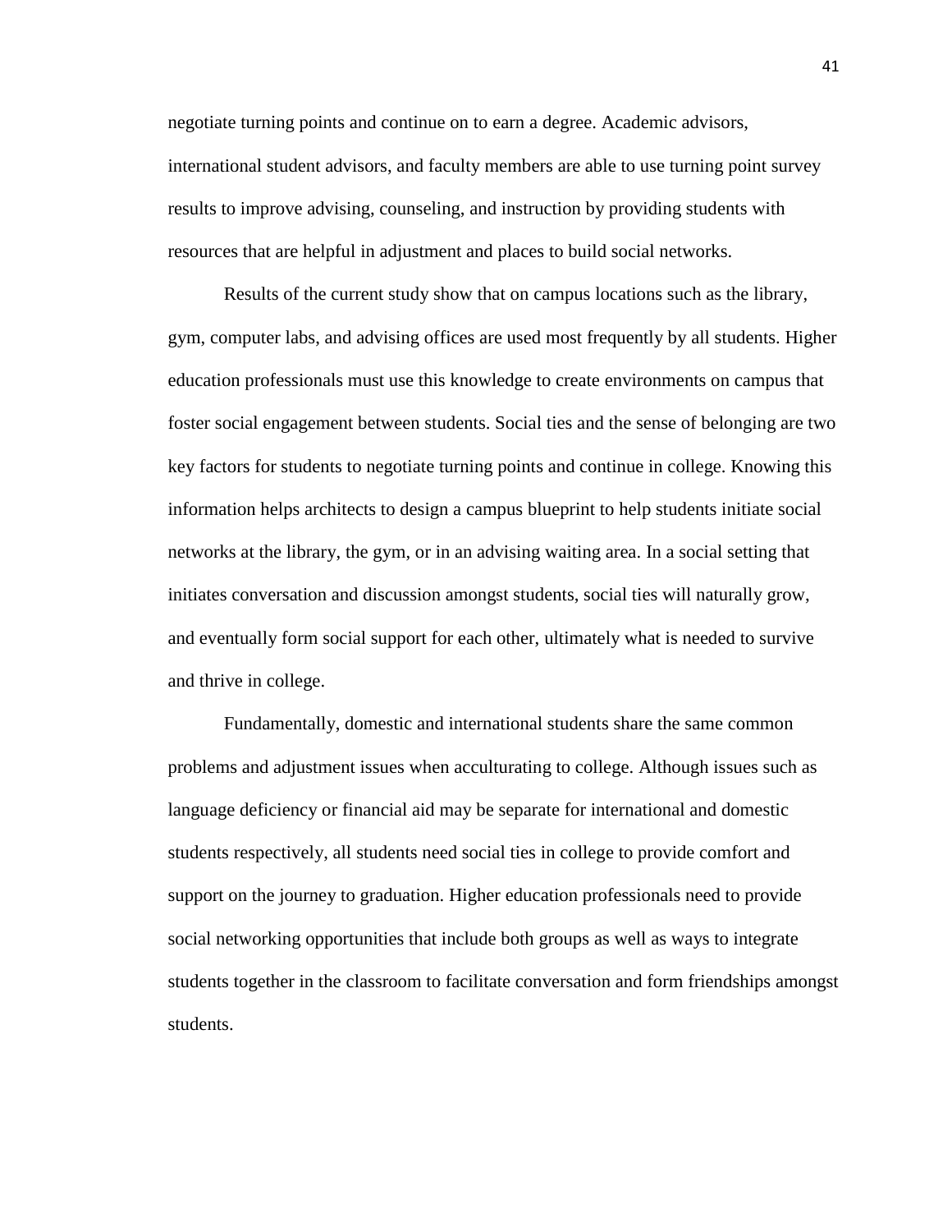negotiate turning points and continue on to earn a degree. Academic advisors, international student advisors, and faculty members are able to use turning point survey results to improve advising, counseling, and instruction by providing students with resources that are helpful in adjustment and places to build social networks.

Results of the current study show that on campus locations such as the library, gym, computer labs, and advising offices are used most frequently by all students. Higher education professionals must use this knowledge to create environments on campus that foster social engagement between students. Social ties and the sense of belonging are two key factors for students to negotiate turning points and continue in college. Knowing this information helps architects to design a campus blueprint to help students initiate social networks at the library, the gym, or in an advising waiting area. In a social setting that initiates conversation and discussion amongst students, social ties will naturally grow, and eventually form social support for each other, ultimately what is needed to survive and thrive in college.

Fundamentally, domestic and international students share the same common problems and adjustment issues when acculturating to college. Although issues such as language deficiency or financial aid may be separate for international and domestic students respectively, all students need social ties in college to provide comfort and support on the journey to graduation. Higher education professionals need to provide social networking opportunities that include both groups as well as ways to integrate students together in the classroom to facilitate conversation and form friendships amongst students.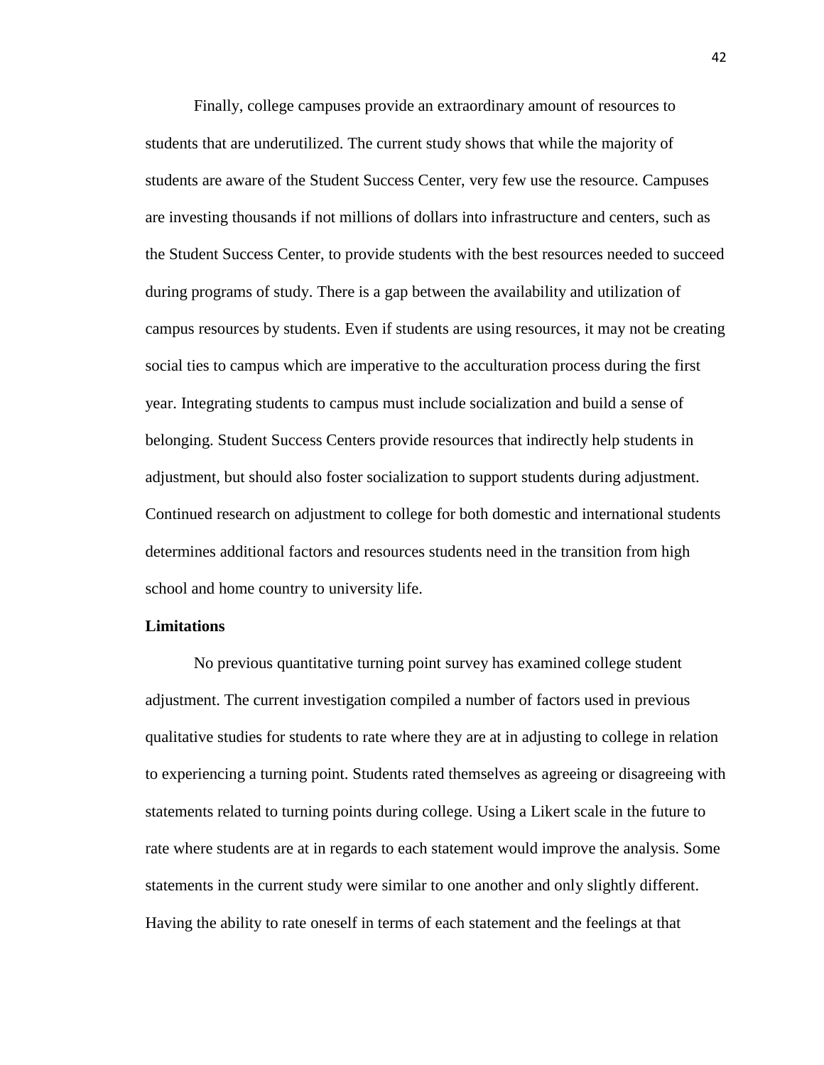Finally, college campuses provide an extraordinary amount of resources to students that are underutilized. The current study shows that while the majority of students are aware of the Student Success Center, very few use the resource. Campuses are investing thousands if not millions of dollars into infrastructure and centers, such as the Student Success Center, to provide students with the best resources needed to succeed during programs of study. There is a gap between the availability and utilization of campus resources by students. Even if students are using resources, it may not be creating social ties to campus which are imperative to the acculturation process during the first year. Integrating students to campus must include socialization and build a sense of belonging. Student Success Centers provide resources that indirectly help students in adjustment, but should also foster socialization to support students during adjustment. Continued research on adjustment to college for both domestic and international students determines additional factors and resources students need in the transition from high school and home country to university life.

**Limitations**

No previous quantitative turning point survey has examined college student adjustment. The current investigation compiled a number of factors used in previous qualitative studies for students to rate where they are at in adjusting to college in relation to experiencing a turning point. Students rated themselves as agreeing or disagreeing with statements related to turning points during college. Using a Likert scale in the future to rate where students are at in regards to each statement would improve the analysis. Some statements in the current study were similar to one another and only slightly different. Having the ability to rate oneself in terms of each statement and the feelings at that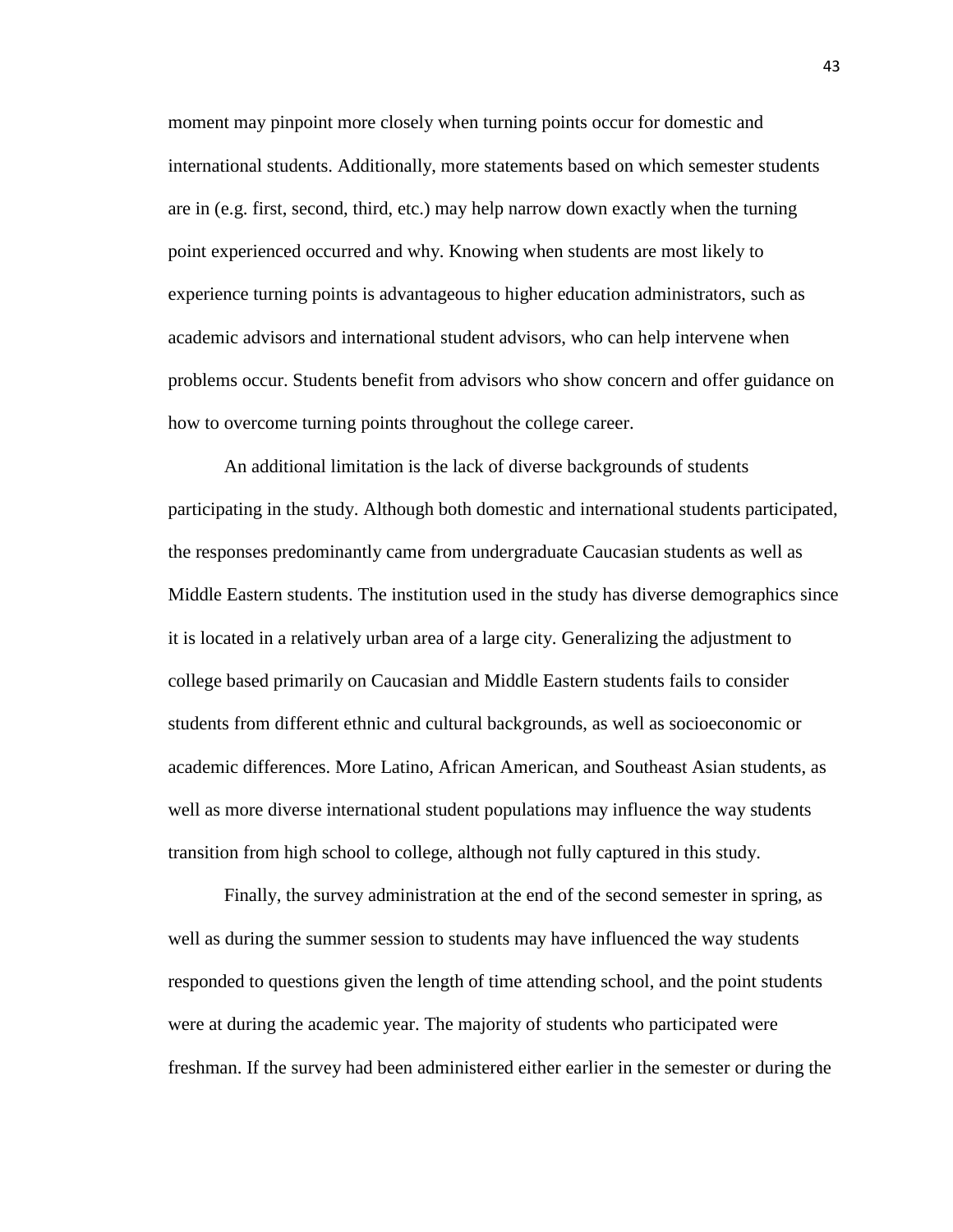moment may pinpoint more closely when turning points occur for domestic and international students. Additionally, more statements based on which semester students are in (e.g. first, second, third, etc.) may help narrow down exactly when the turning point experienced occurred and why. Knowing when students are most likely to experience turning points is advantageous to higher education administrators, such as academic advisors and international student advisors, who can help intervene when problems occur. Students benefit from advisors who show concern and offer guidance on how to overcome turning points throughout the college career.

An additional limitation is the lack of diverse backgrounds of students participating in the study. Although both domestic and international students participated, the responses predominantly came from undergraduate Caucasian students as well as Middle Eastern students. The institution used in the study has diverse demographics since it is located in a relatively urban area of a large city. Generalizing the adjustment to college based primarily on Caucasian and Middle Eastern students fails to consider students from different ethnic and cultural backgrounds, as well as socioeconomic or academic differences. More Latino, African American, and Southeast Asian students, as well as more diverse international student populations may influence the way students transition from high school to college, although not fully captured in this study.

Finally, the survey administration at the end of the second semester in spring, as well as during the summer session to students may have influenced the way students responded to questions given the length of time attending school, and the point students were at during the academic year. The majority of students who participated were freshman. If the survey had been administered either earlier in the semester or during the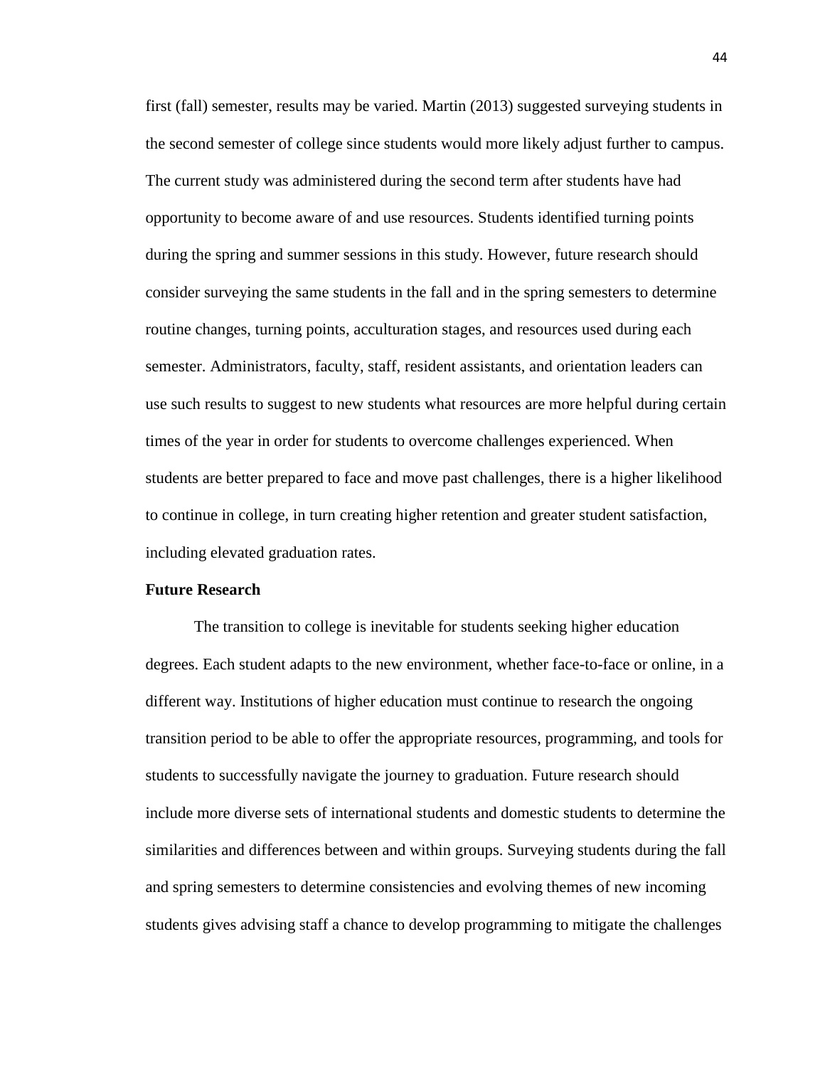first (fall) semester, results may be varied. Martin (2013) suggested surveying students in the second semester of college since students would more likely adjust further to campus. The current study was administered during the second term after students have had opportunity to become aware of and use resources. Students identified turning points during the spring and summer sessions in this study. However, future research should consider surveying the same students in the fall and in the spring semesters to determine routine changes, turning points, acculturation stages, and resources used during each semester. Administrators, faculty, staff, resident assistants, and orientation leaders can use such results to suggest to new students what resources are more helpful during certain times of the year in order for students to overcome challenges experienced. When students are better prepared to face and move past challenges, there is a higher likelihood to continue in college, in turn creating higher retention and greater student satisfaction, including elevated graduation rates.

**Future Research**

The transition to college is inevitable for students seeking higher education degrees. Each student adapts to the new environment, whether face-to-face or online, in a different way. Institutions of higher education must continue to research the ongoing transition period to be able to offer the appropriate resources, programming, and tools for students to successfully navigate the journey to graduation. Future research should include more diverse sets of international students and domestic students to determine the similarities and differences between and within groups. Surveying students during the fall and spring semesters to determine consistencies and evolving themes of new incoming students gives advising staff a chance to develop programming to mitigate the challenges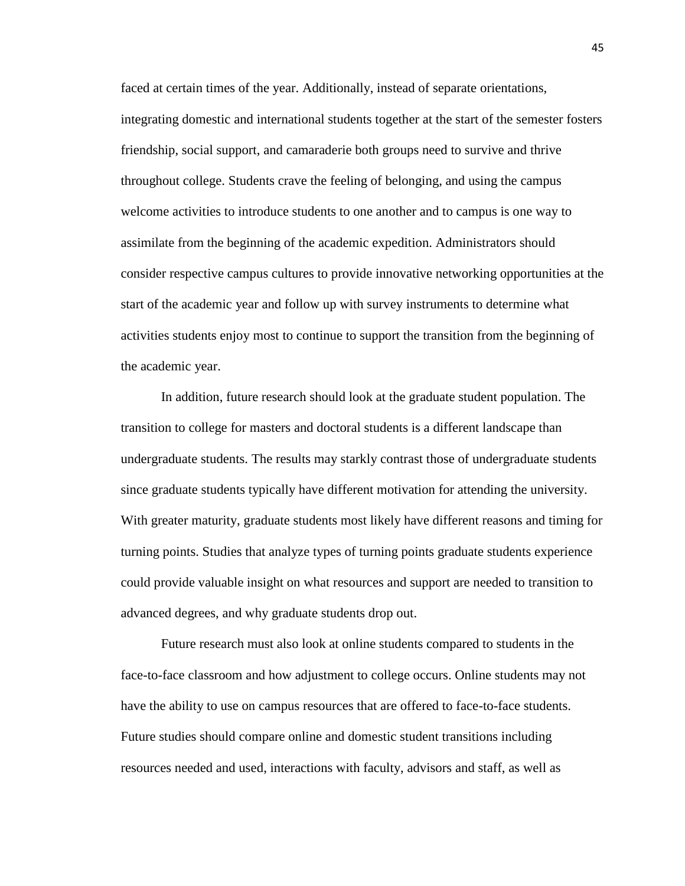faced at certain times of the year. Additionally, instead of separate orientations, integrating domestic and international students together at the start of the semester fosters friendship, social support, and camaraderie both groups need to survive and thrive throughout college. Students crave the feeling of belonging, and using the campus welcome activities to introduce students to one another and to campus is one way to assimilate from the beginning of the academic expedition. Administrators should consider respective campus cultures to provide innovative networking opportunities at the start of the academic year and follow up with survey instruments to determine what activities students enjoy most to continue to support the transition from the beginning of the academic year.

In addition, future research should look at the graduate student population. The transition to college for masters and doctoral students is a different landscape than undergraduate students. The results may starkly contrast those of undergraduate students since graduate students typically have different motivation for attending the university. With greater maturity, graduate students most likely have different reasons and timing for turning points. Studies that analyze types of turning points graduate students experience could provide valuable insight on what resources and support are needed to transition to advanced degrees, and why graduate students drop out.

Future research must also look at online students compared to students in the face-to-face classroom and how adjustment to college occurs. Online students may not have the ability to use on campus resources that are offered to face-to-face students. Future studies should compare online and domestic student transitions including resources needed and used, interactions with faculty, advisors and staff, as well as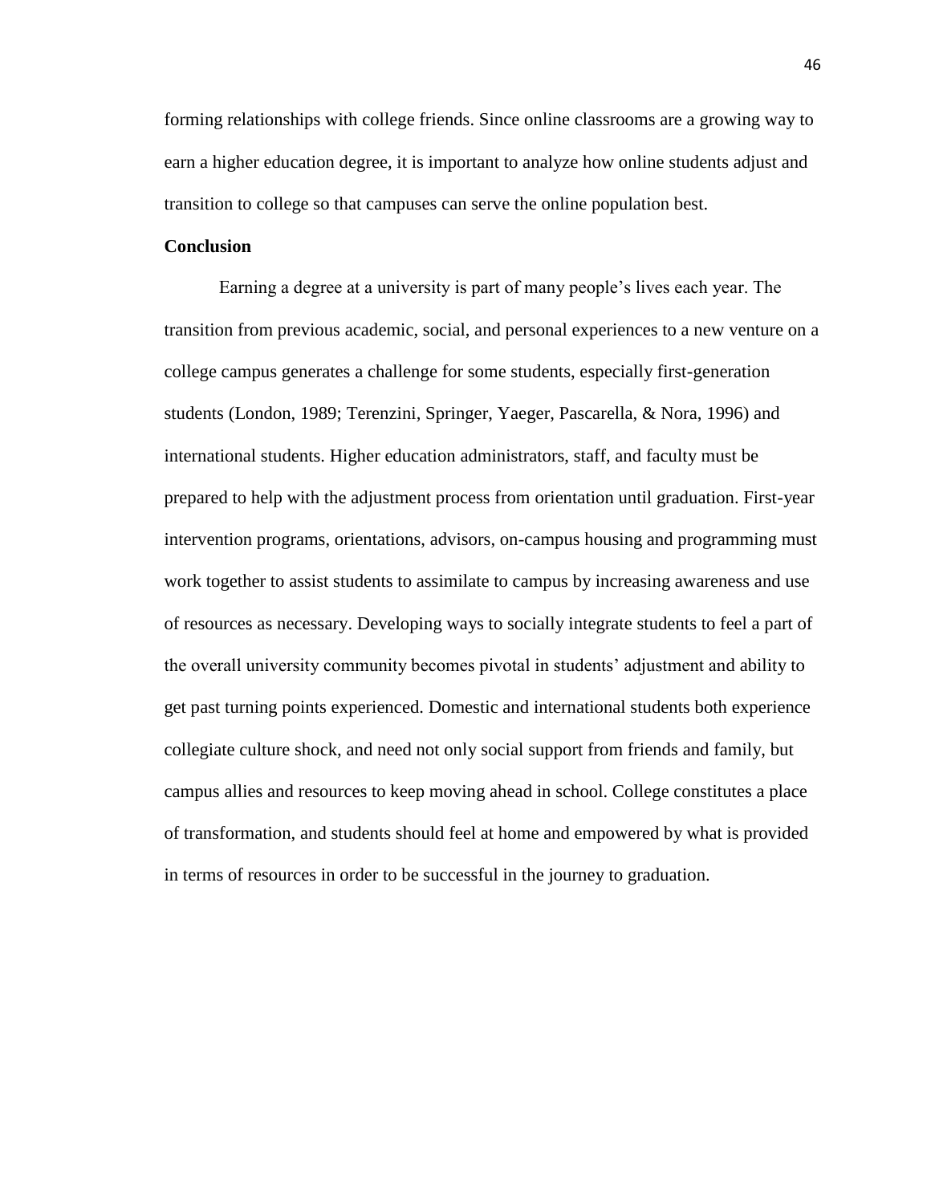forming relationships with college friends. Since online classrooms are a growing way to earn a higher education degree, it is important to analyze how online students adjust and transition to college so that campuses can serve the online population best.

## Conclusion

Earning a degree at a university is part of many people's lives each year. The transition from previous academic, social, and personal experiences to a new venture on a college campus generates a challenge for some students, especially first-generation students (London, 1989; Terenzini, Springer, Yaeger, Pascarella, & Nora, 1996) and international students. Higher education administrators, staff, and faculty must be prepared to help with the adjustment process from orientation until graduation. First-year intervention programs, orientations, advisors, on-campus housing and programming must work together to assist students to assimilate to campus by increasing awareness and use of resources as necessary. Developing ways to socially integrate students to feel a part of the overall university community becomes pivotal in students' adjustment and ability to get past turning points experienced. Domestic and international students both experience collegiate culture shock, and need not only social support from friends and family, but campus allies and resources to keep moving ahead in school. College constitutes a place of transformation, and students should feel at home and empowered by what is provided in terms of resources in order to be successful in the journey to graduation.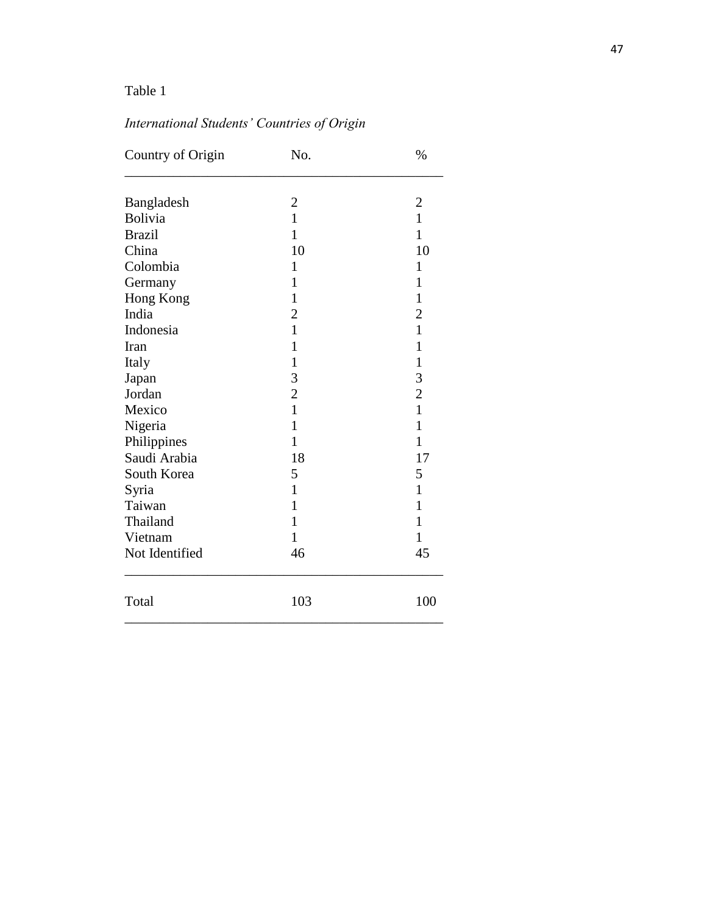Table 1

*International Students' Countries of Origin*

| Country of Origin | No. | % |
|---|---|---|
| Bangladesh | 2 | 2 |
| Bolivia | 1 | 1 |
| Brazil | 1 | 1 |
| China | 10 | 10 |
| Colombia | 1 | 1 |
| Germany | 1 | 1 |
| Hong Kong | 1 | 1 |
| India | 2 | 2 |
| Indonesia | 1 | 1 |
| Iran | 1 | 1 |
| Italy | 1 | 1 |
| Japan | 3 | 3 |
| Jordan | 2 | 2 |
| Mexico | 1 | 1 |
| Nigeria | 1 | 1 |
| Philippines | 1 | 1 |
| Saudi Arabia | 18 | 17 |
| South Korea | 5 | 5 |
| Syria | 1 | 1 |
| Taiwan | 1 | 1 |
| Thailand | 1 | 1 |
| Vietnam | 1 | 1 |
| Not Identified | 46 | 45 |
| Total | 103 | 100 |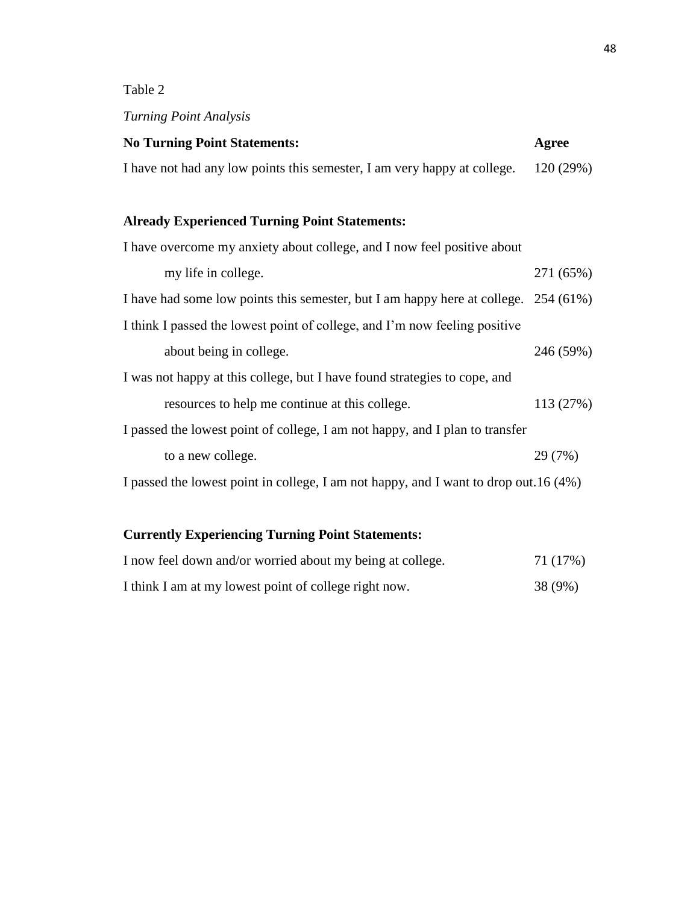Table 2

*Turning Point Analysis*

| **No Turning Point Statements:** | **Agree** |
|---|---|
| I have not had any low points this semester, I am very happy at college. | 120 (29%) |
| | |
| **Already Experienced Turning Point Statements:** | |
| I have overcome my anxiety about college, and I now feel positive about my life in college. | 271 (65%) |
| I have had some low points this semester, but I am happy here at college. | 254 (61%) |
| I think I passed the lowest point of college, and I'm now feeling positive about being in college. | 246 (59%) |
| I was not happy at this college, but I have found strategies to cope, and resources to help me continue at this college. | 113 (27%) |
| I passed the lowest point of college, I am not happy, and I plan to transfer to a new college. | 29 (7%) |
| I passed the lowest point in college, I am not happy, and I want to drop out. | 16 (4%) |
| | |
| **Currently Experiencing Turning Point Statements:** | |
| I now feel down and/or worried about my being at college. | 71 (17%) |
| I think I am at my lowest point of college right now. | 38 (9%) |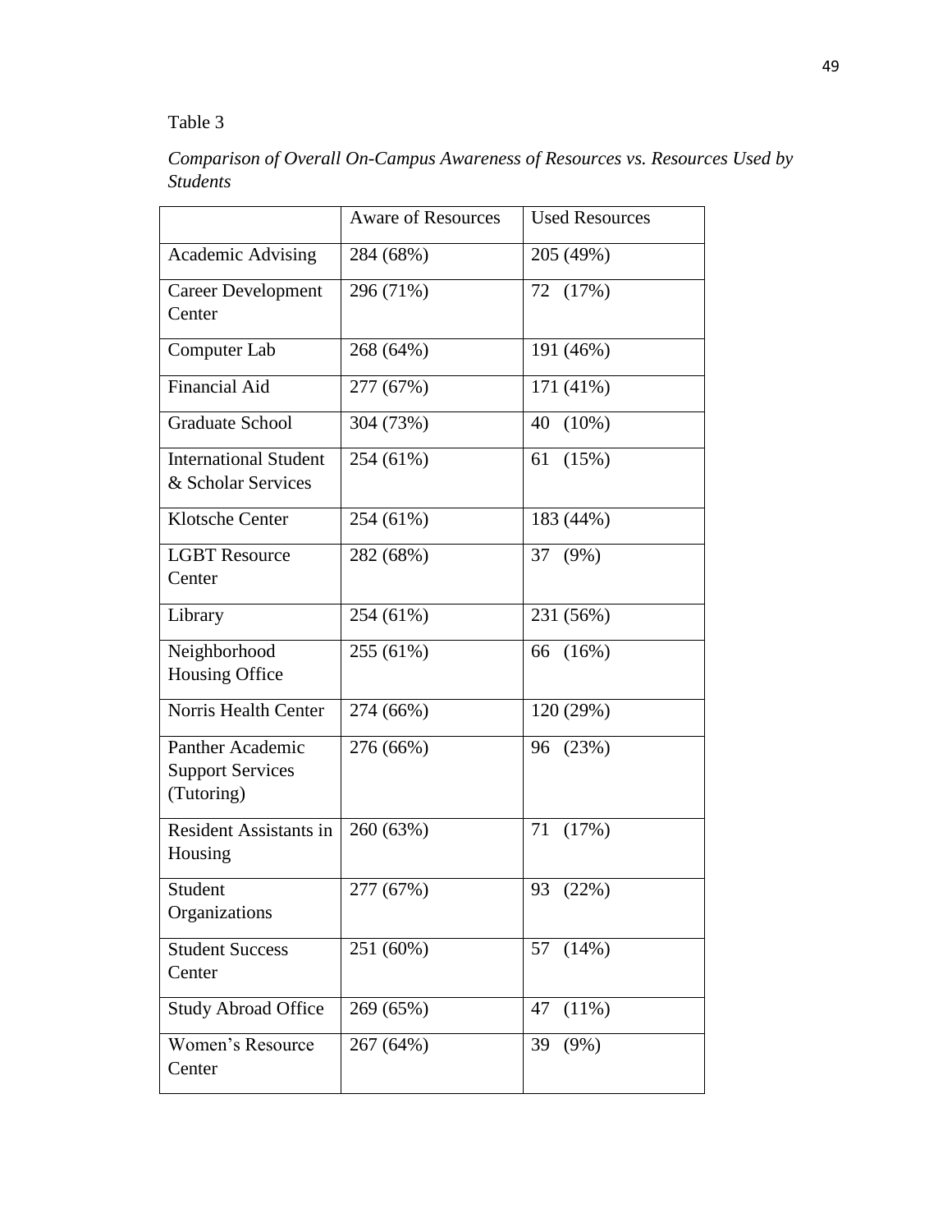Table 3

*Comparison of Overall On-Campus Awareness of Resources vs. Resources Used by Students*

| | Aware of Resources | Used Resources |
|---|---|---|
| Academic Advising | 284 (68%) | 205 (49%) |
| Career Development Center | 296 (71%) | 72 (17%) |
| Computer Lab | 268 (64%) | 191 (46%) |
| Financial Aid | 277 (67%) | 171 (41%) |
| Graduate School | 304 (73%) | 40 (10%) |
| International Student & Scholar Services | 254 (61%) | 61 (15%) |
| Klotsche Center | 254 (61%) | 183 (44%) |
| LGBT Resource Center | 282 (68%) | 37 (9%) |
| Library | 254 (61%) | 231 (56%) |
| Neighborhood Housing Office | 255 (61%) | 66 (16%) |
| Norris Health Center | 274 (66%) | 120 (29%) |
| Panther Academic Support Services (Tutoring) | 276 (66%) | 96 (23%) |
| Resident Assistants in Housing | 260 (63%) | 71 (17%) |
| Student Organizations | 277 (67%) | 93 (22%) |
| Student Success Center | 251 (60%) | 57 (14%) |
| Study Abroad Office | 269 (65%) | 47 (11%) |
| Women's Resource Center | 267 (64%) | 39 (9%) |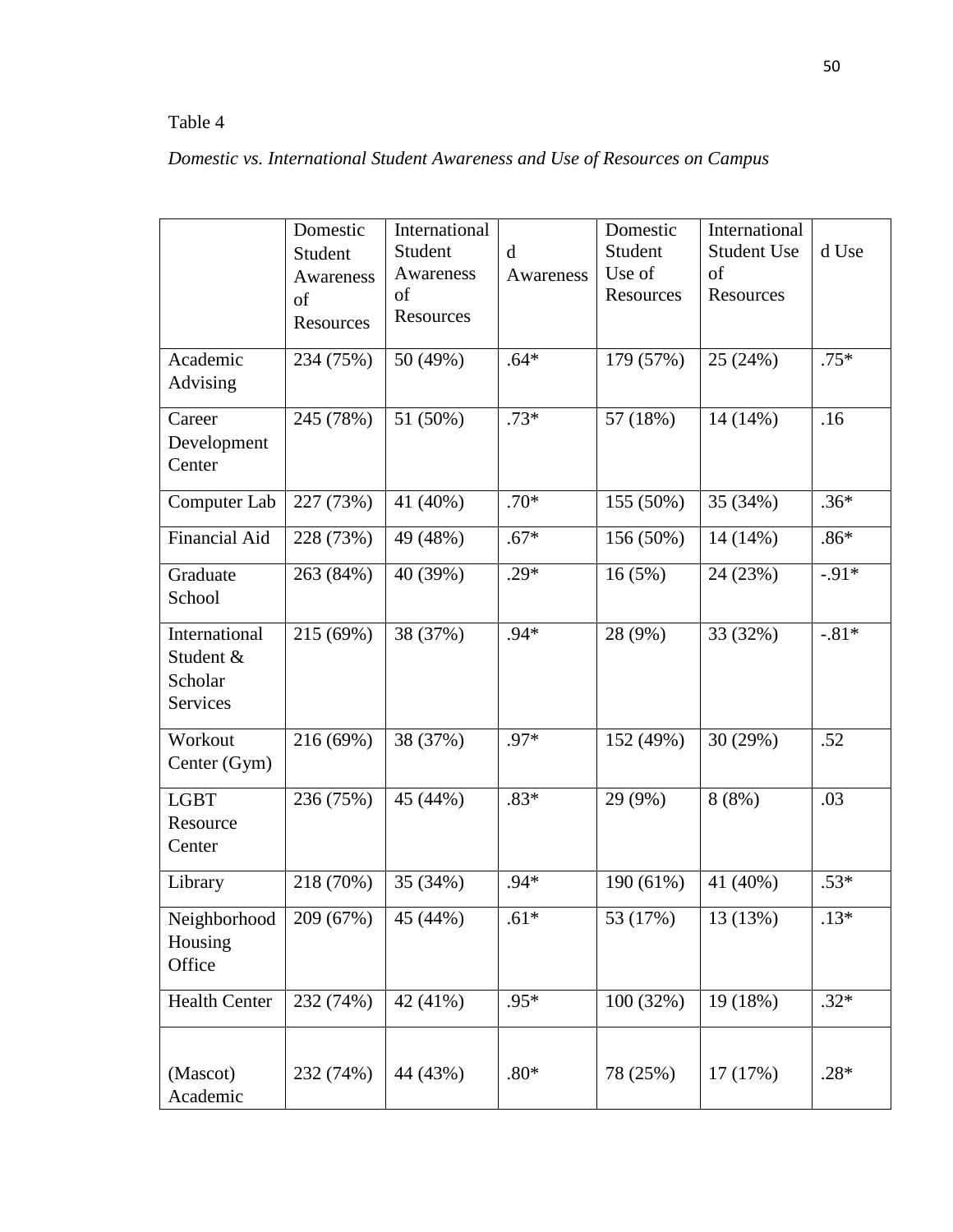Table 4

*Domestic vs. International Student Awareness and Use of Resources on Campus*

| | Domestic Student Awareness of Resources | International Student Awareness of Resources | d Awareness | Domestic Student Use of Resources | International Student Use of Resources | d Use |
|---|---|---|---|---|---|---|
| Academic Advising | 234 (75%) | 50 (49%) | .64* | 179 (57%) | 25 (24%) | .75* |
| Career Development Center | 245 (78%) | 51 (50%) | .73* | 57 (18%) | 14 (14%) | .16 |
| Computer Lab | 227 (73%) | 41 (40%) | .70* | 155 (50%) | 35 (34%) | .36* |
| Financial Aid | 228 (73%) | 49 (48%) | .67* | 156 (50%) | 14 (14%) | .86* |
| Graduate School | 263 (84%) | 40 (39%) | .29* | 16 (5%) | 24 (23%) | -.91* |
| International Student & Scholar Services | 215 (69%) | 38 (37%) | .94* | 28 (9%) | 33 (32%) | -.81* |
| Workout Center (Gym) | 216 (69%) | 38 (37%) | .97* | 152 (49%) | 30 (29%) | .52 |
| LGBT Resource Center | 236 (75%) | 45 (44%) | .83* | 29 (9%) | 8 (8%) | .03 |
| Library | 218 (70%) | 35 (34%) | .94* | 190 (61%) | 41 (40%) | .53* |
| Neighborhood Housing Office | 209 (67%) | 45 (44%) | .61* | 53 (17%) | 13 (13%) | .13* |
| Health Center | 232 (74%) | 42 (41%) | .95* | 100 (32%) | 19 (18%) | .32* |
| (Mascot) Academic | 232 (74%) | 44 (43%) | .80* | 78 (25%) | 17 (17%) | .28* |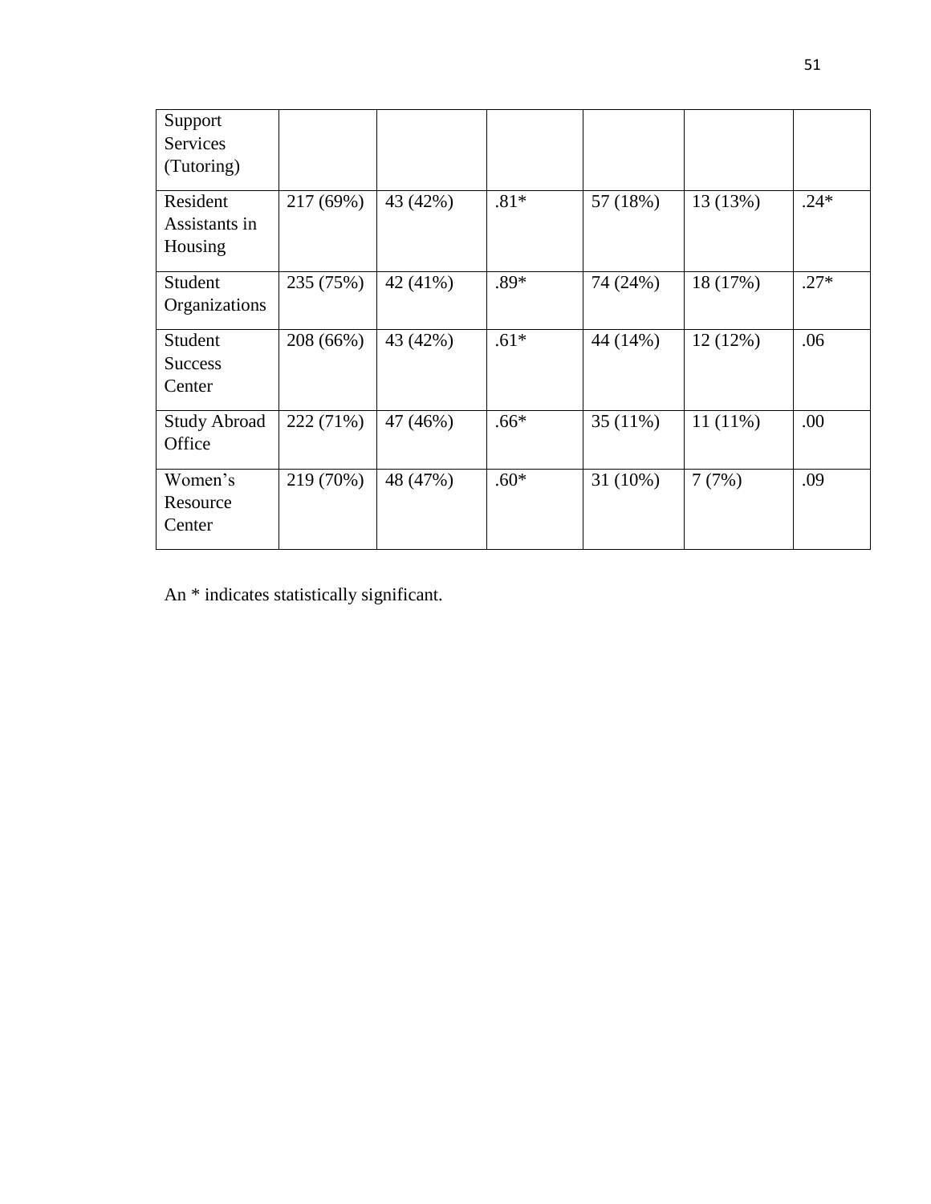| | | | | | | |
|---|---|---|---|---|---|---|
| Support Services (Tutoring) | | | | | | |
| Resident Assistants in Housing | 217 (69%) | 43 (42%) | .81* | 57 (18%) | 13 (13%) | .24* |
| Student Organizations | 235 (75%) | 42 (41%) | .89* | 74 (24%) | 18 (17%) | .27* |
| Student Success Center | 208 (66%) | 43 (42%) | .61* | 44 (14%) | 12 (12%) | .06 |
| Study Abroad Office | 222 (71%) | 47 (46%) | .66* | 35 (11%) | 11 (11%) | .00 |
| Women's Resource Center | 219 (70%) | 48 (47%) | .60* | 31 (10%) | 7 (7%) | .09 |

An * indicates statistically significant.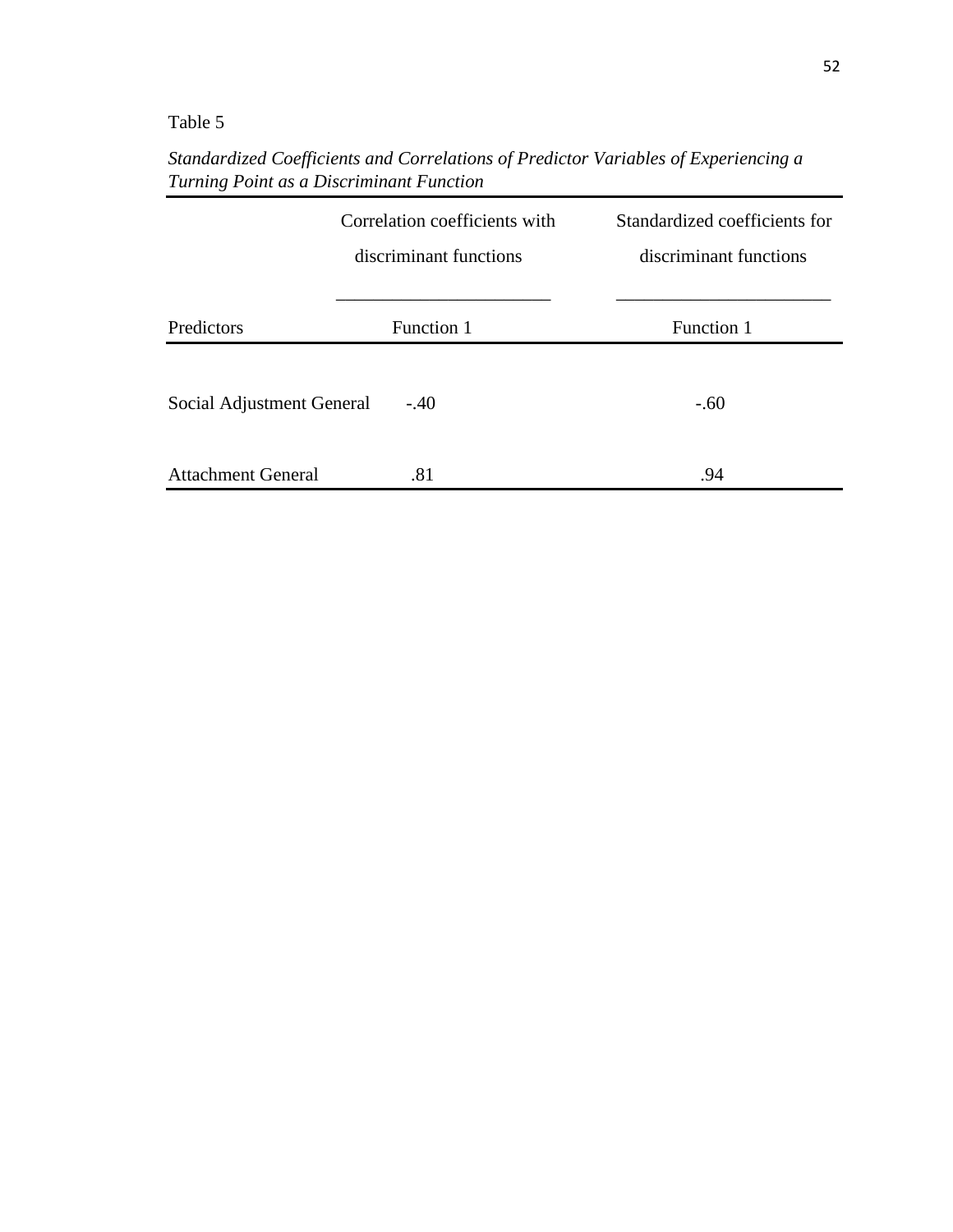Table 5

*Standardized Coefficients and Correlations of Predictor Variables of Experiencing a Turning Point as a Discriminant Function*

| | Correlation coefficients with discriminant functions | Standardized coefficients for discriminant functions |
|---|---|---|
| Predictors | Function 1 | Function 1 |
| Social Adjustment General | -.40 | -.60 |
| Attachment General | .81 | .94 |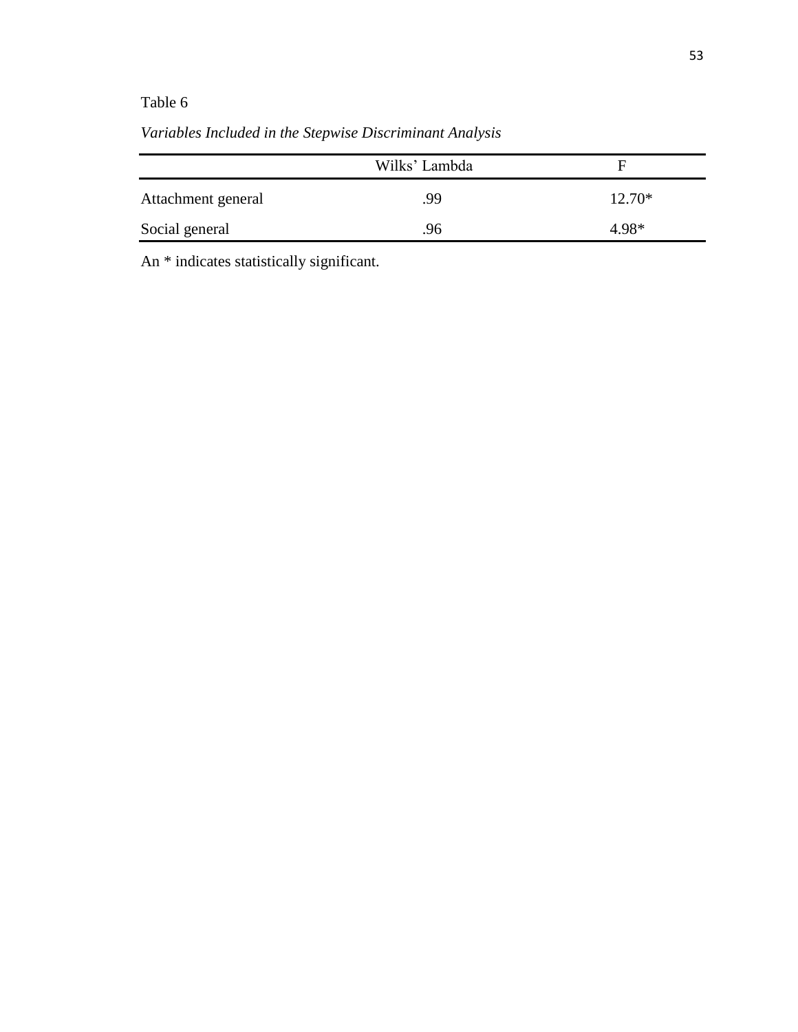Table 6

*Variables Included in the Stepwise Discriminant Analysis*

| | Wilks' Lambda | F |
|---|---|---|
| Attachment general | .99 | 12.70* |
| Social general | .96 | 4.98* |

An * indicates statistically significant.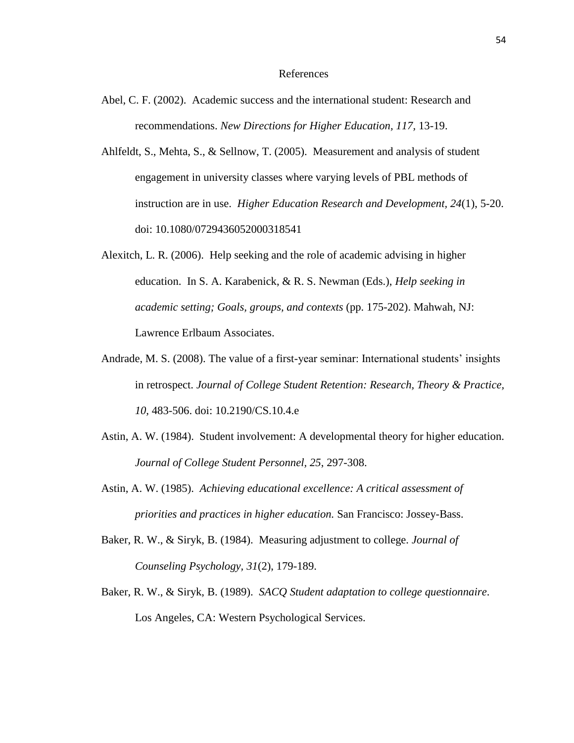# References

Abel, C. F. (2002). Academic success and the international student: Research and recommendations. *New Directions for Higher Education, 117*, 13-19.

Ahlfeldt, S., Mehta, S., & Sellnow, T. (2005). Measurement and analysis of student engagement in university classes where varying levels of PBL methods of instruction are in use. *Higher Education Research and Development, 24*(1), 5-20. doi: 10.1080/0729436052000318541

Alexitch, L. R. (2006). Help seeking and the role of academic advising in higher education. In S. A. Karabenick, & R. S. Newman (Eds.), *Help seeking in academic setting; Goals, groups, and contexts* (pp. 175-202). Mahwah, NJ: Lawrence Erlbaum Associates.

Andrade, M. S. (2008). The value of a first-year seminar: International students' insights in retrospect. *Journal of College Student Retention: Research, Theory & Practice, 10,* 483-506. doi: 10.2190/CS.10.4.e

Astin, A. W. (1984). Student involvement: A developmental theory for higher education. *Journal of College Student Personnel, 25*, 297-308.

Astin, A. W. (1985). *Achieving educational excellence: A critical assessment of priorities and practices in higher education.* San Francisco: Jossey-Bass.

Baker, R. W., & Siryk, B. (1984). Measuring adjustment to college. *Journal of Counseling Psychology, 31*(2), 179-189.

Baker, R. W., & Siryk, B. (1989). *SACQ Student adaptation to college questionnaire*. Los Angeles, CA: Western Psychological Services.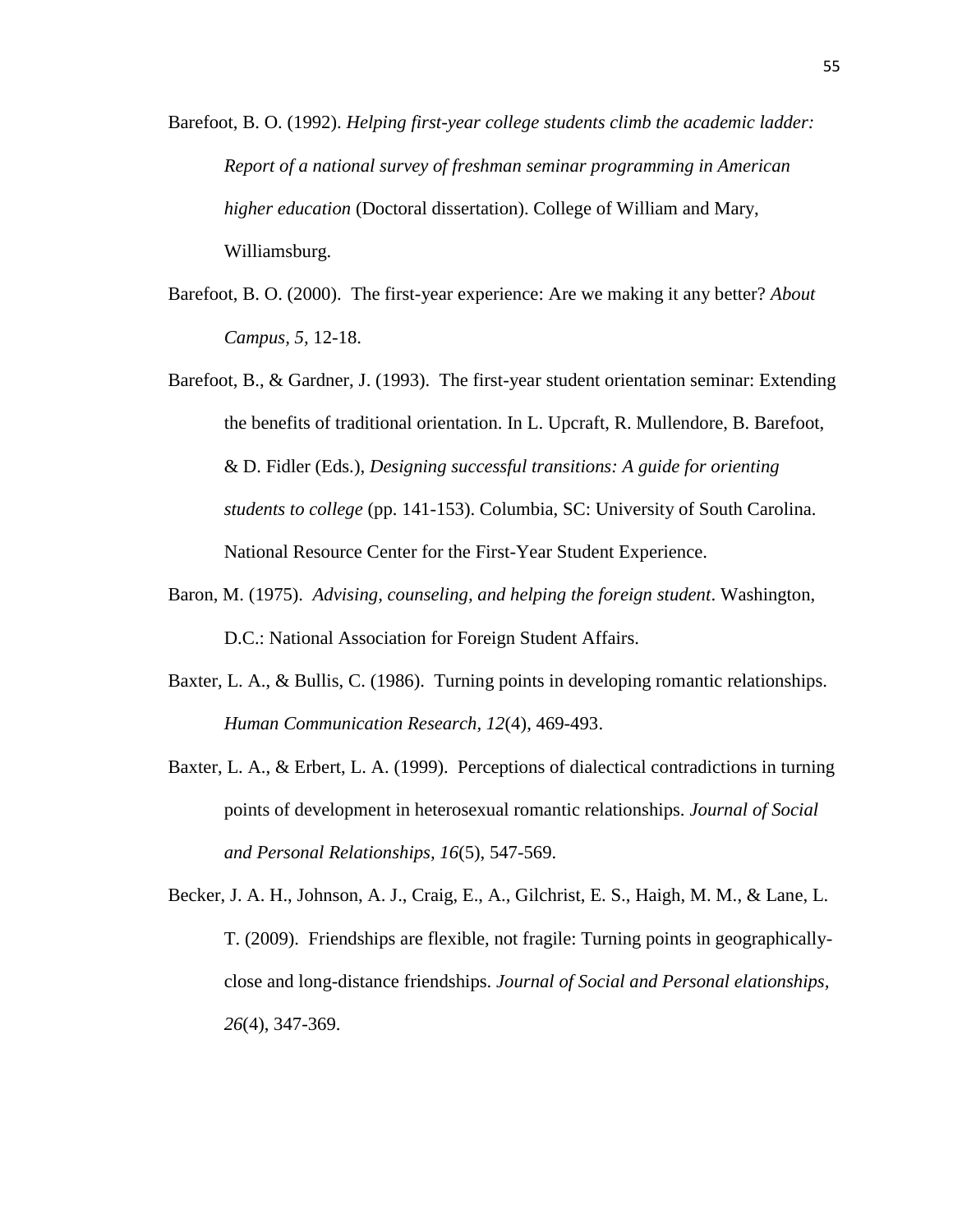Barefoot, B. O. (1992). *Helping first-year college students climb the academic ladder: Report of a national survey of freshman seminar programming in American higher education* (Doctoral dissertation). College of William and Mary, Williamsburg.

Barefoot, B. O. (2000). The first-year experience: Are we making it any better? *About Campus, 5*, 12-18.

Barefoot, B., & Gardner, J. (1993). The first-year student orientation seminar: Extending the benefits of traditional orientation. In L. Upcraft, R. Mullendore, B. Barefoot, & D. Fidler (Eds.), *Designing successful transitions: A guide for orienting students to college* (pp. 141-153). Columbia, SC: University of South Carolina. National Resource Center for the First-Year Student Experience.

Baron, M. (1975). *Advising, counseling, and helping the foreign student*. Washington, D.C.: National Association for Foreign Student Affairs.

Baxter, L. A., & Bullis, C. (1986). Turning points in developing romantic relationships. *Human Communication Research, 12*(4), 469-493.

Baxter, L. A., & Erbert, L. A. (1999). Perceptions of dialectical contradictions in turning points of development in heterosexual romantic relationships. *Journal of Social and Personal Relationships, 16*(5), 547-569.

Becker, J. A. H., Johnson, A. J., Craig, E., A., Gilchrist, E. S., Haigh, M. M., & Lane, L. T. (2009). Friendships are flexible, not fragile: Turning points in geographically-close and long-distance friendships. *Journal of Social and Personal elationships, 26*(4), 347-369.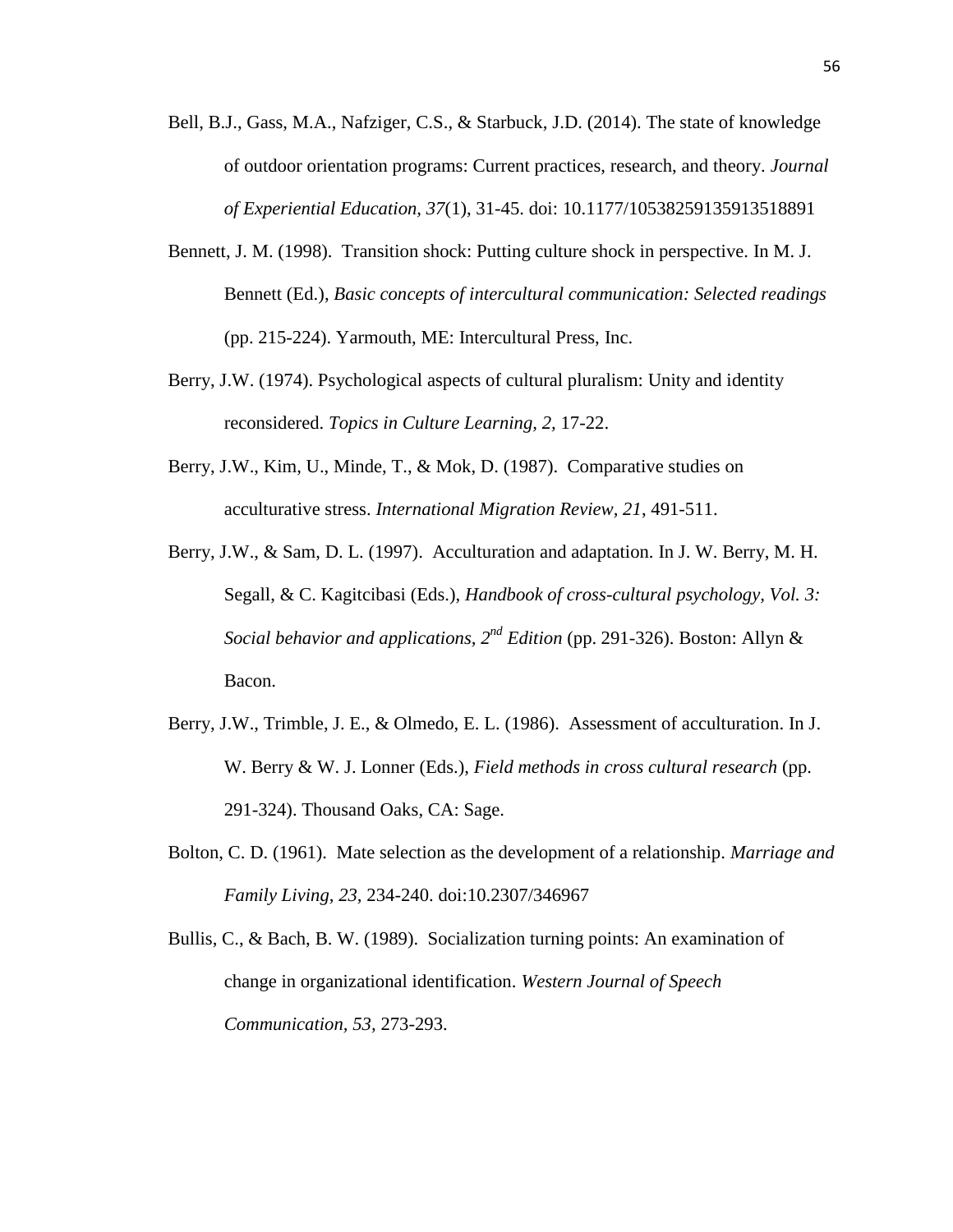Bell, B.J., Gass, M.A., Nafziger, C.S., & Starbuck, J.D. (2014). The state of knowledge of outdoor orientation programs: Current practices, research, and theory. *Journal of Experiential Education, 37*(1), 31-45. doi: 10.1177/10538259135913518891

Bennett, J. M. (1998). Transition shock: Putting culture shock in perspective. In M. J. Bennett (Ed.), *Basic concepts of intercultural communication: Selected readings* (pp. 215-224). Yarmouth, ME: Intercultural Press, Inc.

Berry, J.W. (1974). Psychological aspects of cultural pluralism: Unity and identity reconsidered. *Topics in Culture Learning, 2,* 17-22.

Berry, J.W., Kim, U., Minde, T., & Mok, D. (1987). Comparative studies on acculturative stress. *International Migration Review, 21*, 491-511.

Berry, J.W., & Sam, D. L. (1997). Acculturation and adaptation. In J. W. Berry, M. H. Segall, & C. Kagitcibasi (Eds.), *Handbook of cross-cultural psychology, Vol. 3: Social behavior and applications, 2nd Edition* (pp. 291-326). Boston: Allyn & Bacon.

Berry, J.W., Trimble, J. E., & Olmedo, E. L. (1986). Assessment of acculturation. In J. W. Berry & W. J. Lonner (Eds.), *Field methods in cross cultural research* (pp. 291-324). Thousand Oaks, CA: Sage.

Bolton, C. D. (1961). Mate selection as the development of a relationship. *Marriage and Family Living, 23,* 234-240. doi:10.2307/346967

Bullis, C., & Bach, B. W. (1989). Socialization turning points: An examination of change in organizational identification. *Western Journal of Speech Communication, 53,* 273-293.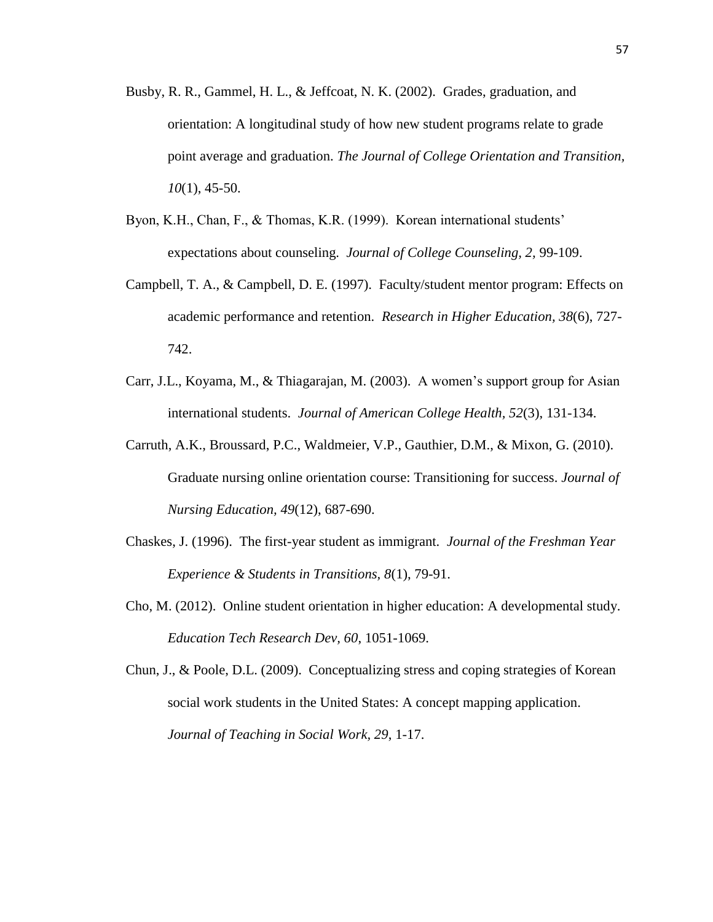Busby, R. R., Gammel, H. L., & Jeffcoat, N. K. (2002). Grades, graduation, and orientation: A longitudinal study of how new student programs relate to grade point average and graduation. *The Journal of College Orientation and Transition*, *10*(1), 45-50.

Byon, K.H., Chan, F., & Thomas, K.R. (1999). Korean international students' expectations about counseling. *Journal of College Counseling, 2,* 99-109.

Campbell, T. A., & Campbell, D. E. (1997). Faculty/student mentor program: Effects on academic performance and retention. *Research in Higher Education, 38*(6), 727-742.

Carr, J.L., Koyama, M., & Thiagarajan, M. (2003). A women's support group for Asian international students. *Journal of American College Health, 52*(3), 131-134.

Carruth, A.K., Broussard, P.C., Waldmeier, V.P., Gauthier, D.M., & Mixon, G. (2010). Graduate nursing online orientation course: Transitioning for success. *Journal of Nursing Education, 49*(12), 687-690.

Chaskes, J. (1996). The first-year student as immigrant. *Journal of the Freshman Year Experience & Students in Transitions, 8*(1), 79-91.

Cho, M. (2012). Online student orientation in higher education: A developmental study. *Education Tech Research Dev, 60*, 1051-1069.

Chun, J., & Poole, D.L. (2009). Conceptualizing stress and coping strategies of Korean social work students in the United States: A concept mapping application. *Journal of Teaching in Social Work, 29*, 1-17.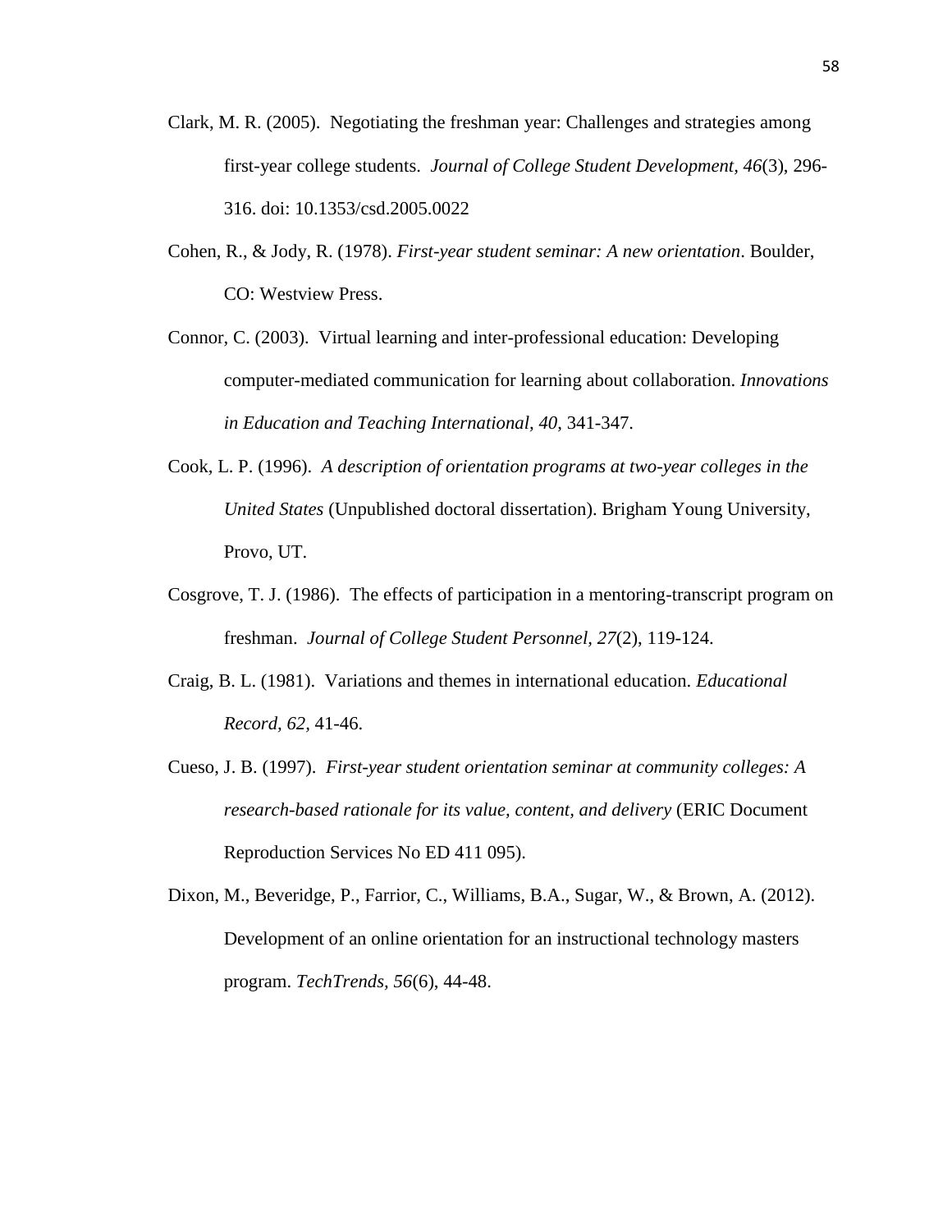Clark, M. R. (2005). Negotiating the freshman year: Challenges and strategies among first-year college students. *Journal of College Student Development*, *46*(3), 296-316. doi: 10.1353/csd.2005.0022

Cohen, R., & Jody, R. (1978). *First-year student seminar: A new orientation*. Boulder, CO: Westview Press.

Connor, C. (2003). Virtual learning and inter-professional education: Developing computer-mediated communication for learning about collaboration. *Innovations in Education and Teaching International, 40*, 341-347.

Cook, L. P. (1996). *A description of orientation programs at two-year colleges in the United States* (Unpublished doctoral dissertation). Brigham Young University, Provo, UT.

Cosgrove, T. J. (1986). The effects of participation in a mentoring-transcript program on freshman. *Journal of College Student Personnel, 27*(2), 119-124.

Craig, B. L. (1981). Variations and themes in international education. *Educational Record, 62,* 41-46.

Cueso, J. B. (1997). *First-year student orientation seminar at community colleges: A research-based rationale for its value, content, and delivery* (ERIC Document Reproduction Services No ED 411 095).

Dixon, M., Beveridge, P., Farrior, C., Williams, B.A., Sugar, W., & Brown, A. (2012). Development of an online orientation for an instructional technology masters program. *TechTrends, 56*(6), 44-48.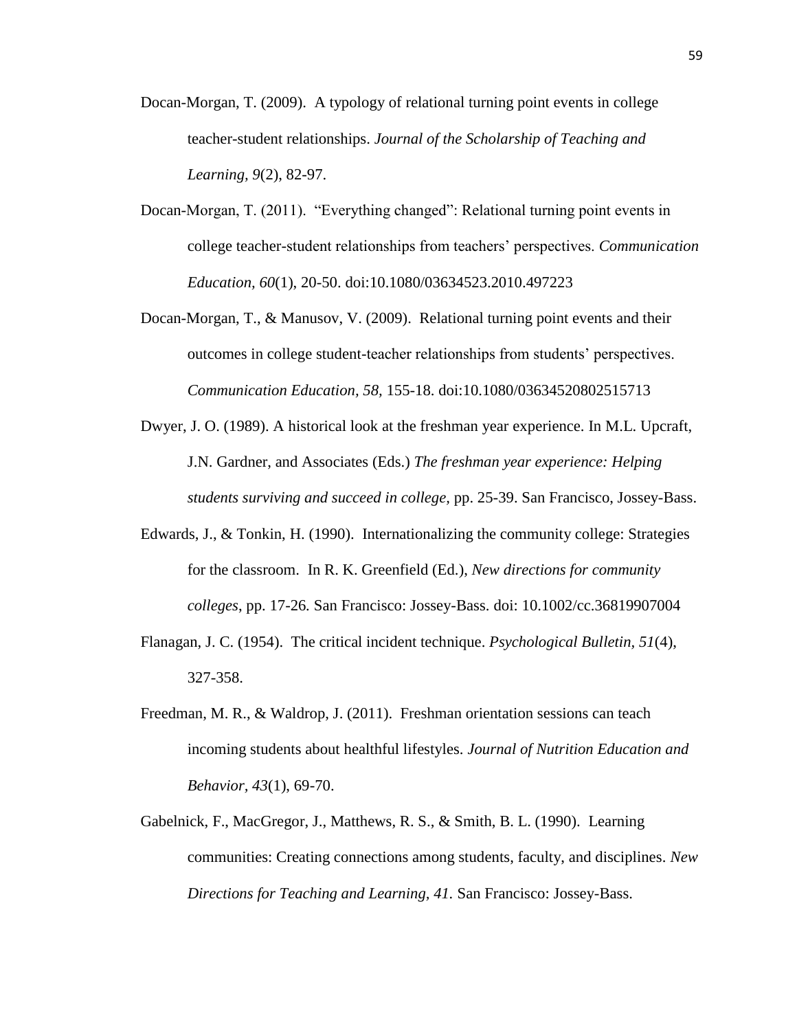Docan-Morgan, T. (2009). A typology of relational turning point events in college teacher-student relationships. *Journal of the Scholarship of Teaching and Learning, 9*(2), 82-97.

Docan-Morgan, T. (2011). "Everything changed": Relational turning point events in college teacher-student relationships from teachers' perspectives. *Communication Education, 60*(1), 20-50. doi:10.1080/03634523.2010.497223

Docan-Morgan, T., & Manusov, V. (2009). Relational turning point events and their outcomes in college student-teacher relationships from students' perspectives. *Communication Education, 58,* 155-18. doi:10.1080/03634520802515713

Dwyer, J. O. (1989). A historical look at the freshman year experience. In M.L. Upcraft, J.N. Gardner, and Associates (Eds.) *The freshman year experience: Helping students surviving and succeed in college,* pp. 25-39. San Francisco, Jossey-Bass.

Edwards, J., & Tonkin, H. (1990). Internationalizing the community college: Strategies for the classroom. In R. K. Greenfield (Ed.), *New directions for community colleges,* pp. 17-26*.* San Francisco: Jossey-Bass. doi: 10.1002/cc.36819907004

Flanagan, J. C. (1954). The critical incident technique. *Psychological Bulletin, 51*(4), 327-358.

Freedman, M. R., & Waldrop, J. (2011). Freshman orientation sessions can teach incoming students about healthful lifestyles. *Journal of Nutrition Education and Behavior, 43*(1), 69-70.

Gabelnick, F., MacGregor, J., Matthews, R. S., & Smith, B. L. (1990). Learning communities: Creating connections among students, faculty, and disciplines. *New Directions for Teaching and Learning, 41.* San Francisco: Jossey-Bass.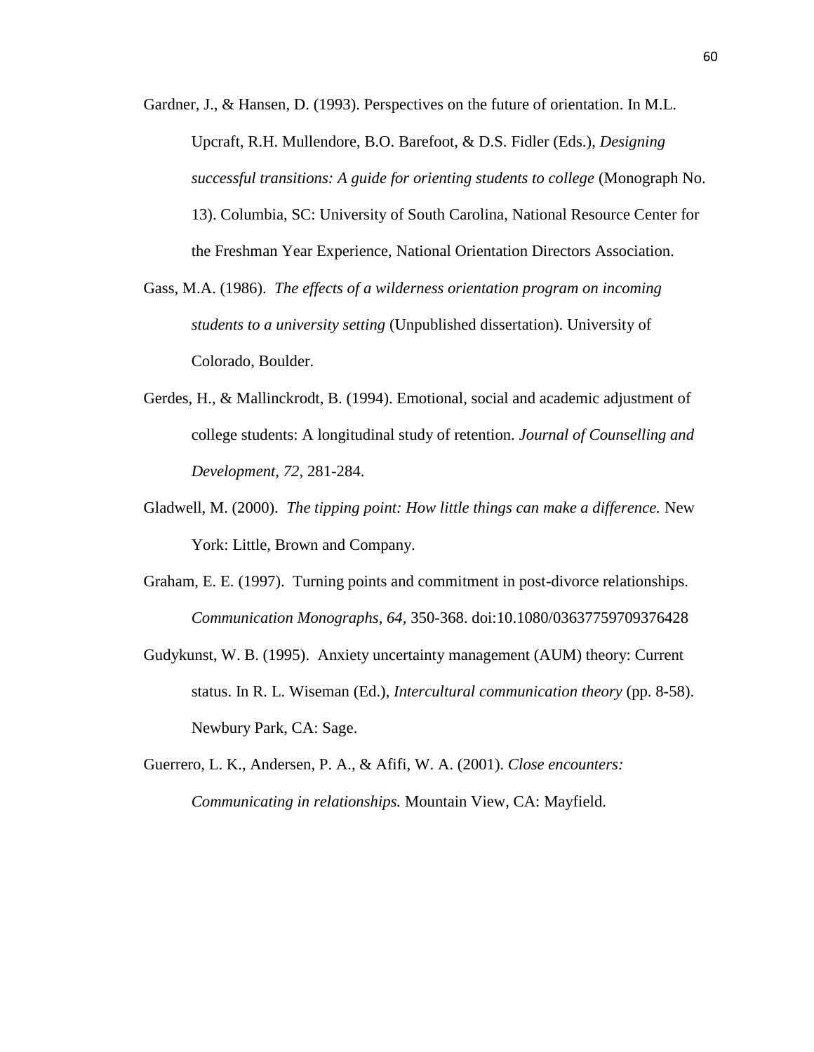Gardner, J., & Hansen, D. (1993). Perspectives on the future of orientation. In M.L. Upcraft, R.H. Mullendore, B.O. Barefoot, & D.S. Fidler (Eds.), *Designing successful transitions: A guide for orienting students to college* (Monograph No. 13). Columbia, SC: University of South Carolina, National Resource Center for the Freshman Year Experience, National Orientation Directors Association.

Gass, M.A. (1986). *The effects of a wilderness orientation program on incoming students to a university setting* (Unpublished dissertation). University of Colorado, Boulder.

Gerdes, H., & Mallinckrodt, B. (1994). Emotional, social and academic adjustment of college students: A longitudinal study of retention. *Journal of Counselling and Development, 72,* 281-284.

Gladwell, M. (2000). *The tipping point: How little things can make a difference.* New York: Little, Brown and Company.

Graham, E. E. (1997). Turning points and commitment in post-divorce relationships. *Communication Monographs, 64,* 350-368. doi:10.1080/03637759709376428

Gudykunst, W. B. (1995). Anxiety uncertainty management (AUM) theory: Current status. In R. L. Wiseman (Ed.), *Intercultural communication theory* (pp. 8-58). Newbury Park, CA: Sage.

Guerrero, L. K., Andersen, P. A., & Afifi, W. A. (2001). *Close encounters: Communicating in relationships.* Mountain View, CA: Mayfield.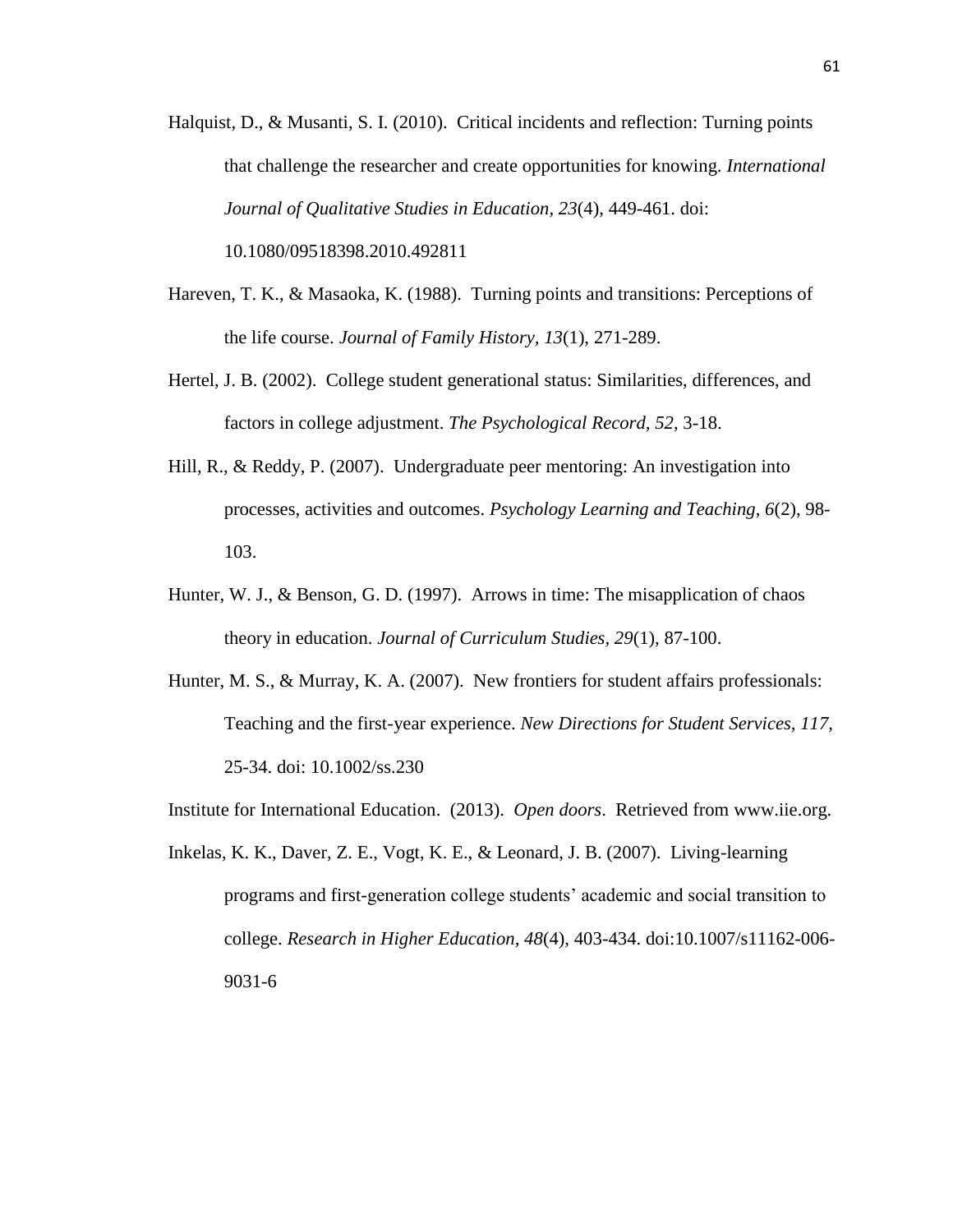Halquist, D., & Musanti, S. I. (2010). Critical incidents and reflection: Turning points that challenge the researcher and create opportunities for knowing. *International Journal of Qualitative Studies in Education, 23*(4), 449-461. doi: 10.1080/09518398.2010.492811

Hareven, T. K., & Masaoka, K. (1988). Turning points and transitions: Perceptions of the life course. *Journal of Family History, 13*(1), 271-289.

Hertel, J. B. (2002). College student generational status: Similarities, differences, and factors in college adjustment. *The Psychological Record, 52,* 3-18.

Hill, R., & Reddy, P. (2007). Undergraduate peer mentoring: An investigation into processes, activities and outcomes. *Psychology Learning and Teaching, 6*(2), 98-103.

Hunter, W. J., & Benson, G. D. (1997). Arrows in time: The misapplication of chaos theory in education. *Journal of Curriculum Studies, 29*(1), 87-100.

Hunter, M. S., & Murray, K. A. (2007). New frontiers for student affairs professionals: Teaching and the first-year experience. *New Directions for Student Services, 117,* 25-34. doi: 10.1002/ss.230

Institute for International Education. (2013). *Open doors*. Retrieved from www.iie.org.

Inkelas, K. K., Daver, Z. E., Vogt, K. E., & Leonard, J. B. (2007). Living-learning programs and first-generation college students' academic and social transition to college. *Research in Higher Education, 48*(4), 403-434. doi:10.1007/s11162-006-9031-6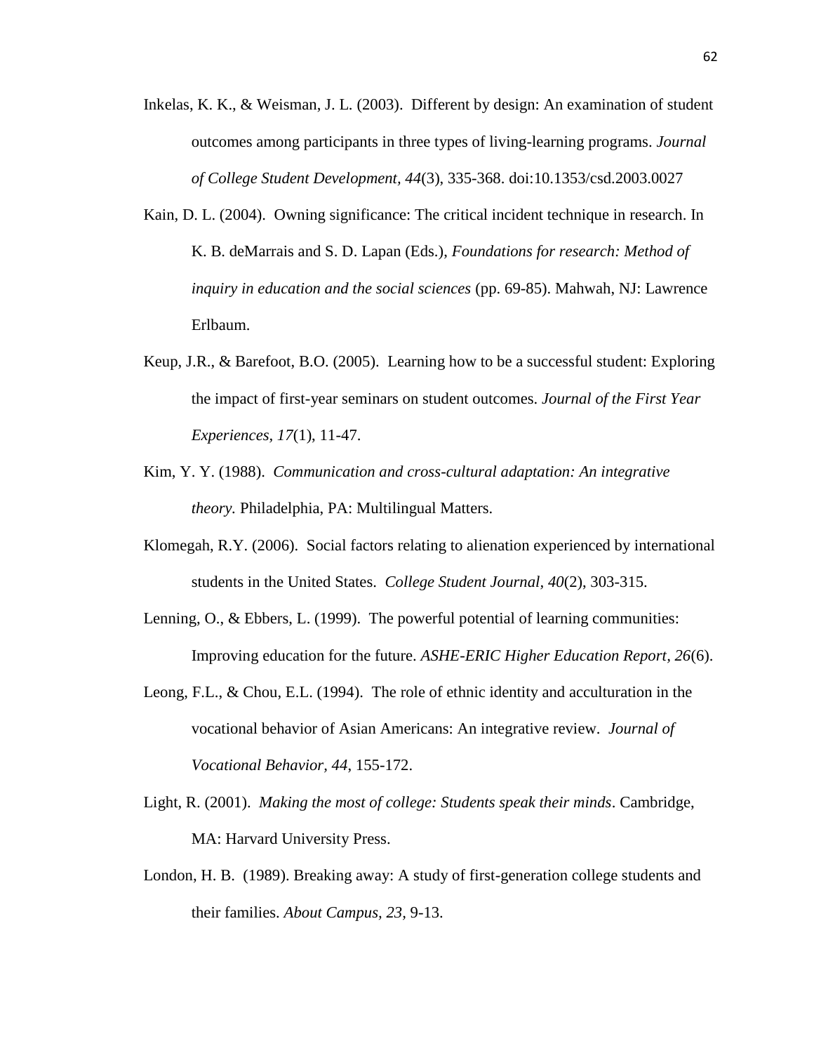Inkelas, K. K., & Weisman, J. L. (2003). Different by design: An examination of student outcomes among participants in three types of living-learning programs. *Journal of College Student Development, 44*(3), 335-368. doi:10.1353/csd.2003.0027

Kain, D. L. (2004). Owning significance: The critical incident technique in research. In K. B. deMarrais and S. D. Lapan (Eds.), *Foundations for research: Method of inquiry in education and the social sciences* (pp. 69-85). Mahwah, NJ: Lawrence Erlbaum.

Keup, J.R., & Barefoot, B.O. (2005). Learning how to be a successful student: Exploring the impact of first-year seminars on student outcomes. *Journal of the First Year Experiences, 17*(1), 11-47.

Kim, Y. Y. (1988). *Communication and cross-cultural adaptation: An integrative theory.* Philadelphia, PA: Multilingual Matters.

Klomegah, R.Y. (2006). Social factors relating to alienation experienced by international students in the United States. *College Student Journal, 40*(2), 303-315.

Lenning, O., & Ebbers, L. (1999). The powerful potential of learning communities: Improving education for the future. *ASHE-ERIC Higher Education Report, 26*(6).

Leong, F.L., & Chou, E.L. (1994). The role of ethnic identity and acculturation in the vocational behavior of Asian Americans: An integrative review. *Journal of Vocational Behavior, 44*, 155-172.

Light, R. (2001). *Making the most of college: Students speak their minds*. Cambridge, MA: Harvard University Press.

London, H. B. (1989). Breaking away: A study of first-generation college students and their families. *About Campus, 23*, 9-13.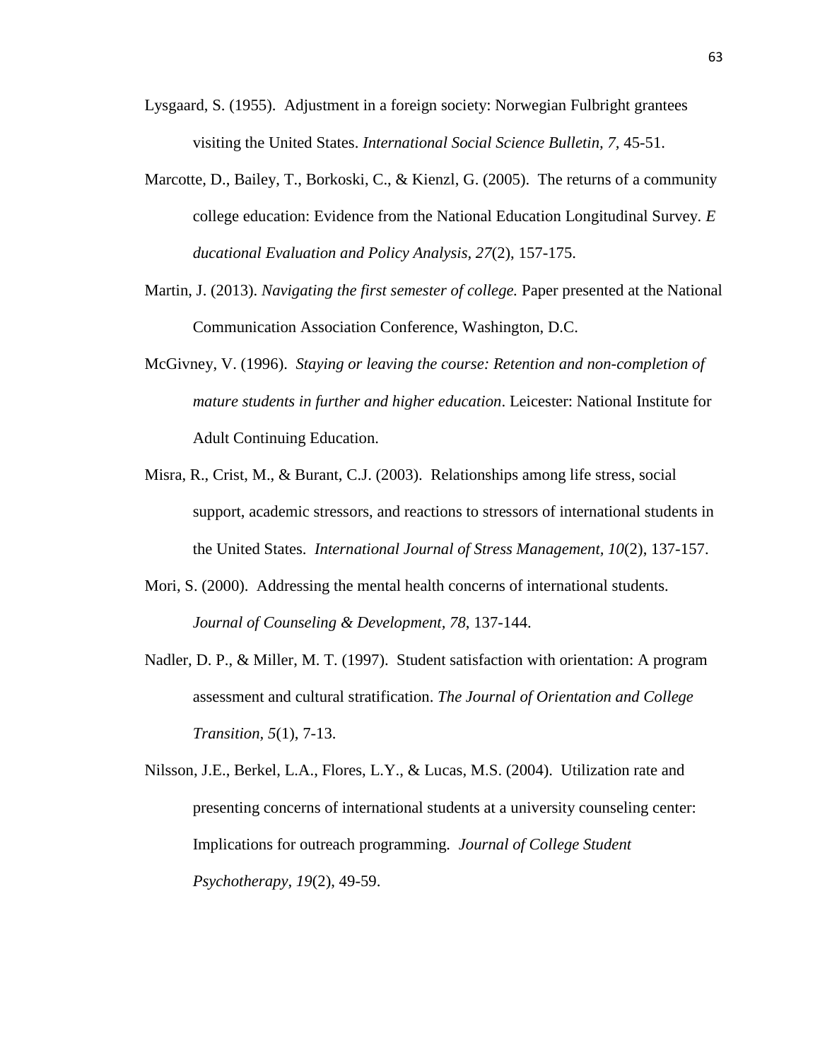Lysgaard, S. (1955). Adjustment in a foreign society: Norwegian Fulbright grantees visiting the United States. *International Social Science Bulletin, 7,* 45-51.

Marcotte, D., Bailey, T., Borkoski, C., & Kienzl, G. (2005). The returns of a community college education: Evidence from the National Education Longitudinal Survey. *E ducational Evaluation and Policy Analysis, 27*(2), 157-175.

Martin, J. (2013). *Navigating the first semester of college.* Paper presented at the National Communication Association Conference, Washington, D.C.

McGivney, V. (1996). *Staying or leaving the course: Retention and non-completion of mature students in further and higher education*. Leicester: National Institute for Adult Continuing Education.

Misra, R., Crist, M., & Burant, C.J. (2003). Relationships among life stress, social support, academic stressors, and reactions to stressors of international students in the United States. *International Journal of Stress Management, 10*(2), 137-157.

Mori, S. (2000). Addressing the mental health concerns of international students. *Journal of Counseling & Development, 78*, 137-144.

Nadler, D. P., & Miller, M. T. (1997). Student satisfaction with orientation: A program assessment and cultural stratification. *The Journal of Orientation and College Transition, 5*(1), 7-13.

Nilsson, J.E., Berkel, L.A., Flores, L.Y., & Lucas, M.S. (2004). Utilization rate and presenting concerns of international students at a university counseling center: Implications for outreach programming. *Journal of College Student Psychotherapy, 19*(2), 49-59.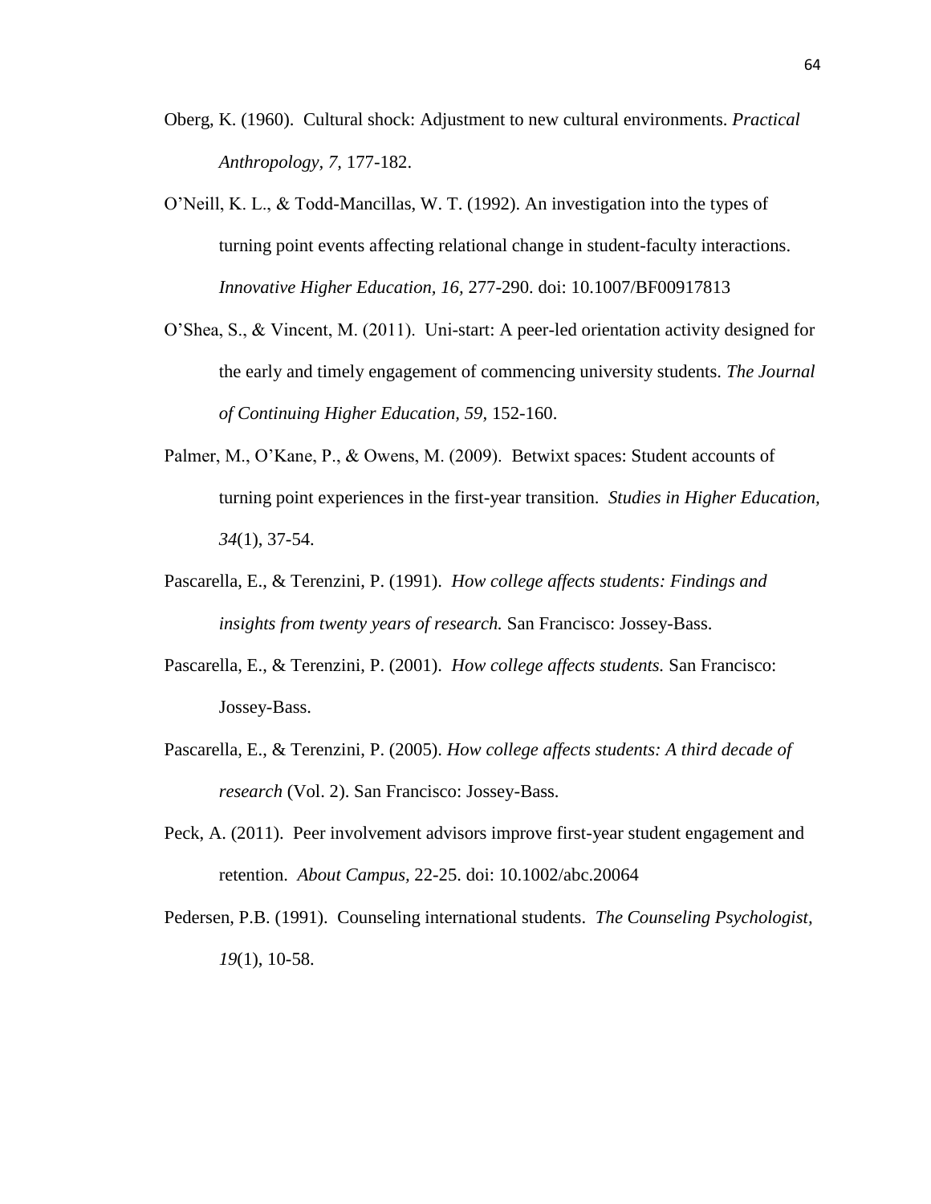Oberg, K. (1960). Cultural shock: Adjustment to new cultural environments. *Practical Anthropology, 7,* 177-182.

O'Neill, K. L., & Todd-Mancillas, W. T. (1992). An investigation into the types of turning point events affecting relational change in student-faculty interactions. *Innovative Higher Education, 16,* 277-290. doi: 10.1007/BF00917813

O'Shea, S., & Vincent, M. (2011). Uni-start: A peer-led orientation activity designed for the early and timely engagement of commencing university students. *The Journal of Continuing Higher Education, 59,* 152-160.

Palmer, M., O'Kane, P., & Owens, M. (2009). Betwixt spaces: Student accounts of turning point experiences in the first-year transition. *Studies in Higher Education, 34*(1), 37-54.

Pascarella, E., & Terenzini, P. (1991). *How college affects students: Findings and insights from twenty years of research.* San Francisco: Jossey-Bass.

Pascarella, E., & Terenzini, P. (2001). *How college affects students.* San Francisco: Jossey-Bass.

Pascarella, E., & Terenzini, P. (2005). *How college affects students: A third decade of research* (Vol. 2). San Francisco: Jossey-Bass.

Peck, A. (2011). Peer involvement advisors improve first-year student engagement and retention. *About Campus,* 22-25. doi: 10.1002/abc.20064

Pedersen, P.B. (1991). Counseling international students. *The Counseling Psychologist, 19*(1), 10-58.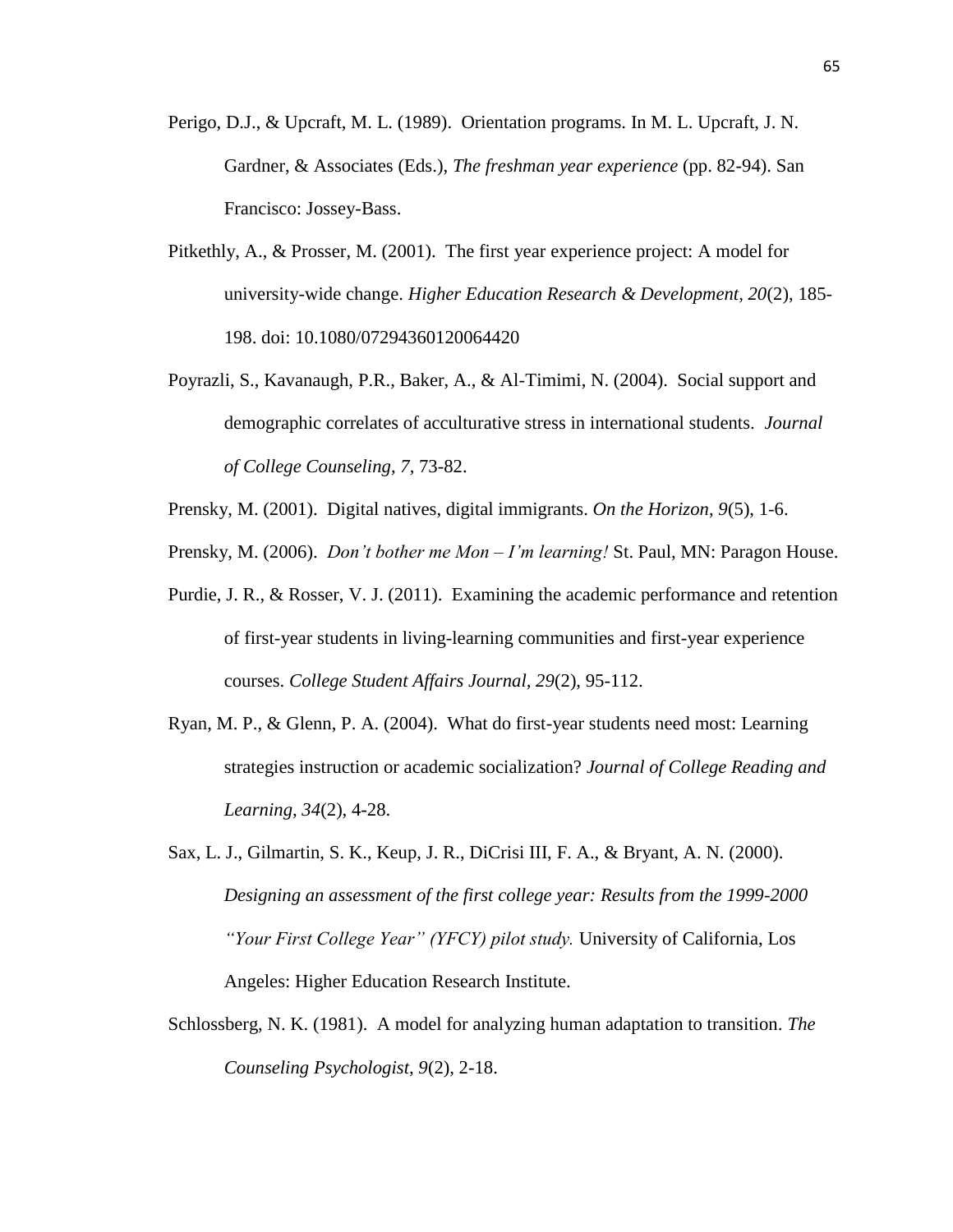Perigo, D.J., & Upcraft, M. L. (1989). Orientation programs. In M. L. Upcraft, J. N. Gardner, & Associates (Eds.), *The freshman year experience* (pp. 82-94). San Francisco: Jossey-Bass.

Pitkethly, A., & Prosser, M. (2001). The first year experience project: A model for university-wide change. *Higher Education Research & Development, 20*(2), 185-198. doi: 10.1080/07294360120064420

Poyrazli, S., Kavanaugh, P.R., Baker, A., & Al-Timimi, N. (2004). Social support and demographic correlates of acculturative stress in international students. *Journal of College Counseling, 7*, 73-82.

Prensky, M. (2001). Digital natives, digital immigrants. *On the Horizon, 9*(5), 1-6.

Prensky, M. (2006). *Don't bother me Mon – I'm learning!* St. Paul, MN: Paragon House.

Purdie, J. R., & Rosser, V. J. (2011). Examining the academic performance and retention of first-year students in living-learning communities and first-year experience courses. *College Student Affairs Journal, 29*(2), 95-112.

Ryan, M. P., & Glenn, P. A. (2004). What do first-year students need most: Learning strategies instruction or academic socialization? *Journal of College Reading and Learning, 34*(2), 4-28.

Sax, L. J., Gilmartin, S. K., Keup, J. R., DiCrisi III, F. A., & Bryant, A. N. (2000). *Designing an assessment of the first college year: Results from the 1999-2000 "Your First College Year" (YFCY) pilot study.* University of California, Los Angeles: Higher Education Research Institute.

Schlossberg, N. K. (1981). A model for analyzing human adaptation to transition. *The Counseling Psychologist, 9*(2), 2-18.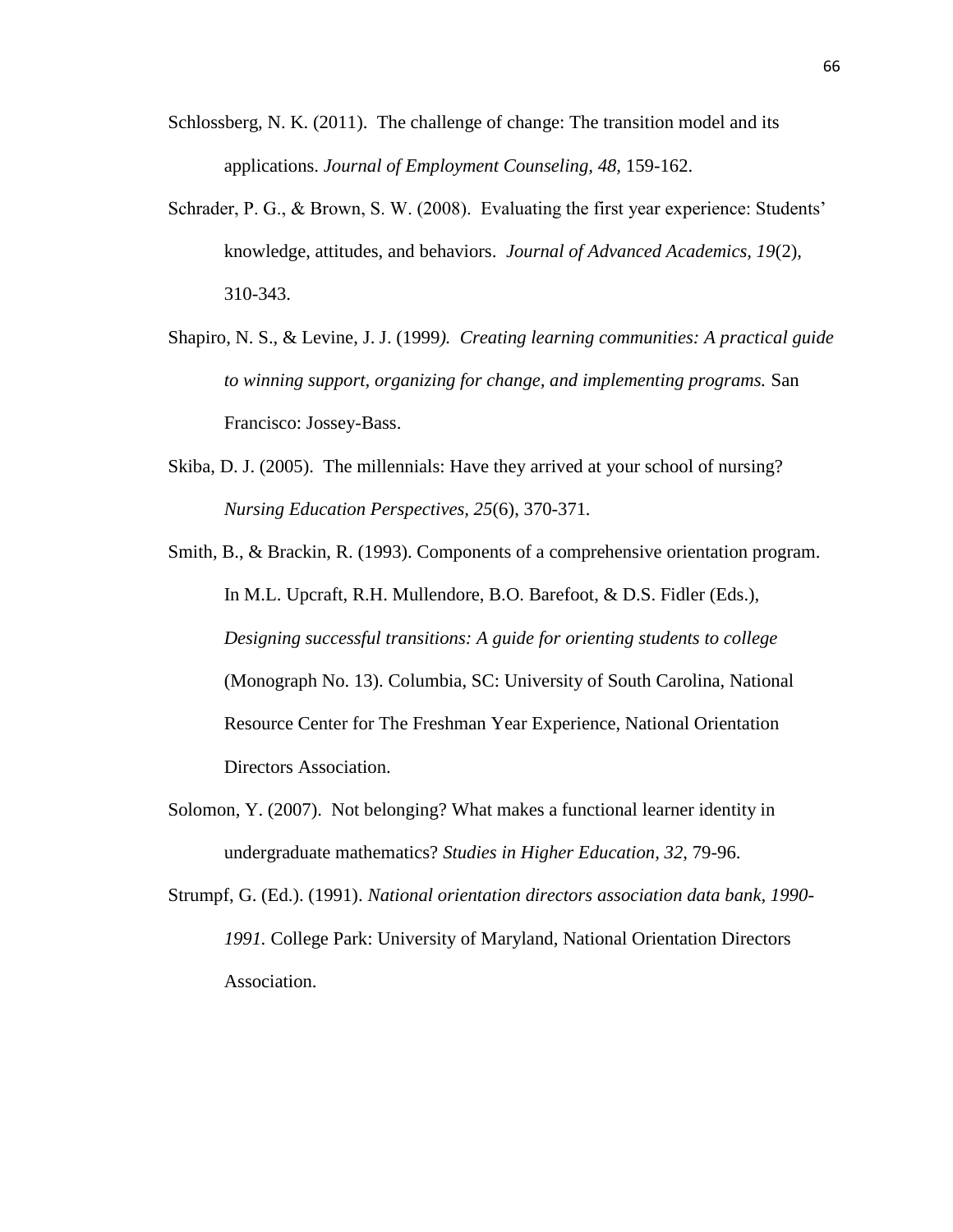Schlossberg, N. K. (2011). The challenge of change: The transition model and its applications. *Journal of Employment Counseling, 48*, 159-162.

Schrader, P. G., & Brown, S. W. (2008). Evaluating the first year experience: Students' knowledge, attitudes, and behaviors. *Journal of Advanced Academics, 19*(2), 310-343.

Shapiro, N. S., & Levine, J. J. (1999*). Creating learning communities: A practical guide to winning support, organizing for change, and implementing programs.* San Francisco: Jossey-Bass.

Skiba, D. J. (2005). The millennials: Have they arrived at your school of nursing? *Nursing Education Perspectives, 25*(6), 370-371.

Smith, B., & Brackin, R. (1993). Components of a comprehensive orientation program. In M.L. Upcraft, R.H. Mullendore, B.O. Barefoot, & D.S. Fidler (Eds.), *Designing successful transitions: A guide for orienting students to college* (Monograph No. 13). Columbia, SC: University of South Carolina, National Resource Center for The Freshman Year Experience, National Orientation Directors Association.

Solomon, Y. (2007). Not belonging? What makes a functional learner identity in undergraduate mathematics? *Studies in Higher Education, 32*, 79-96.

Strumpf, G. (Ed.). (1991). *National orientation directors association data bank, 1990-1991.* College Park: University of Maryland, National Orientation Directors Association.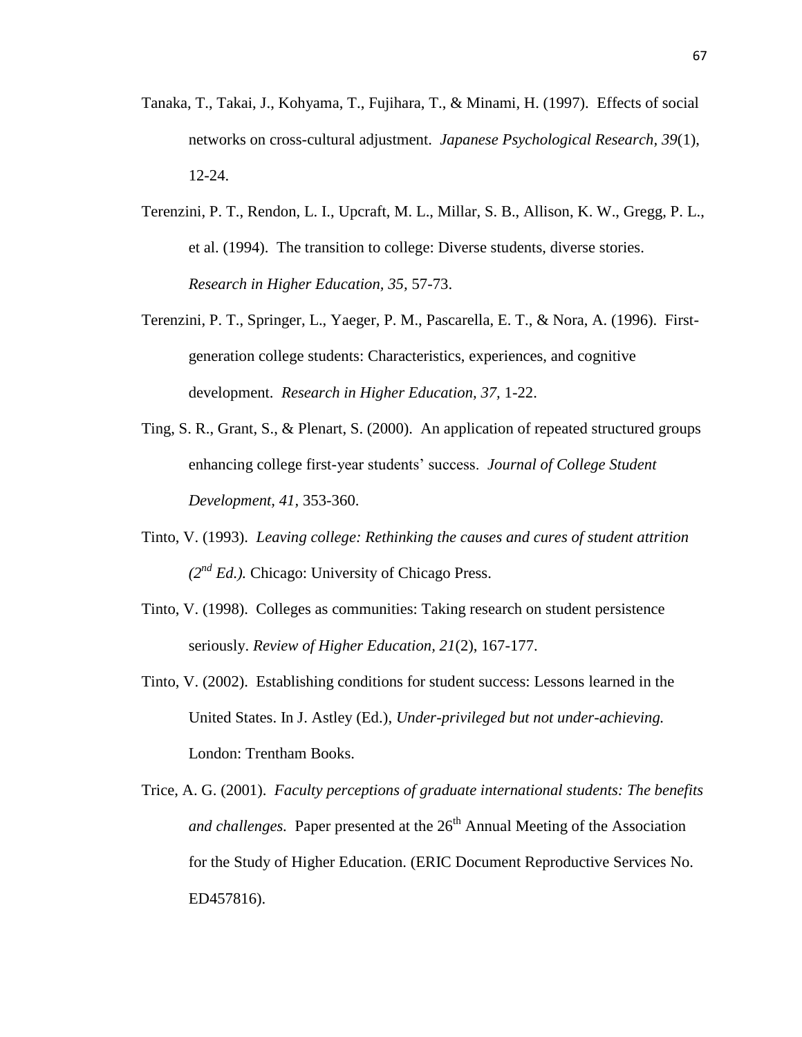Tanaka, T., Takai, J., Kohyama, T., Fujihara, T., & Minami, H. (1997). Effects of social networks on cross-cultural adjustment. *Japanese Psychological Research, 39*(1), 12-24.

Terenzini, P. T., Rendon, L. I., Upcraft, M. L., Millar, S. B., Allison, K. W., Gregg, P. L., et al. (1994). The transition to college: Diverse students, diverse stories. *Research in Higher Education, 35,* 57-73.

Terenzini, P. T., Springer, L., Yaeger, P. M., Pascarella, E. T., & Nora, A. (1996). First-generation college students: Characteristics, experiences, and cognitive development. *Research in Higher Education, 37,* 1-22.

Ting, S. R., Grant, S., & Plenart, S. (2000). An application of repeated structured groups enhancing college first-year students' success. *Journal of College Student Development, 41,* 353-360.

Tinto, V. (1993). *Leaving college: Rethinking the causes and cures of student attrition (2nd Ed.).* Chicago: University of Chicago Press.

Tinto, V. (1998). Colleges as communities: Taking research on student persistence seriously. *Review of Higher Education, 21*(2), 167-177.

Tinto, V. (2002). Establishing conditions for student success: Lessons learned in the United States. In J. Astley (Ed.), *Under-privileged but not under-achieving.* London: Trentham Books.

Trice, A. G. (2001). *Faculty perceptions of graduate international students: The benefits and challenges.* Paper presented at the 26th Annual Meeting of the Association for the Study of Higher Education. (ERIC Document Reproductive Services No. ED457816).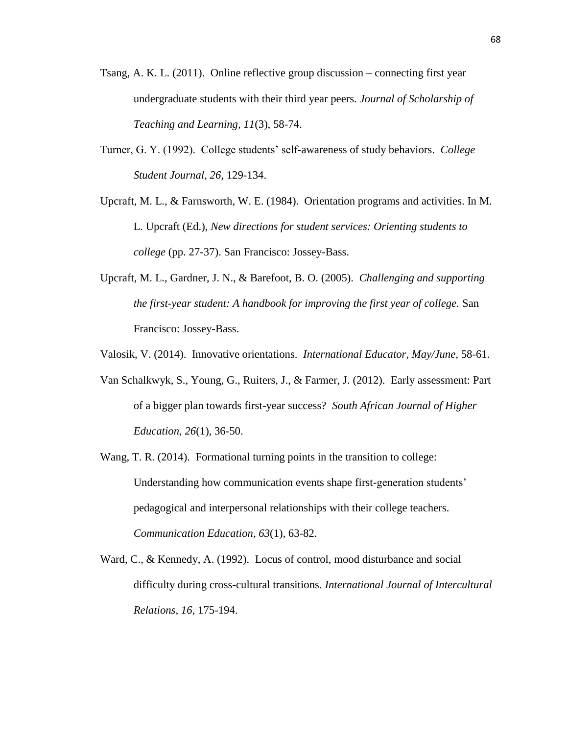Tsang, A. K. L. (2011). Online reflective group discussion – connecting first year undergraduate students with their third year peers. *Journal of Scholarship of Teaching and Learning, 11*(3), 58-74.

Turner, G. Y. (1992). College students' self-awareness of study behaviors. *College Student Journal, 26,* 129-134.

Upcraft, M. L., & Farnsworth, W. E. (1984). Orientation programs and activities. In M. L. Upcraft (Ed.), *New directions for student services: Orienting students to college* (pp. 27-37). San Francisco: Jossey-Bass.

Upcraft, M. L., Gardner, J. N., & Barefoot, B. O. (2005). *Challenging and supporting the first-year student: A handbook for improving the first year of college.* San Francisco: Jossey-Bass.

Valosik, V. (2014). Innovative orientations. *International Educator, May/June,* 58-61.

Van Schalkwyk, S., Young, G., Ruiters, J., & Farmer, J. (2012). Early assessment: Part of a bigger plan towards first-year success? *South African Journal of Higher Education, 26*(1), 36-50.

Wang, T. R. (2014). Formational turning points in the transition to college: Understanding how communication events shape first-generation students' pedagogical and interpersonal relationships with their college teachers. *Communication Education, 63*(1), 63-82.

Ward, C., & Kennedy, A. (1992). Locus of control, mood disturbance and social difficulty during cross-cultural transitions. *International Journal of Intercultural Relations, 16*, 175-194.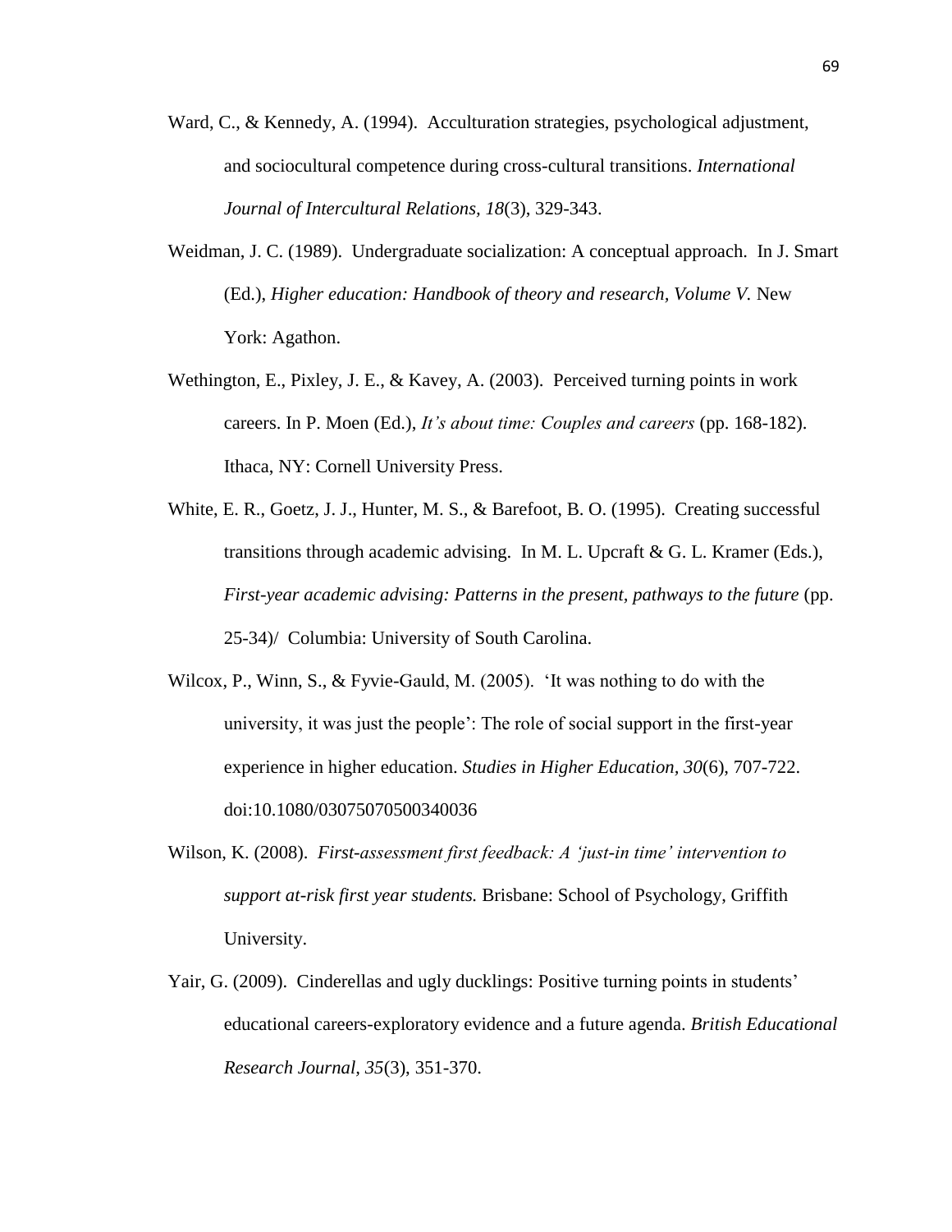Ward, C., & Kennedy, A. (1994). Acculturation strategies, psychological adjustment, and sociocultural competence during cross-cultural transitions. *International Journal of Intercultural Relations, 18*(3), 329-343.

Weidman, J. C. (1989). Undergraduate socialization: A conceptual approach. In J. Smart (Ed.), *Higher education: Handbook of theory and research, Volume V.* New York: Agathon.

Wethington, E., Pixley, J. E., & Kavey, A. (2003). Perceived turning points in work careers. In P. Moen (Ed.), *It's about time: Couples and careers* (pp. 168-182). Ithaca, NY: Cornell University Press.

White, E. R., Goetz, J. J., Hunter, M. S., & Barefoot, B. O. (1995). Creating successful transitions through academic advising. In M. L. Upcraft & G. L. Kramer (Eds.), *First-year academic advising: Patterns in the present, pathways to the future* (pp. 25-34)/ Columbia: University of South Carolina.

Wilcox, P., Winn, S., & Fyvie-Gauld, M. (2005). 'It was nothing to do with the university, it was just the people': The role of social support in the first-year experience in higher education. *Studies in Higher Education, 30*(6), 707-722. doi:10.1080/03075070500340036

Wilson, K. (2008). *First-assessment first feedback: A 'just-in time' intervention to support at-risk first year students.* Brisbane: School of Psychology, Griffith University.

Yair, G. (2009). Cinderellas and ugly ducklings: Positive turning points in students' educational careers-exploratory evidence and a future agenda. *British Educational Research Journal, 35*(3), 351-370.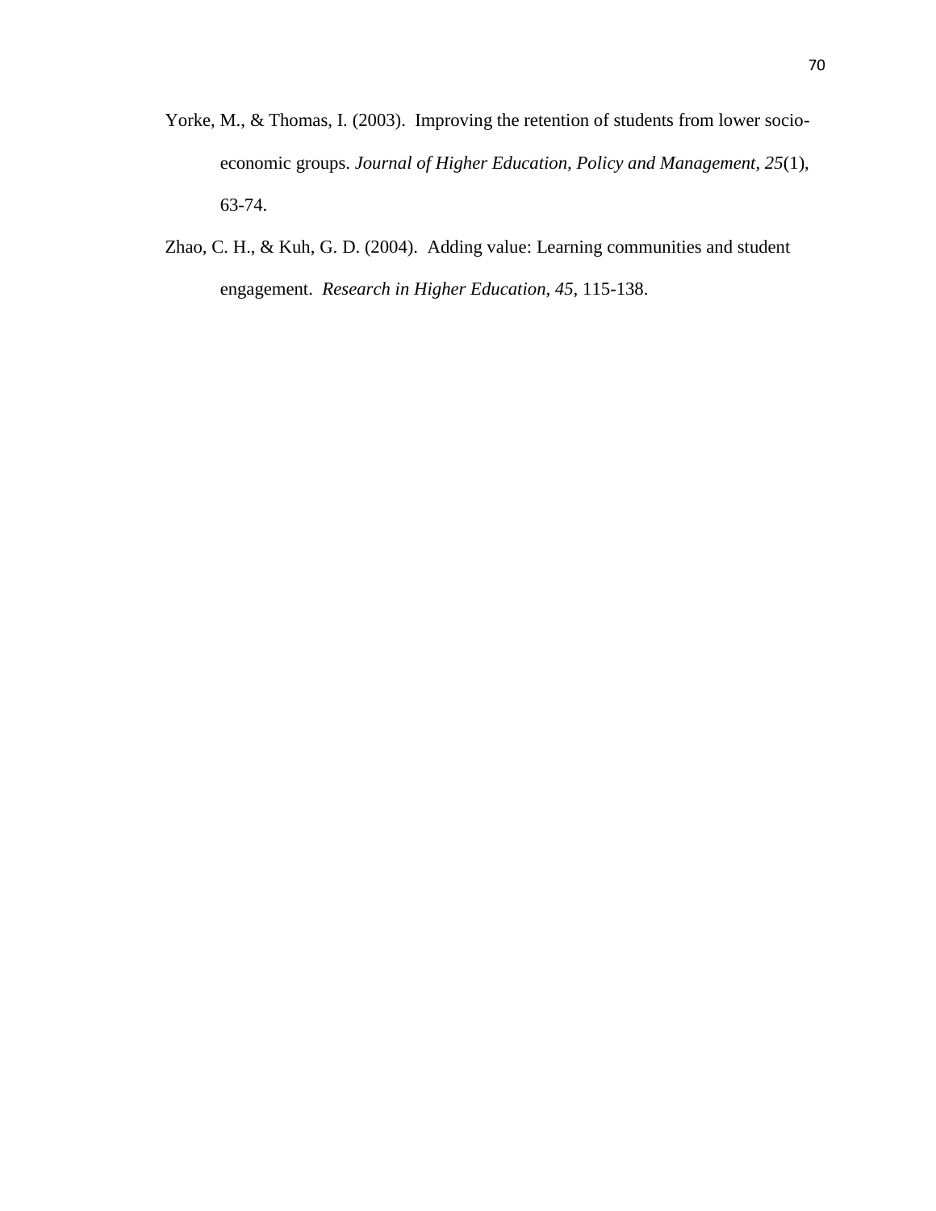Yorke, M., & Thomas, I. (2003). Improving the retention of students from lower socio-economic groups. *Journal of Higher Education, Policy and Management, 25*(1), 63-74.

Zhao, C. H., & Kuh, G. D. (2004). Adding value: Learning communities and student engagement. *Research in Higher Education, 45,* 115-138.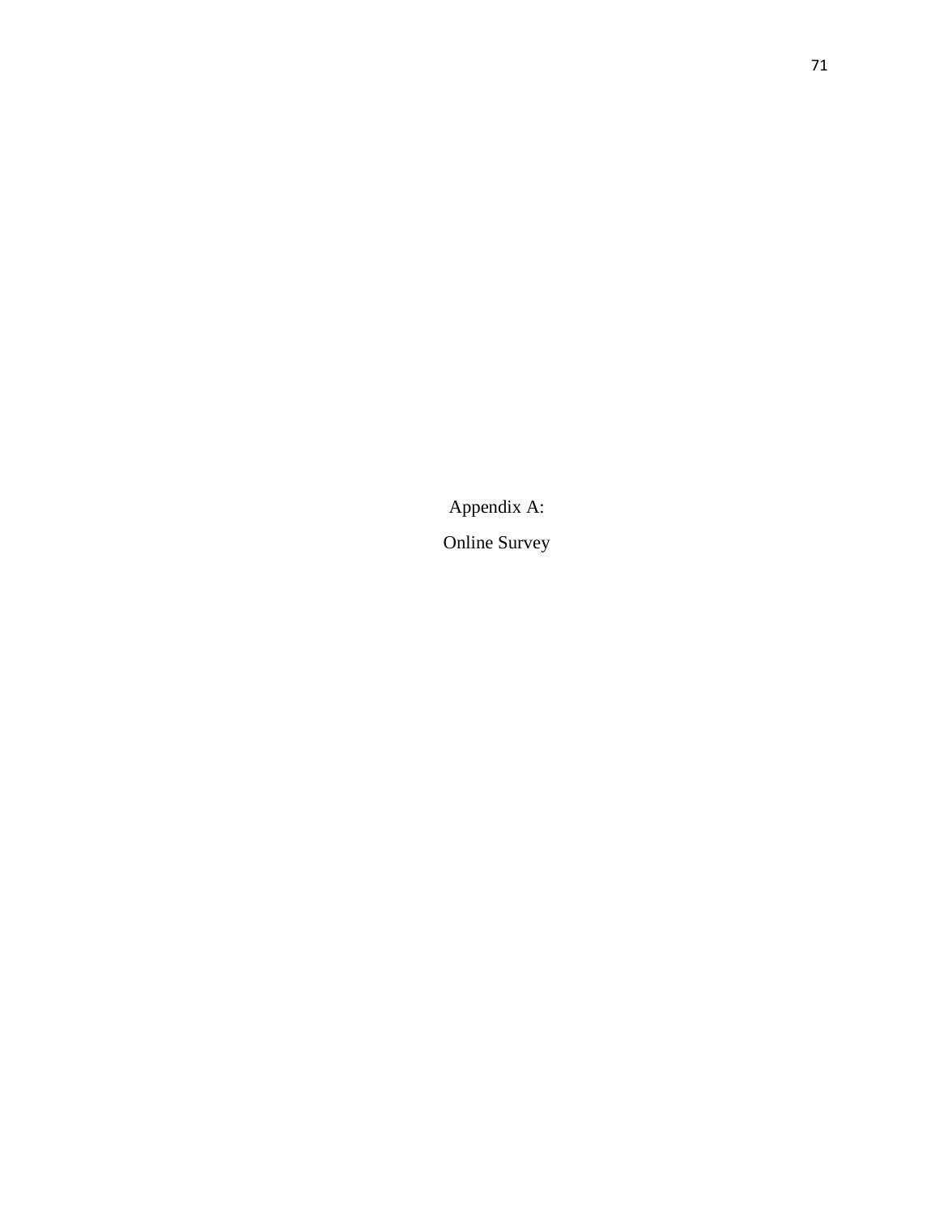# Appendix A:

# Online Survey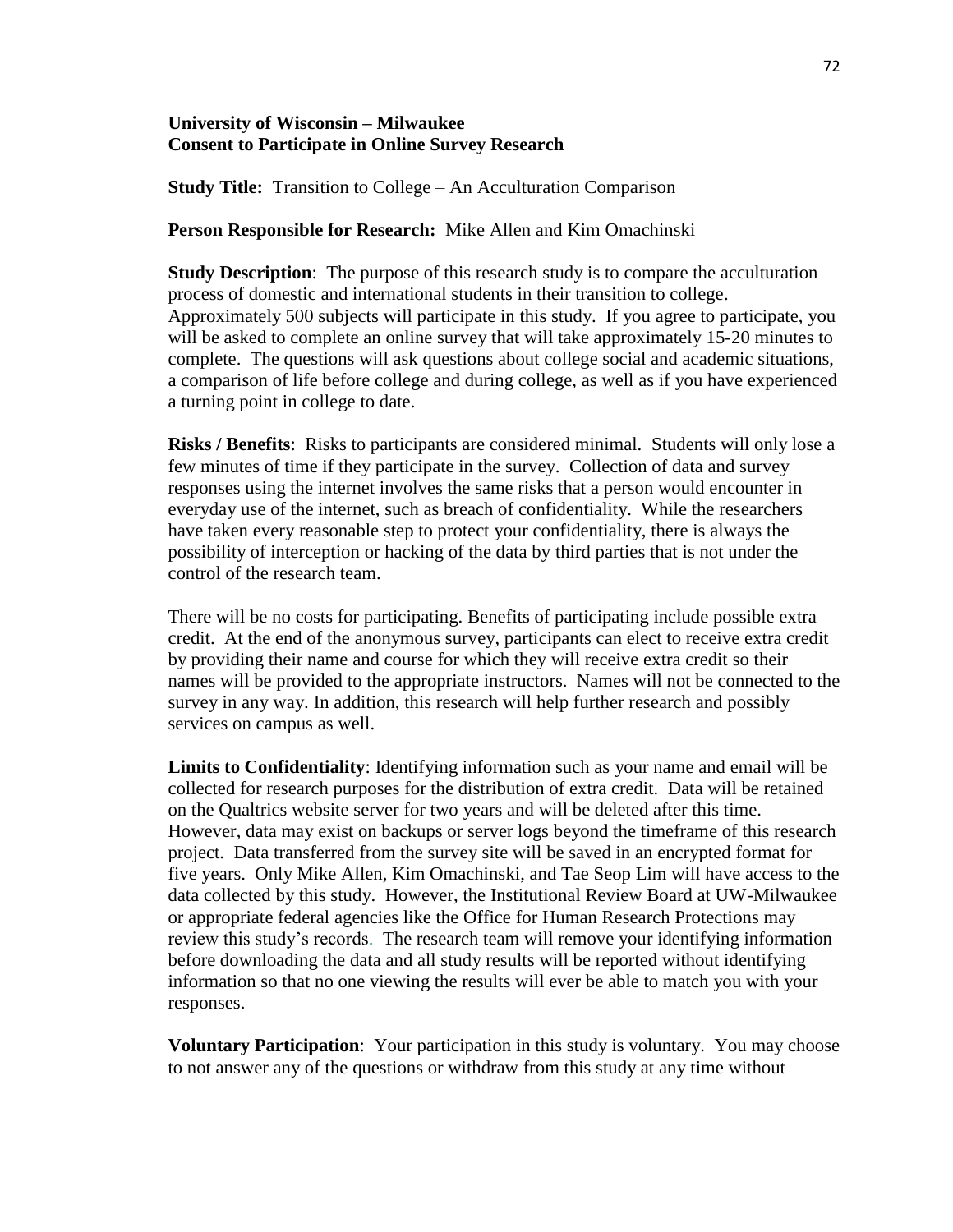**University of Wisconsin – Milwaukee**
**Consent to Participate in Online Survey Research**

**Study Title:** Transition to College – An Acculturation Comparison

**Person Responsible for Research:** Mike Allen and Kim Omachinski

**Study Description**: The purpose of this research study is to compare the acculturation process of domestic and international students in their transition to college. Approximately 500 subjects will participate in this study. If you agree to participate, you will be asked to complete an online survey that will take approximately 15-20 minutes to complete. The questions will ask questions about college social and academic situations, a comparison of life before college and during college, as well as if you have experienced a turning point in college to date.

**Risks / Benefits**: Risks to participants are considered minimal. Students will only lose a few minutes of time if they participate in the survey. Collection of data and survey responses using the internet involves the same risks that a person would encounter in everyday use of the internet, such as breach of confidentiality. While the researchers have taken every reasonable step to protect your confidentiality, there is always the possibility of interception or hacking of the data by third parties that is not under the control of the research team.

There will be no costs for participating. Benefits of participating include possible extra credit. At the end of the anonymous survey, participants can elect to receive extra credit by providing their name and course for which they will receive extra credit so their names will be provided to the appropriate instructors. Names will not be connected to the survey in any way. In addition, this research will help further research and possibly services on campus as well.

**Limits to Confidentiality**: Identifying information such as your name and email will be collected for research purposes for the distribution of extra credit. Data will be retained on the Qualtrics website server for two years and will be deleted after this time. However, data may exist on backups or server logs beyond the timeframe of this research project. Data transferred from the survey site will be saved in an encrypted format for five years. Only Mike Allen, Kim Omachinski, and Tae Seop Lim will have access to the data collected by this study. However, the Institutional Review Board at UW-Milwaukee or appropriate federal agencies like the Office for Human Research Protections may review this study's records. The research team will remove your identifying information before downloading the data and all study results will be reported without identifying information so that no one viewing the results will ever be able to match you with your responses.

**Voluntary Participation**: Your participation in this study is voluntary. You may choose to not answer any of the questions or withdraw from this study at any time without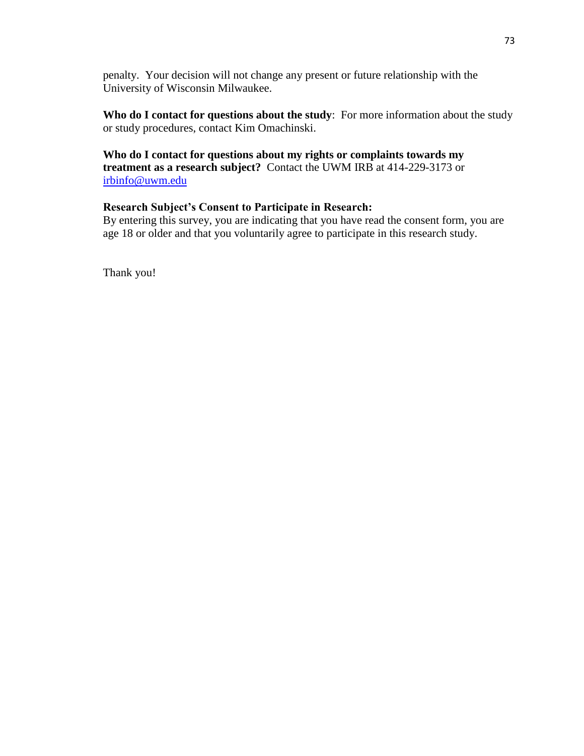penalty. Your decision will not change any present or future relationship with the University of Wisconsin Milwaukee.

**Who do I contact for questions about the study**: For more information about the study or study procedures, contact Kim Omachinski.

**Who do I contact for questions about my rights or complaints towards my treatment as a research subject?** Contact the UWM IRB at 414-229-3173 or irbinfo@uwm.edu

**Research Subject's Consent to Participate in Research:**
By entering this survey, you are indicating that you have read the consent form, you are age 18 or older and that you voluntarily agree to participate in this research study.

Thank you!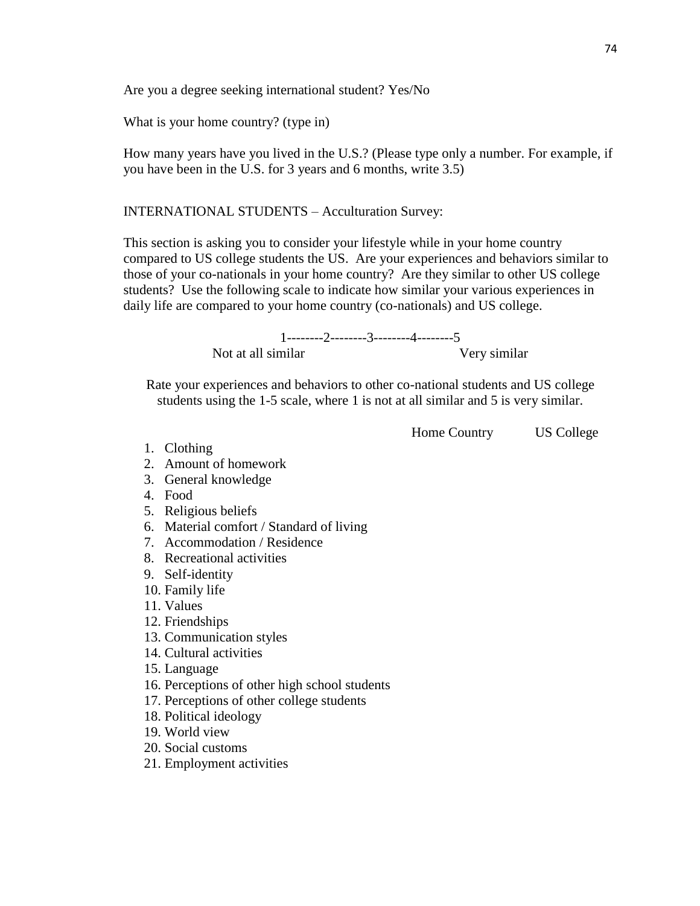Are you a degree seeking international student? Yes/No

What is your home country? (type in)

How many years have you lived in the U.S.? (Please type only a number. For example, if you have been in the U.S. for 3 years and 6 months, write 3.5)

INTERNATIONAL STUDENTS – Acculturation Survey:

This section is asking you to consider your lifestyle while in your home country compared to US college students the US. Are your experiences and behaviors similar to those of your co-nationals in your home country? Are they similar to other US college students? Use the following scale to indicate how similar your various experiences in daily life are compared to your home country (co-nationals) and US college.

1--------2--------3--------4--------5

Not at all similar          Very similar

Rate your experiences and behaviors to other co-national students and US college students using the 1-5 scale, where 1 is not at all similar and 5 is very similar.

| | Home Country | US College |
|---|---|---|
| 1. Clothing | | |
| 2. Amount of homework | | |
| 3. General knowledge | | |
| 4. Food | | |
| 5. Religious beliefs | | |
| 6. Material comfort / Standard of living | | |
| 7. Accommodation / Residence | | |
| 8. Recreational activities | | |
| 9. Self-identity | | |
| 10. Family life | | |
| 11. Values | | |
| 12. Friendships | | |
| 13. Communication styles | | |
| 14. Cultural activities | | |
| 15. Language | | |
| 16. Perceptions of other high school students | | |
| 17. Perceptions of other college students | | |
| 18. Political ideology | | |
| 19. World view | | |
| 20. Social customs | | |
| 21. Employment activities | | |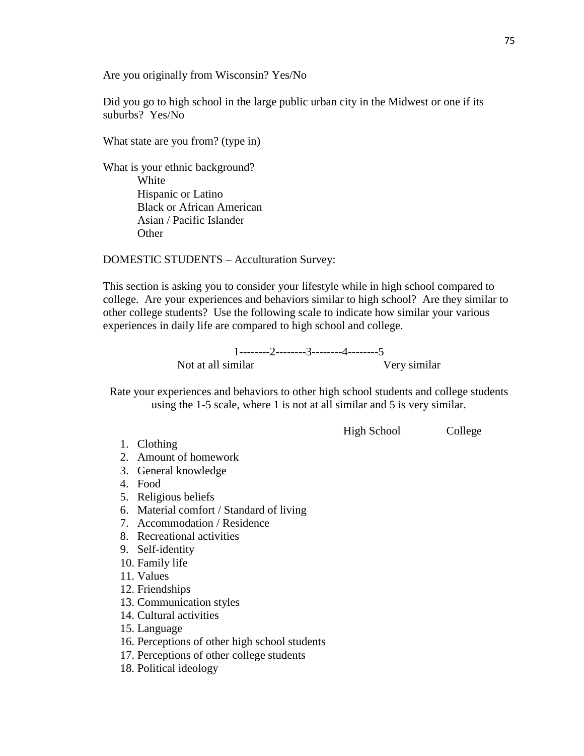Are you originally from Wisconsin? Yes/No

Did you go to high school in the large public urban city in the Midwest or one if its suburbs? Yes/No

What state are you from? (type in)

What is your ethnic background?

- White
- Hispanic or Latino
- Black or African American
- Asian / Pacific Islander
- Other

DOMESTIC STUDENTS – Acculturation Survey:

This section is asking you to consider your lifestyle while in high school compared to college. Are your experiences and behaviors similar to high school? Are they similar to other college students? Use the following scale to indicate how similar your various experiences in daily life are compared to high school and college.

1--------2--------3--------4--------5

Not at all similar                    Very similar

Rate your experiences and behaviors to other high school students and college students using the 1-5 scale, where 1 is not at all similar and 5 is very similar.

| | High School | College |
|---|---|---|
| 1. Clothing | | |
| 2. Amount of homework | | |
| 3. General knowledge | | |
| 4. Food | | |
| 5. Religious beliefs | | |
| 6. Material comfort / Standard of living | | |
| 7. Accommodation / Residence | | |
| 8. Recreational activities | | |
| 9. Self-identity | | |
| 10. Family life | | |
| 11. Values | | |
| 12. Friendships | | |
| 13. Communication styles | | |
| 14. Cultural activities | | |
| 15. Language | | |
| 16. Perceptions of other high school students | | |
| 17. Perceptions of other college students | | |
| 18. Political ideology | | |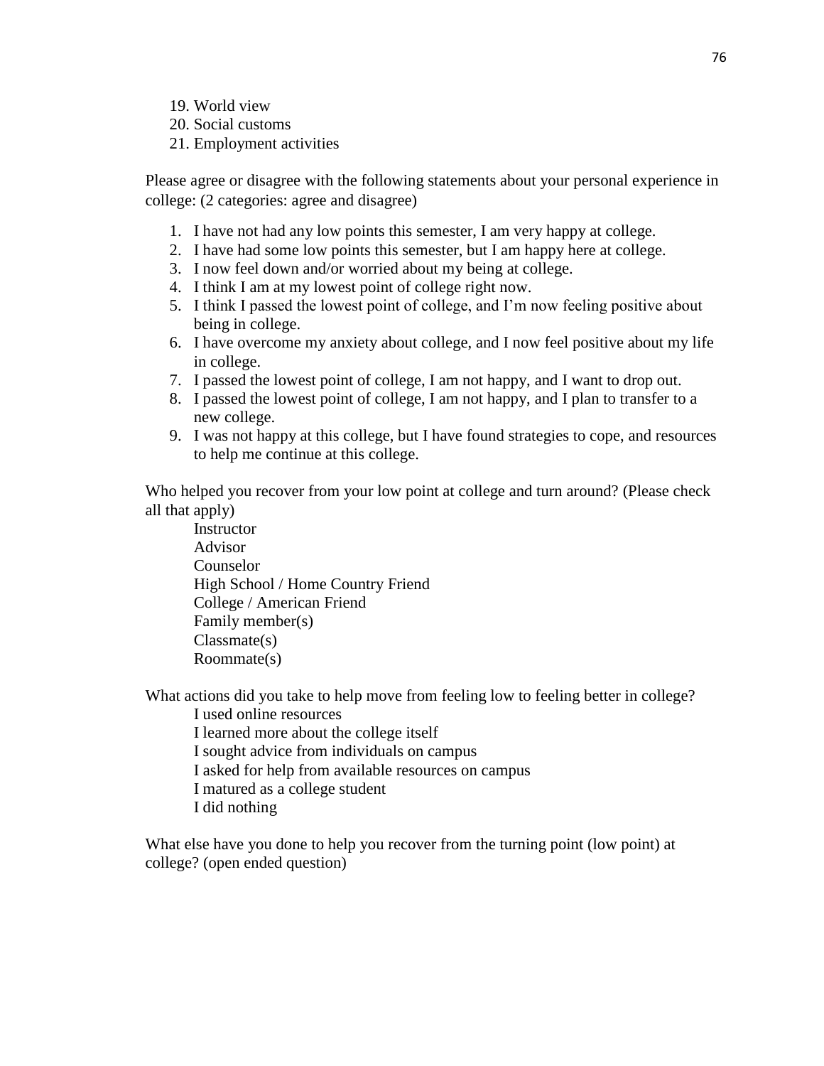19. World view
20. Social customs
21. Employment activities

Please agree or disagree with the following statements about your personal experience in college: (2 categories: agree and disagree)

1. I have not had any low points this semester, I am very happy at college.
2. I have had some low points this semester, but I am happy here at college.
3. I now feel down and/or worried about my being at college.
4. I think I am at my lowest point of college right now.
5. I think I passed the lowest point of college, and I'm now feeling positive about being in college.
6. I have overcome my anxiety about college, and I now feel positive about my life in college.
7. I passed the lowest point of college, I am not happy, and I want to drop out.
8. I passed the lowest point of college, I am not happy, and I plan to transfer to a new college.
9. I was not happy at this college, but I have found strategies to cope, and resources to help me continue at this college.

Who helped you recover from your low point at college and turn around? (Please check all that apply)

Instructor
Advisor
Counselor
High School / Home Country Friend
College / American Friend
Family member(s)
Classmate(s)
Roommate(s)

What actions did you take to help move from feeling low to feeling better in college?

I used online resources
I learned more about the college itself
I sought advice from individuals on campus
I asked for help from available resources on campus
I matured as a college student
I did nothing

What else have you done to help you recover from the turning point (low point) at college? (open ended question)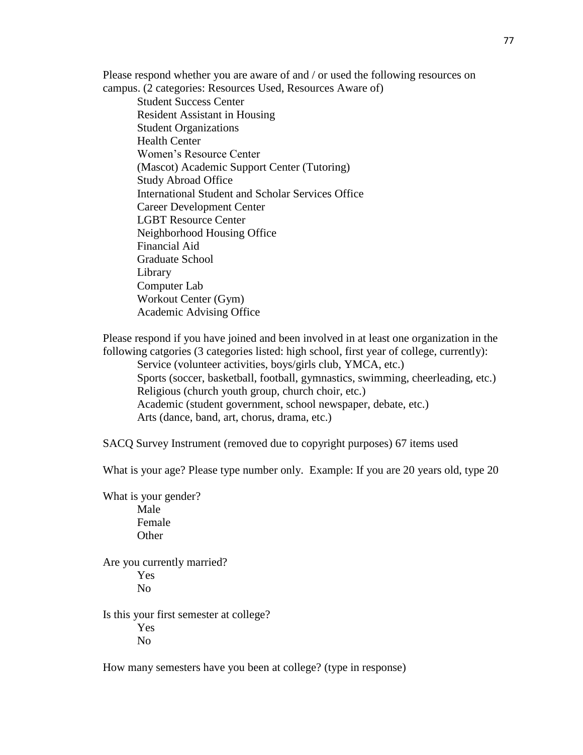Please respond whether you are aware of and / or used the following resources on campus. (2 categories: Resources Used, Resources Aware of)

- Student Success Center
- Resident Assistant in Housing
- Student Organizations
- Health Center
- Women's Resource Center
- (Mascot) Academic Support Center (Tutoring)
- Study Abroad Office
- International Student and Scholar Services Office
- Career Development Center
- LGBT Resource Center
- Neighborhood Housing Office
- Financial Aid
- Graduate School
- Library
- Computer Lab
- Workout Center (Gym)
- Academic Advising Office

Please respond if you have joined and been involved in at least one organization in the following catgories (3 categories listed: high school, first year of college, currently):

- Service (volunteer activities, boys/girls club, YMCA, etc.)
- Sports (soccer, basketball, football, gymnastics, swimming, cheerleading, etc.)
- Religious (church youth group, church choir, etc.)
- Academic (student government, school newspaper, debate, etc.)
- Arts (dance, band, art, chorus, drama, etc.)

SACQ Survey Instrument (removed due to copyright purposes) 67 items used

What is your age? Please type number only. Example: If you are 20 years old, type 20

What is your gender?

- Male
- Female
- Other

Are you currently married?

- Yes
- No

Is this your first semester at college?

- Yes
- No

How many semesters have you been at college? (type in response)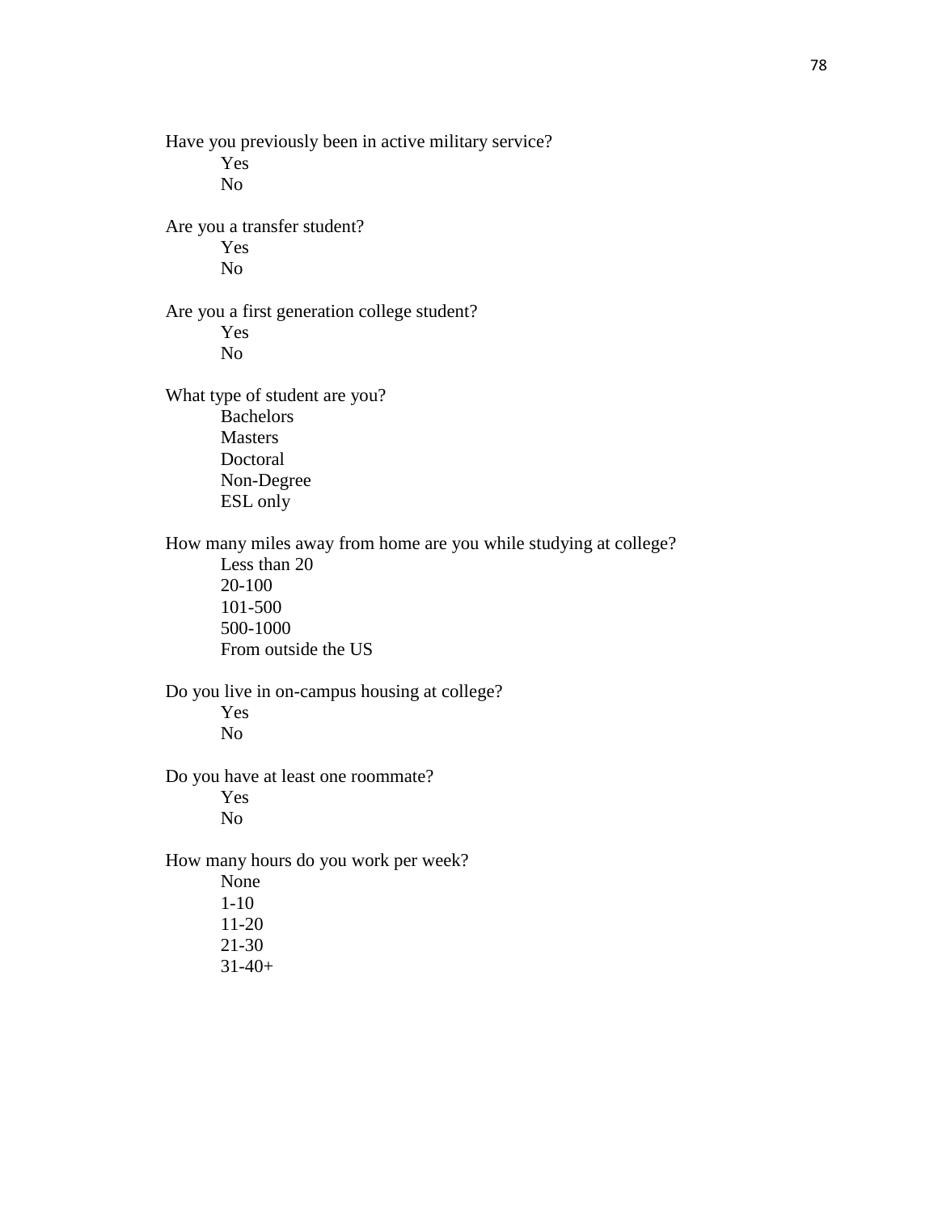Have you previously been in active military service?

- Yes
- No

Are you a transfer student?

- Yes
- No

Are you a first generation college student?

- Yes
- No

What type of student are you?

- Bachelors
- Masters
- Doctoral
- Non-Degree
- ESL only

How many miles away from home are you while studying at college?

- Less than 20
- 20-100
- 101-500
- 500-1000
- From outside the US

Do you live in on-campus housing at college?

- Yes
- No

Do you have at least one roommate?

- Yes
- No

How many hours do you work per week?

- None
- 1-10
- 11-20
- 21-30
- 31-40+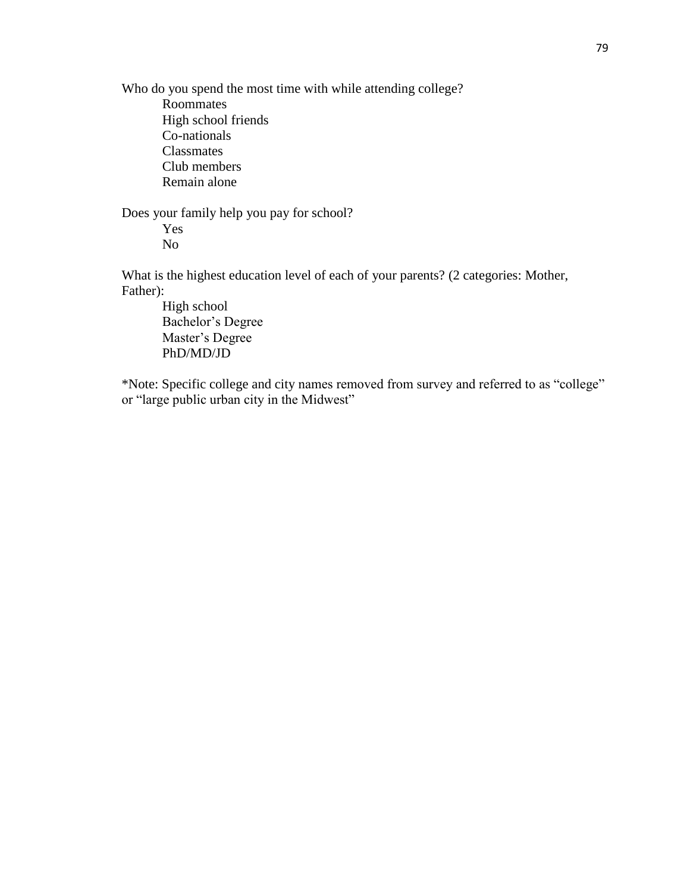Who do you spend the most time with while attending college?

- Roommates
- High school friends
- Co-nationals
- Classmates
- Club members
- Remain alone

Does your family help you pay for school?

- Yes
- No

What is the highest education level of each of your parents? (2 categories: Mother, Father):

- High school
- Bachelor's Degree
- Master's Degree
- PhD/MD/JD

*Note: Specific college and city names removed from survey and referred to as "college" or "large public urban city in the Midwest"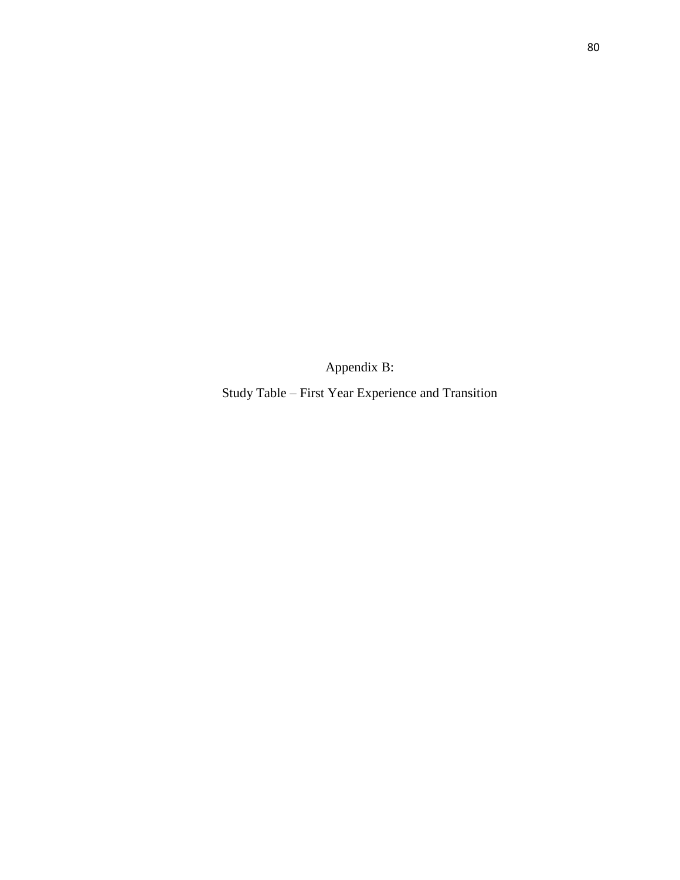# Appendix B:

## Study Table – First Year Experience and Transition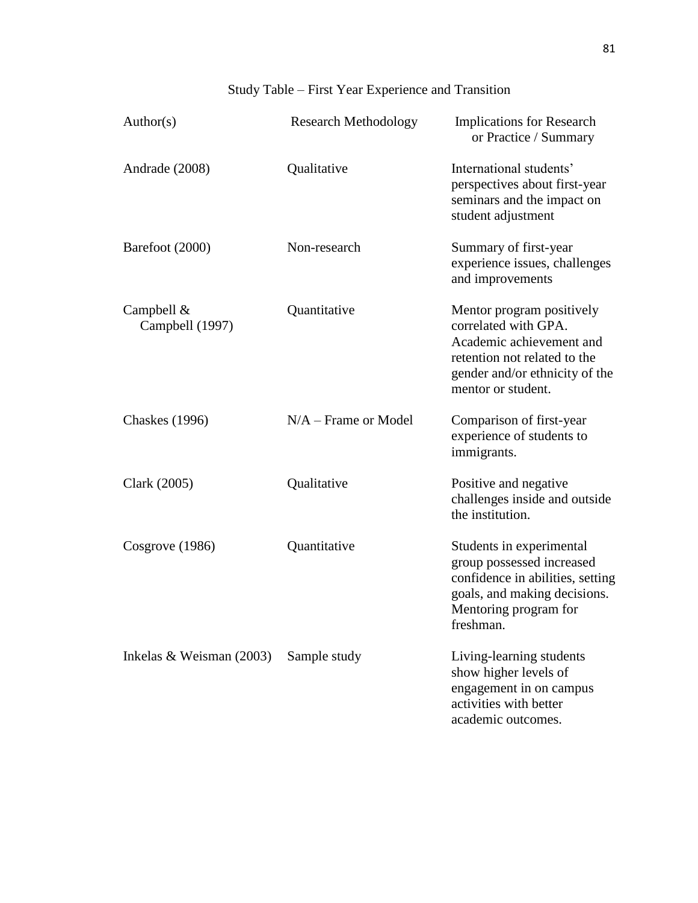Study Table – First Year Experience and Transition

| Author(s) | Research Methodology | Implications for Research or Practice / Summary |
|---|---|---|
| Andrade (2008) | Qualitative | International students' perspectives about first-year seminars and the impact on student adjustment |
| Barefoot (2000) | Non-research | Summary of first-year experience issues, challenges and improvements |
| Campbell & Campbell (1997) | Quantitative | Mentor program positively correlated with GPA. Academic achievement and retention not related to the gender and/or ethnicity of the mentor or student. |
| Chaskes (1996) | N/A – Frame or Model | Comparison of first-year experience of students to immigrants. |
| Clark (2005) | Qualitative | Positive and negative challenges inside and outside the institution. |
| Cosgrove (1986) | Quantitative | Students in experimental group possessed increased confidence in abilities, setting goals, and making decisions. Mentoring program for freshman. |
| Inkelas & Weisman (2003) | Sample study | Living-learning students show higher levels of engagement in on campus activities with better academic outcomes. |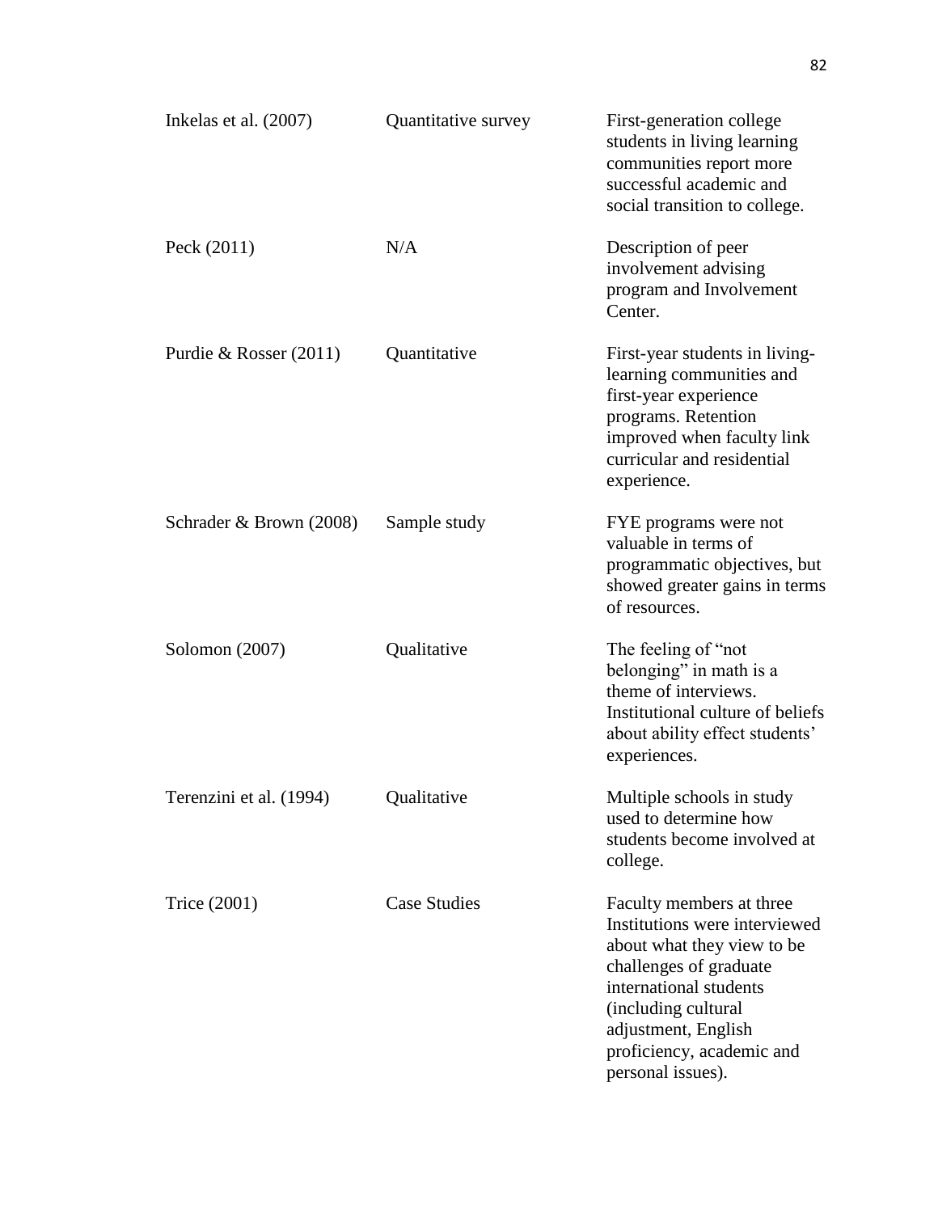| | | |
|---|---|---|
| Inkelas et al. (2007) | Quantitative survey | First-generation college students in living learning communities report more successful academic and social transition to college. |
| Peck (2011) | N/A | Description of peer involvement advising program and Involvement Center. |
| Purdie & Rosser (2011) | Quantitative | First-year students in living-learning communities and first-year experience programs. Retention improved when faculty link curricular and residential experience. |
| Schrader & Brown (2008) | Sample study | FYE programs were not valuable in terms of programmatic objectives, but showed greater gains in terms of resources. |
| Solomon (2007) | Qualitative | The feeling of "not belonging" in math is a theme of interviews. Institutional culture of beliefs about ability effect students' experiences. |
| Terenzini et al. (1994) | Qualitative | Multiple schools in study used to determine how students become involved at college. |
| Trice (2001) | Case Studies | Faculty members at three Institutions were interviewed about what they view to be challenges of graduate international students (including cultural adjustment, English proficiency, academic and personal issues). |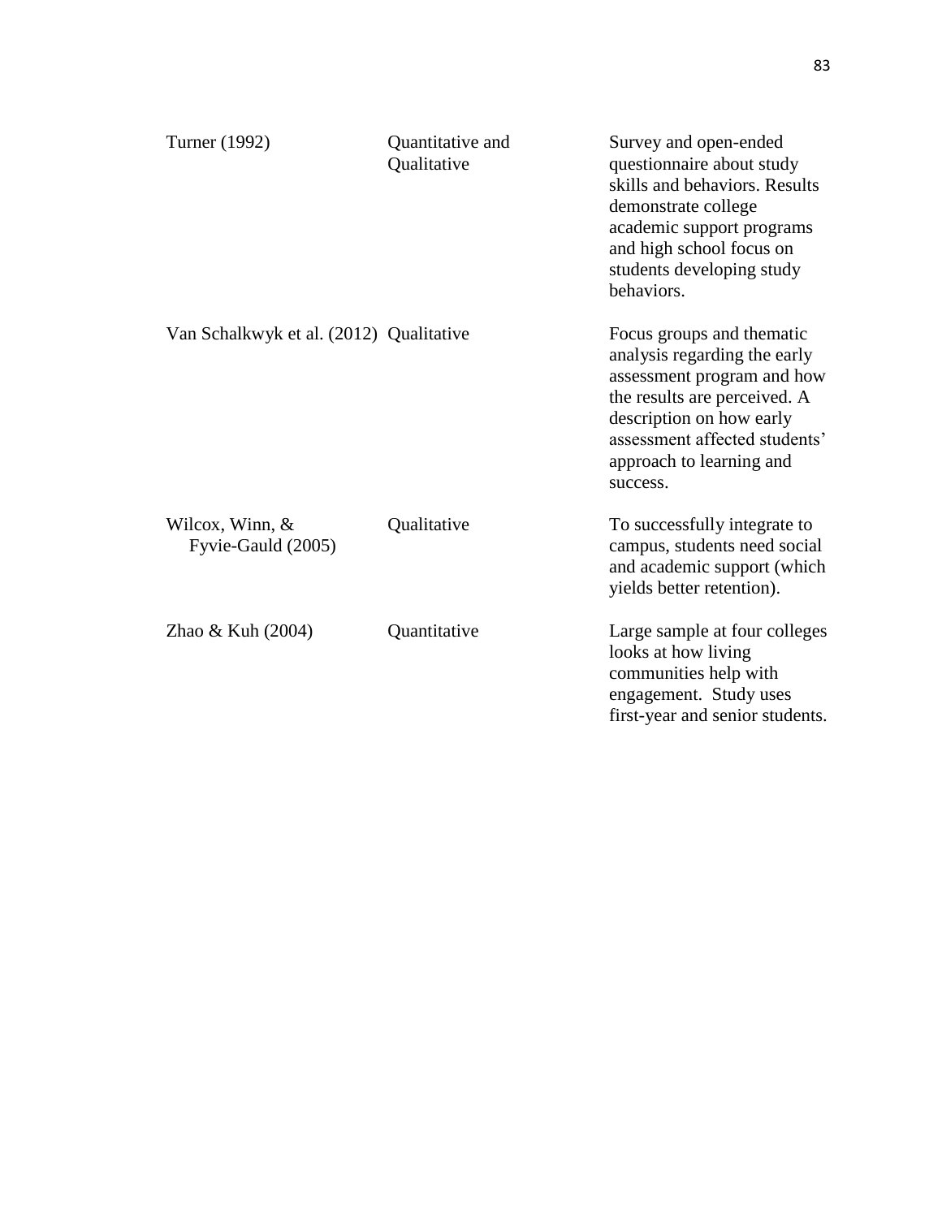| | | |
|---|---|---|
| Turner (1992) | Quantitative and Qualitative | Survey and open-ended questionnaire about study skills and behaviors. Results demonstrate college academic support programs and high school focus on students developing study behaviors. |
| Van Schalkwyk et al. (2012) | Qualitative | Focus groups and thematic analysis regarding the early assessment program and how the results are perceived. A description on how early assessment affected students' approach to learning and success. |
| Wilcox, Winn, & Fyvie-Gauld (2005) | Qualitative | To successfully integrate to campus, students need social and academic support (which yields better retention). |
| Zhao & Kuh (2004) | Quantitative | Large sample at four colleges looks at how living communities help with engagement. Study uses first-year and senior students. |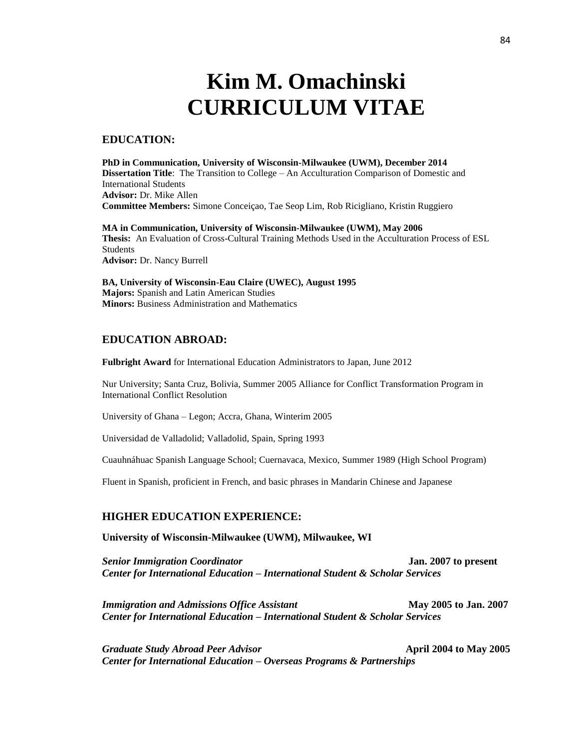# Kim M. Omachinski
# CURRICULUM VITAE

## EDUCATION:

**PhD in Communication, University of Wisconsin-Milwaukee (UWM), December 2014**
**Dissertation Title**: The Transition to College – An Acculturation Comparison of Domestic and International Students
**Advisor:** Dr. Mike Allen
**Committee Members:** Simone Conceiçao, Tae Seop Lim, Rob Ricigliano, Kristin Ruggiero

**MA in Communication, University of Wisconsin-Milwaukee (UWM), May 2006**
**Thesis:** An Evaluation of Cross-Cultural Training Methods Used in the Acculturation Process of ESL Students
**Advisor:** Dr. Nancy Burrell

**BA, University of Wisconsin-Eau Claire (UWEC), August 1995**
**Majors:** Spanish and Latin American Studies
**Minors:** Business Administration and Mathematics

## EDUCATION ABROAD:

**Fulbright Award** for International Education Administrators to Japan, June 2012

Nur University; Santa Cruz, Bolivia, Summer 2005 Alliance for Conflict Transformation Program in International Conflict Resolution

University of Ghana – Legon; Accra, Ghana, Winterim 2005

Universidad de Valladolid; Valladolid, Spain, Spring 1993

Cuauhnáhuac Spanish Language School; Cuernavaca, Mexico, Summer 1989 (High School Program)

Fluent in Spanish, proficient in French, and basic phrases in Mandarin Chinese and Japanese

## HIGHER EDUCATION EXPERIENCE:

**University of Wisconsin-Milwaukee (UWM), Milwaukee, WI**

***Senior Immigration Coordinator*** **Jan. 2007 to present**
***Center for International Education – International Student & Scholar Services***

***Immigration and Admissions Office Assistant*** **May 2005 to Jan. 2007**
***Center for International Education – International Student & Scholar Services***

***Graduate Study Abroad Peer Advisor*** **April 2004 to May 2005**
***Center for International Education – Overseas Programs & Partnerships***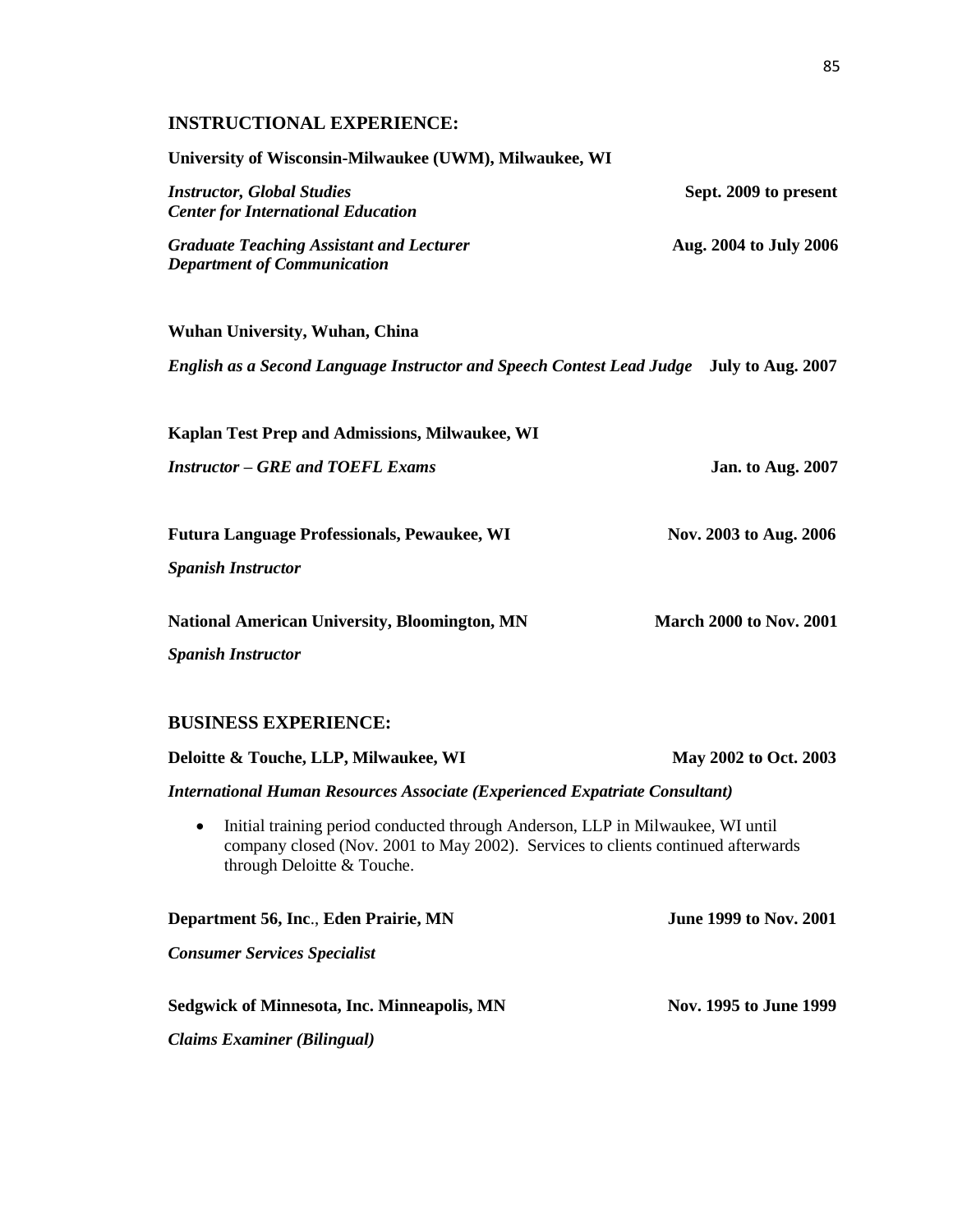## INSTRUCTIONAL EXPERIENCE:

**University of Wisconsin-Milwaukee (UWM), Milwaukee, WI**

***Instructor, Global Studies*** **Sept. 2009 to present**
***Center for International Education***

***Graduate Teaching Assistant and Lecturer*** **Aug. 2004 to July 2006**
***Department of Communication***

**Wuhan University, Wuhan, China**

***English as a Second Language Instructor and Speech Contest Lead Judge*** **July to Aug. 2007**

**Kaplan Test Prep and Admissions, Milwaukee, WI**

***Instructor – GRE and TOEFL Exams*** **Jan. to Aug. 2007**

**Futura Language Professionals, Pewaukee, WI** **Nov. 2003 to Aug. 2006**

***Spanish Instructor***

**National American University, Bloomington, MN** **March 2000 to Nov. 2001**

***Spanish Instructor***

## BUSINESS EXPERIENCE:

**Deloitte & Touche, LLP, Milwaukee, WI** **May 2002 to Oct. 2003**

***International Human Resources Associate (Experienced Expatriate Consultant)***

- Initial training period conducted through Anderson, LLP in Milwaukee, WI until company closed (Nov. 2001 to May 2002). Services to clients continued afterwards through Deloitte & Touche.

**Department 56, Inc**., **Eden Prairie, MN** **June 1999 to Nov. 2001**

***Consumer Services Specialist***

**Sedgwick of Minnesota, Inc. Minneapolis, MN** **Nov. 1995 to June 1999**

***Claims Examiner (Bilingual)***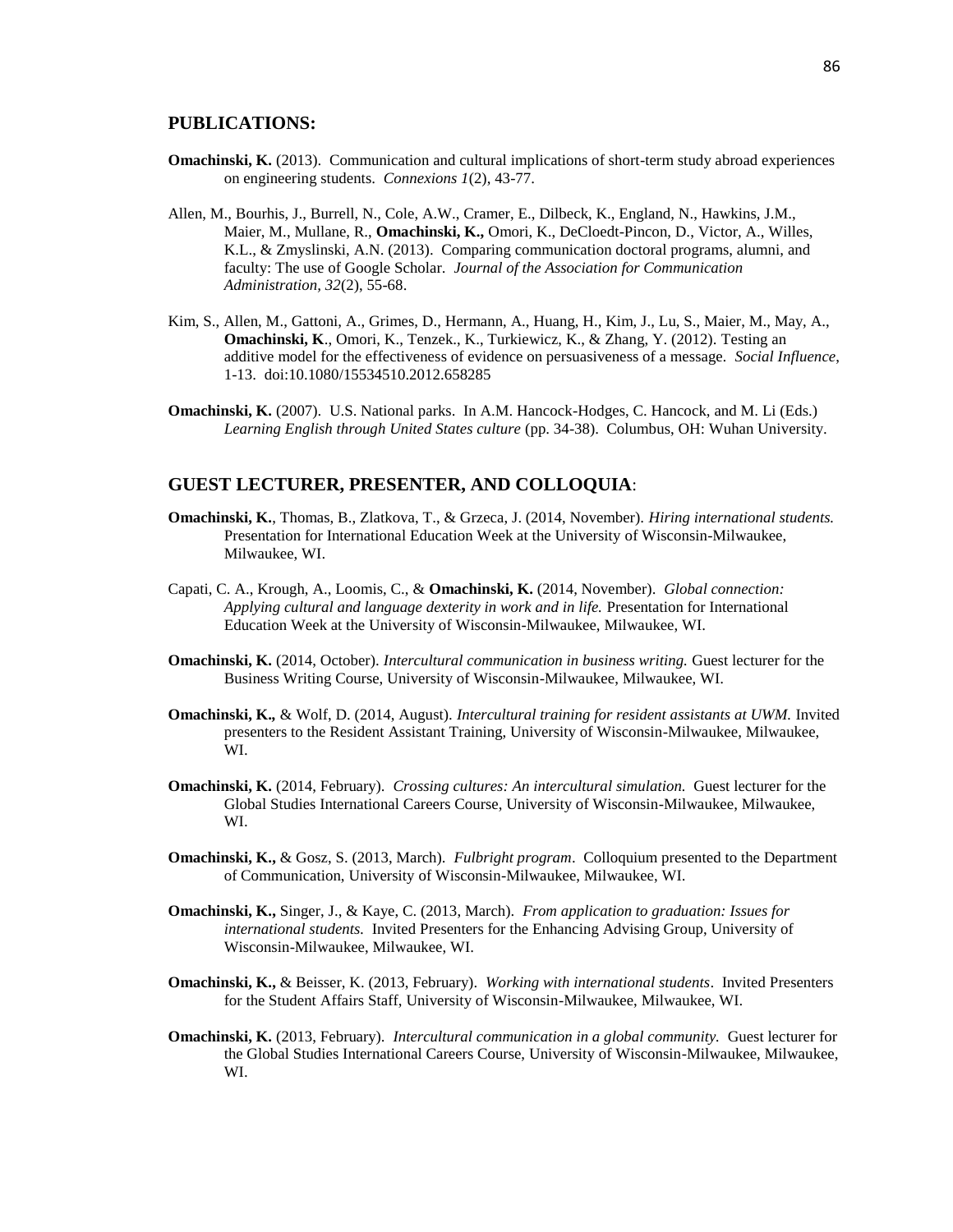## PUBLICATIONS:

**Omachinski, K.** (2013). Communication and cultural implications of short-term study abroad experiences on engineering students. *Connexions 1*(2), 43-77.

Allen, M., Bourhis, J., Burrell, N., Cole, A.W., Cramer, E., Dilbeck, K., England, N., Hawkins, J.M., Maier, M., Mullane, R., **Omachinski, K.,** Omori, K., DeCloedt-Pincon, D., Victor, A., Willes, K.L., & Zmyslinski, A.N. (2013). Comparing communication doctoral programs, alumni, and faculty: The use of Google Scholar. *Journal of the Association for Communication Administration, 32*(2), 55-68.

Kim, S., Allen, M., Gattoni, A., Grimes, D., Hermann, A., Huang, H., Kim, J., Lu, S., Maier, M., May, A., **Omachinski, K**., Omori, K., Tenzek., K., Turkiewicz, K., & Zhang, Y. (2012). Testing an additive model for the effectiveness of evidence on persuasiveness of a message. *Social Influence*, 1-13. doi:10.1080/15534510.2012.658285

**Omachinski, K.** (2007). U.S. National parks. In A.M. Hancock-Hodges, C. Hancock, and M. Li (Eds.) *Learning English through United States culture* (pp. 34-38). Columbus, OH: Wuhan University.

## GUEST LECTURER, PRESENTER, AND COLLOQUIA:

**Omachinski, K.**, Thomas, B., Zlatkova, T., & Grzeca, J. (2014, November). *Hiring international students.* Presentation for International Education Week at the University of Wisconsin-Milwaukee, Milwaukee, WI.

Capati, C. A., Krough, A., Loomis, C., & **Omachinski, K.** (2014, November). *Global connection: Applying cultural and language dexterity in work and in life.* Presentation for International Education Week at the University of Wisconsin-Milwaukee, Milwaukee, WI.

**Omachinski, K.** (2014, October). *Intercultural communication in business writing.* Guest lecturer for the Business Writing Course, University of Wisconsin-Milwaukee, Milwaukee, WI.

**Omachinski, K.,** & Wolf, D. (2014, August). *Intercultural training for resident assistants at UWM.* Invited presenters to the Resident Assistant Training, University of Wisconsin-Milwaukee, Milwaukee, WI.

**Omachinski, K.** (2014, February). *Crossing cultures: An intercultural simulation.* Guest lecturer for the Global Studies International Careers Course, University of Wisconsin-Milwaukee, Milwaukee, WI.

**Omachinski, K.,** & Gosz, S. (2013, March). *Fulbright program*. Colloquium presented to the Department of Communication, University of Wisconsin-Milwaukee, Milwaukee, WI.

**Omachinski, K.,** Singer, J., & Kaye, C. (2013, March). *From application to graduation: Issues for international students.* Invited Presenters for the Enhancing Advising Group, University of Wisconsin-Milwaukee, Milwaukee, WI.

**Omachinski, K.,** & Beisser, K. (2013, February). *Working with international students*. Invited Presenters for the Student Affairs Staff, University of Wisconsin-Milwaukee, Milwaukee, WI.

**Omachinski, K.** (2013, February). *Intercultural communication in a global community.* Guest lecturer for the Global Studies International Careers Course, University of Wisconsin-Milwaukee, Milwaukee, WI.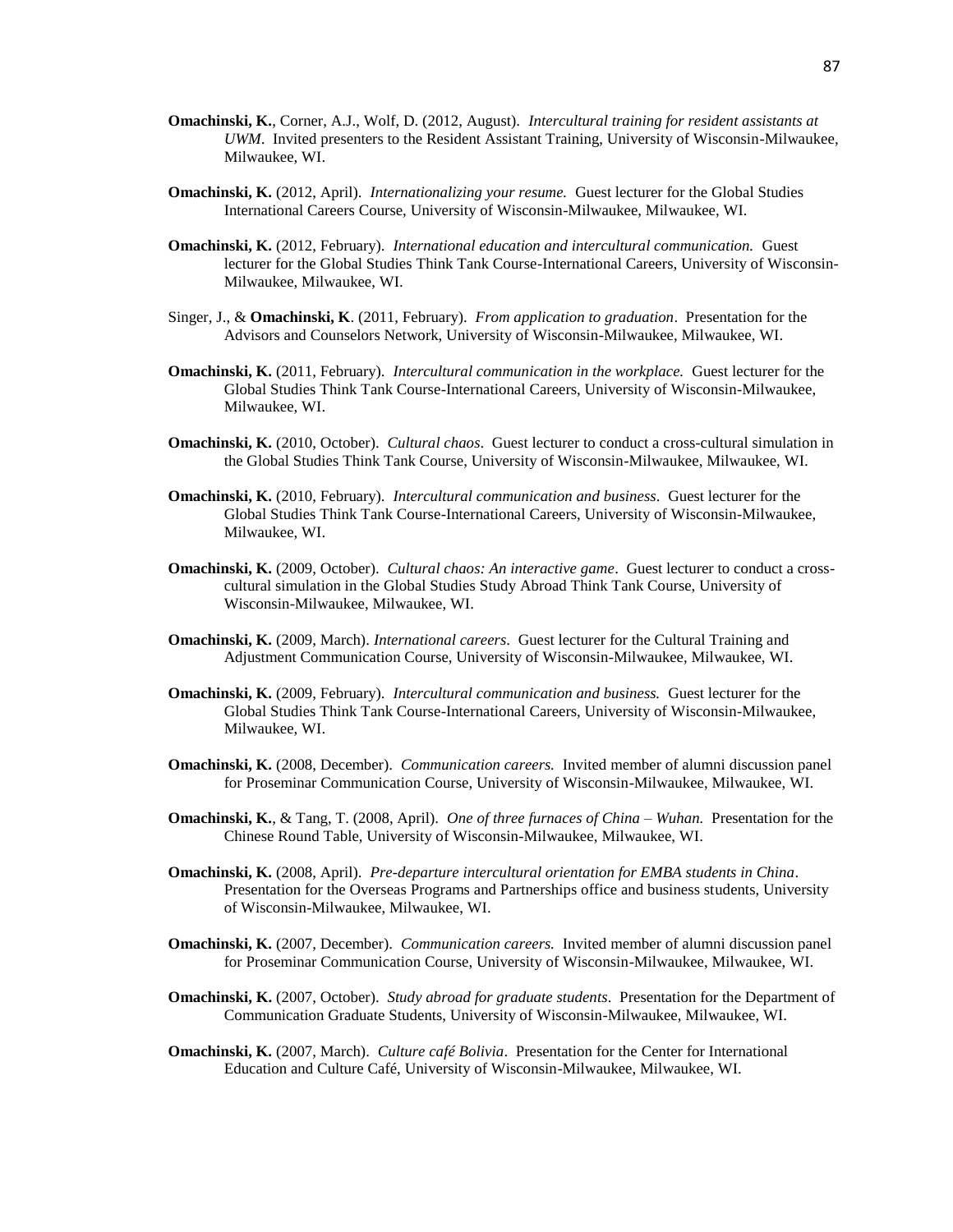**Omachinski, K.**, Corner, A.J., Wolf, D. (2012, August). *Intercultural training for resident assistants at UWM*. Invited presenters to the Resident Assistant Training, University of Wisconsin-Milwaukee, Milwaukee, WI.

**Omachinski, K.** (2012, April). *Internationalizing your resume.* Guest lecturer for the Global Studies International Careers Course, University of Wisconsin-Milwaukee, Milwaukee, WI.

**Omachinski, K.** (2012, February). *International education and intercultural communication.* Guest lecturer for the Global Studies Think Tank Course-International Careers, University of Wisconsin-Milwaukee, Milwaukee, WI.

Singer, J., & **Omachinski, K**. (2011, February). *From application to graduation*. Presentation for the Advisors and Counselors Network, University of Wisconsin-Milwaukee, Milwaukee, WI.

**Omachinski, K.** (2011, February). *Intercultural communication in the workplace.* Guest lecturer for the Global Studies Think Tank Course-International Careers, University of Wisconsin-Milwaukee, Milwaukee, WI.

**Omachinski, K.** (2010, October). *Cultural chaos*. Guest lecturer to conduct a cross-cultural simulation in the Global Studies Think Tank Course, University of Wisconsin-Milwaukee, Milwaukee, WI.

**Omachinski, K.** (2010, February). *Intercultural communication and business*. Guest lecturer for the Global Studies Think Tank Course-International Careers, University of Wisconsin-Milwaukee, Milwaukee, WI.

**Omachinski, K.** (2009, October). *Cultural chaos: An interactive game*. Guest lecturer to conduct a cross-cultural simulation in the Global Studies Study Abroad Think Tank Course, University of Wisconsin-Milwaukee, Milwaukee, WI.

**Omachinski, K.** (2009, March). *International careers*. Guest lecturer for the Cultural Training and Adjustment Communication Course, University of Wisconsin-Milwaukee, Milwaukee, WI.

**Omachinski, K.** (2009, February). *Intercultural communication and business.* Guest lecturer for the Global Studies Think Tank Course-International Careers, University of Wisconsin-Milwaukee, Milwaukee, WI.

**Omachinski, K.** (2008, December). *Communication careers.* Invited member of alumni discussion panel for Proseminar Communication Course, University of Wisconsin-Milwaukee, Milwaukee, WI.

**Omachinski, K.**, & Tang, T. (2008, April). *One of three furnaces of China – Wuhan.* Presentation for the Chinese Round Table, University of Wisconsin-Milwaukee, Milwaukee, WI.

**Omachinski, K.** (2008, April). *Pre-departure intercultural orientation for EMBA students in China*. Presentation for the Overseas Programs and Partnerships office and business students, University of Wisconsin-Milwaukee, Milwaukee, WI.

**Omachinski, K.** (2007, December). *Communication careers.* Invited member of alumni discussion panel for Proseminar Communication Course, University of Wisconsin-Milwaukee, Milwaukee, WI.

**Omachinski, K.** (2007, October). *Study abroad for graduate students*. Presentation for the Department of Communication Graduate Students, University of Wisconsin-Milwaukee, Milwaukee, WI.

**Omachinski, K.** (2007, March). *Culture café Bolivia*. Presentation for the Center for International Education and Culture Café, University of Wisconsin-Milwaukee, Milwaukee, WI.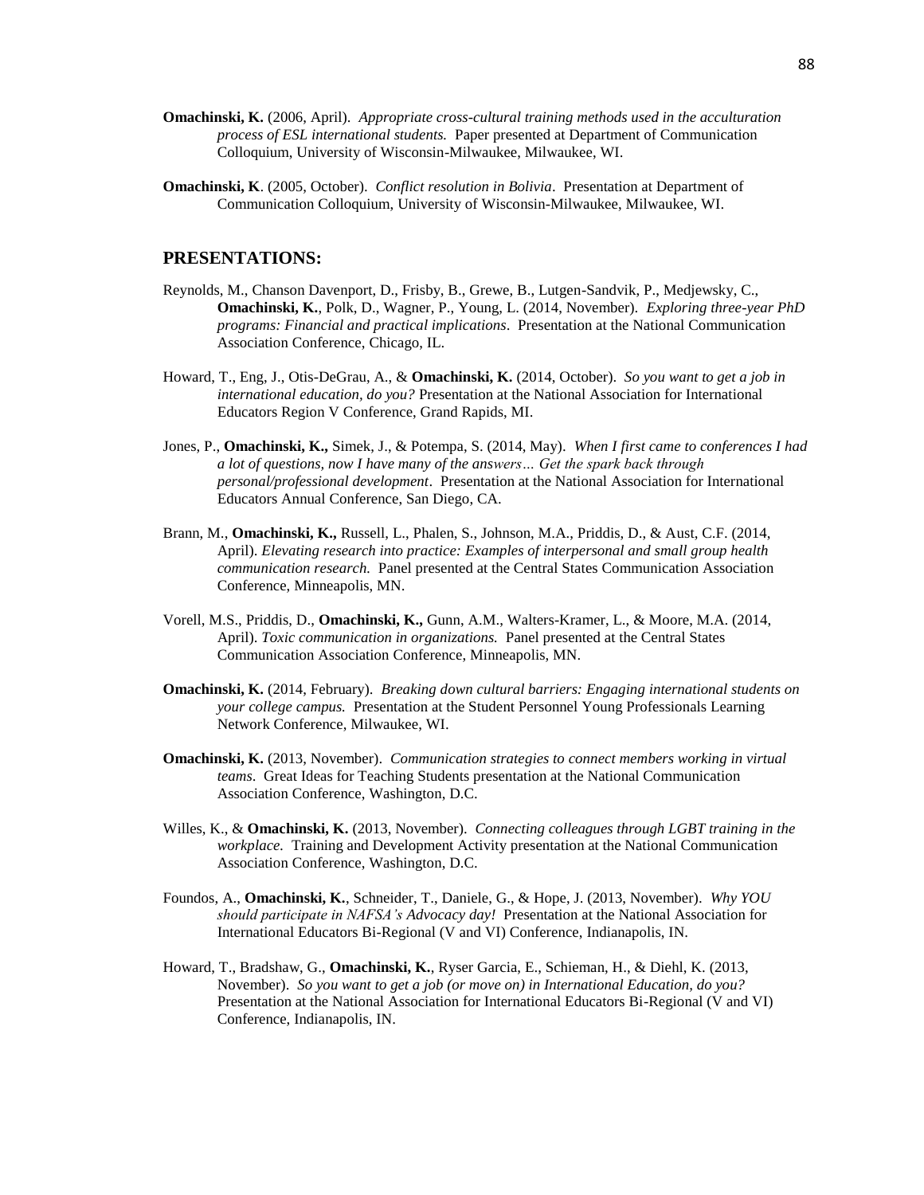**Omachinski, K.** (2006, April). *Appropriate cross-cultural training methods used in the acculturation process of ESL international students.* Paper presented at Department of Communication Colloquium, University of Wisconsin-Milwaukee, Milwaukee, WI.

**Omachinski, K**. (2005, October). *Conflict resolution in Bolivia*. Presentation at Department of Communication Colloquium, University of Wisconsin-Milwaukee, Milwaukee, WI.

## PRESENTATIONS:

Reynolds, M., Chanson Davenport, D., Frisby, B., Grewe, B., Lutgen-Sandvik, P., Medjewsky, C., **Omachinski, K.**, Polk, D., Wagner, P., Young, L. (2014, November). *Exploring three-year PhD programs: Financial and practical implications*. Presentation at the National Communication Association Conference, Chicago, IL.

Howard, T., Eng, J., Otis-DeGrau, A., & **Omachinski, K.** (2014, October). *So you want to get a job in international education, do you?* Presentation at the National Association for International Educators Region V Conference, Grand Rapids, MI.

Jones, P., **Omachinski, K.,** Simek, J., & Potempa, S. (2014, May). *When I first came to conferences I had a lot of questions, now I have many of the answers… Get the spark back through personal/professional development*. Presentation at the National Association for International Educators Annual Conference, San Diego, CA.

Brann, M., **Omachinski, K.,** Russell, L., Phalen, S., Johnson, M.A., Priddis, D., & Aust, C.F. (2014, April). *Elevating research into practice: Examples of interpersonal and small group health communication research.* Panel presented at the Central States Communication Association Conference, Minneapolis, MN.

Vorell, M.S., Priddis, D., **Omachinski, K.,** Gunn, A.M., Walters-Kramer, L., & Moore, M.A. (2014, April). *Toxic communication in organizations.* Panel presented at the Central States Communication Association Conference, Minneapolis, MN.

**Omachinski, K.** (2014, February). *Breaking down cultural barriers: Engaging international students on your college campus.* Presentation at the Student Personnel Young Professionals Learning Network Conference, Milwaukee, WI.

**Omachinski, K.** (2013, November). *Communication strategies to connect members working in virtual teams*. Great Ideas for Teaching Students presentation at the National Communication Association Conference, Washington, D.C.

Willes, K., & **Omachinski, K.** (2013, November). *Connecting colleagues through LGBT training in the workplace.* Training and Development Activity presentation at the National Communication Association Conference, Washington, D.C.

Foundos, A., **Omachinski, K.**, Schneider, T., Daniele, G., & Hope, J. (2013, November). *Why YOU should participate in NAFSA's Advocacy day!* Presentation at the National Association for International Educators Bi-Regional (V and VI) Conference, Indianapolis, IN.

Howard, T., Bradshaw, G., **Omachinski, K.**, Ryser Garcia, E., Schieman, H., & Diehl, K. (2013, November). *So you want to get a job (or move on) in International Education, do you?* Presentation at the National Association for International Educators Bi-Regional (V and VI) Conference, Indianapolis, IN.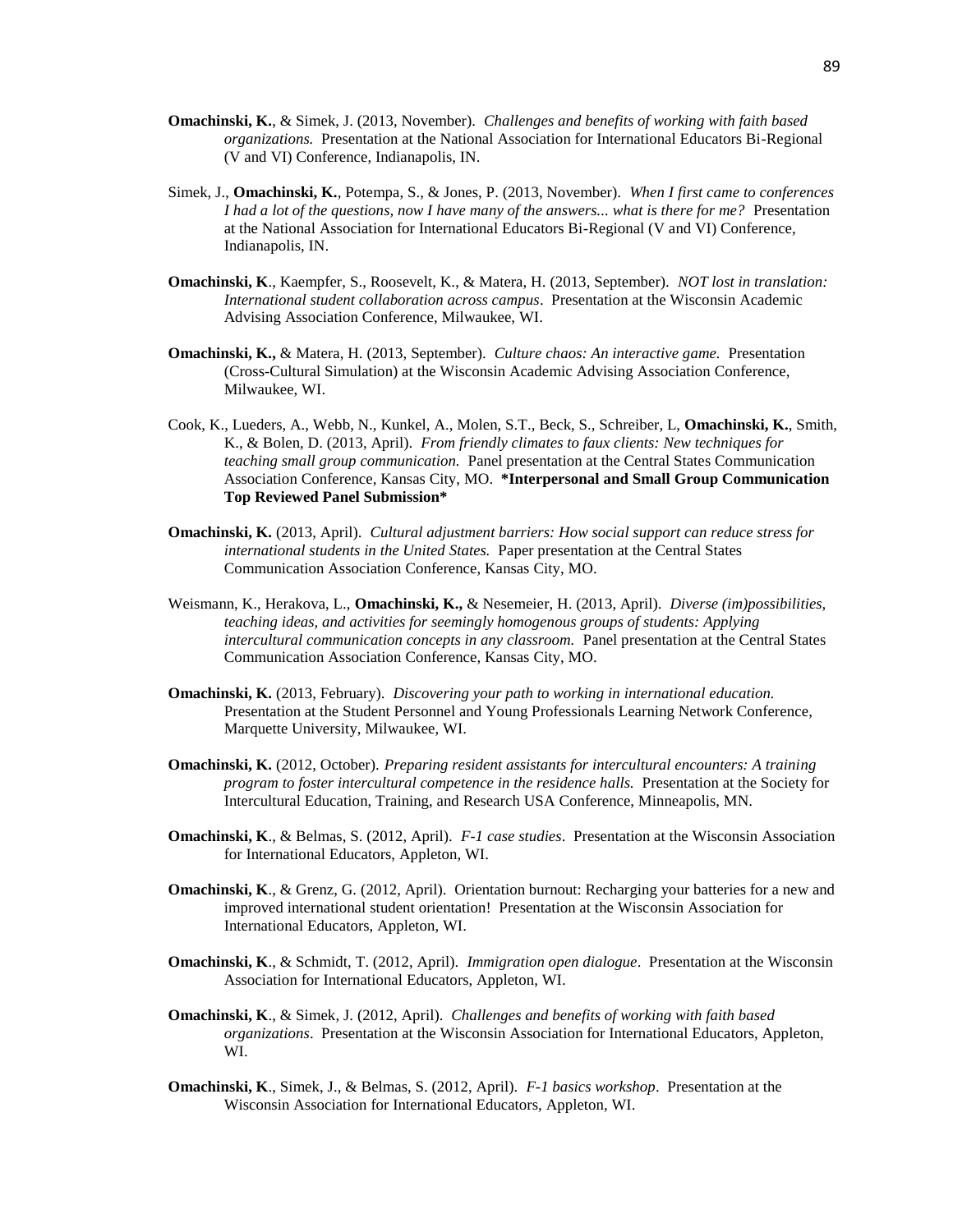**Omachinski, K.**, & Simek, J. (2013, November). *Challenges and benefits of working with faith based organizations.* Presentation at the National Association for International Educators Bi-Regional (V and VI) Conference, Indianapolis, IN.

Simek, J., **Omachinski, K.**, Potempa, S., & Jones, P. (2013, November). *When I first came to conferences I had a lot of the questions, now I have many of the answers... what is there for me?* Presentation at the National Association for International Educators Bi-Regional (V and VI) Conference, Indianapolis, IN.

**Omachinski, K**., Kaempfer, S., Roosevelt, K., & Matera, H. (2013, September). *NOT lost in translation: International student collaboration across campus*. Presentation at the Wisconsin Academic Advising Association Conference, Milwaukee, WI.

**Omachinski, K.,** & Matera, H. (2013, September). *Culture chaos: An interactive game.* Presentation (Cross-Cultural Simulation) at the Wisconsin Academic Advising Association Conference, Milwaukee, WI.

Cook, K., Lueders, A., Webb, N., Kunkel, A., Molen, S.T., Beck, S., Schreiber, L, **Omachinski, K.**, Smith, K., & Bolen, D. (2013, April). *From friendly climates to faux clients: New techniques for teaching small group communication.* Panel presentation at the Central States Communication Association Conference, Kansas City, MO. **\*Interpersonal and Small Group Communication Top Reviewed Panel Submission\***

**Omachinski, K.** (2013, April). *Cultural adjustment barriers: How social support can reduce stress for international students in the United States.* Paper presentation at the Central States Communication Association Conference, Kansas City, MO.

Weismann, K., Herakova, L., **Omachinski, K.,** & Nesemeier, H. (2013, April). *Diverse (im)possibilities, teaching ideas, and activities for seemingly homogenous groups of students: Applying intercultural communication concepts in any classroom.* Panel presentation at the Central States Communication Association Conference, Kansas City, MO.

**Omachinski, K.** (2013, February). *Discovering your path to working in international education.* Presentation at the Student Personnel and Young Professionals Learning Network Conference, Marquette University, Milwaukee, WI.

**Omachinski, K.** (2012, October). *Preparing resident assistants for intercultural encounters: A training program to foster intercultural competence in the residence halls.* Presentation at the Society for Intercultural Education, Training, and Research USA Conference, Minneapolis, MN.

**Omachinski, K**., & Belmas, S. (2012, April). *F-1 case studies*. Presentation at the Wisconsin Association for International Educators, Appleton, WI.

**Omachinski, K**., & Grenz, G. (2012, April). Orientation burnout: Recharging your batteries for a new and improved international student orientation! Presentation at the Wisconsin Association for International Educators, Appleton, WI.

**Omachinski, K**., & Schmidt, T. (2012, April). *Immigration open dialogue*. Presentation at the Wisconsin Association for International Educators, Appleton, WI.

**Omachinski, K**., & Simek, J. (2012, April). *Challenges and benefits of working with faith based organizations*. Presentation at the Wisconsin Association for International Educators, Appleton, WI.

**Omachinski, K**., Simek, J., & Belmas, S. (2012, April). *F-1 basics workshop*. Presentation at the Wisconsin Association for International Educators, Appleton, WI.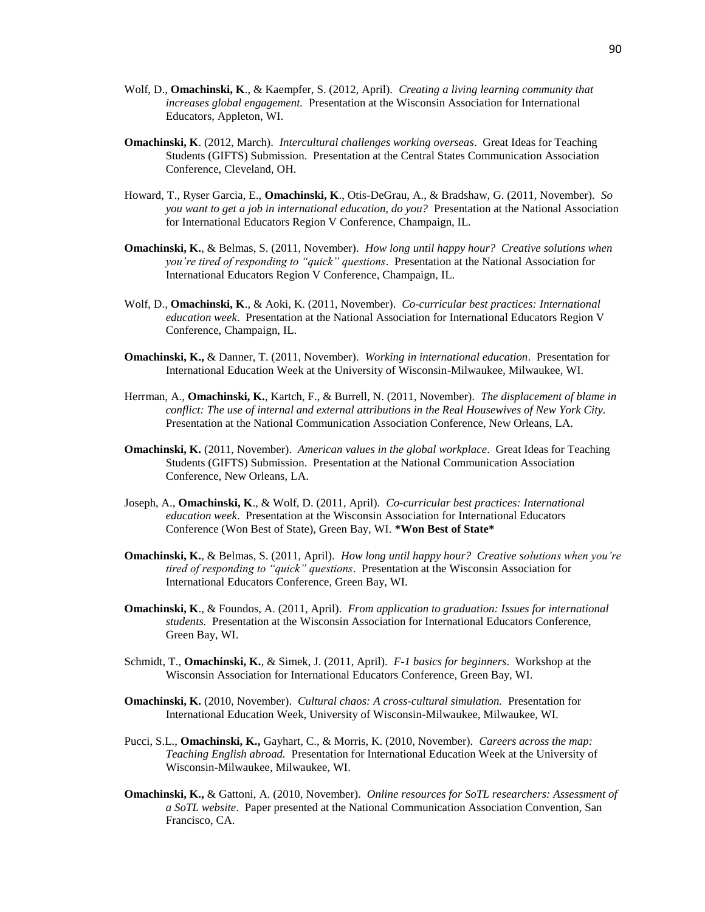Wolf, D., **Omachinski, K**., & Kaempfer, S. (2012, April). *Creating a living learning community that increases global engagement.* Presentation at the Wisconsin Association for International Educators, Appleton, WI.

**Omachinski, K**. (2012, March). *Intercultural challenges working overseas*. Great Ideas for Teaching Students (GIFTS) Submission. Presentation at the Central States Communication Association Conference, Cleveland, OH.

Howard, T., Ryser Garcia, E., **Omachinski, K**., Otis-DeGrau, A., & Bradshaw, G. (2011, November). *So you want to get a job in international education, do you?* Presentation at the National Association for International Educators Region V Conference, Champaign, IL.

**Omachinski, K.**, & Belmas, S. (2011, November). *How long until happy hour? Creative solutions when you're tired of responding to "quick" questions*. Presentation at the National Association for International Educators Region V Conference, Champaign, IL.

Wolf, D., **Omachinski, K**., & Aoki, K. (2011, November). *Co-curricular best practices: International education week*. Presentation at the National Association for International Educators Region V Conference, Champaign, IL.

**Omachinski, K.,** & Danner, T. (2011, November). *Working in international education*. Presentation for International Education Week at the University of Wisconsin-Milwaukee, Milwaukee, WI.

Herrman, A., **Omachinski, K.**, Kartch, F., & Burrell, N. (2011, November). *The displacement of blame in conflict: The use of internal and external attributions in the Real Housewives of New York City.* Presentation at the National Communication Association Conference, New Orleans, LA.

**Omachinski, K.** (2011, November). *American values in the global workplace*. Great Ideas for Teaching Students (GIFTS) Submission. Presentation at the National Communication Association Conference, New Orleans, LA.

Joseph, A., **Omachinski, K**., & Wolf, D. (2011, April). *Co-curricular best practices: International education week*. Presentation at the Wisconsin Association for International Educators Conference (Won Best of State), Green Bay, WI. ***Won Best of State***

**Omachinski, K.**, & Belmas, S. (2011, April). *How long until happy hour? Creative solutions when you're tired of responding to "quick" questions*. Presentation at the Wisconsin Association for International Educators Conference, Green Bay, WI.

**Omachinski, K**., & Foundos, A. (2011, April). *From application to graduation: Issues for international students.* Presentation at the Wisconsin Association for International Educators Conference, Green Bay, WI.

Schmidt, T., **Omachinski, K.**, & Simek, J. (2011, April). *F-1 basics for beginners*. Workshop at the Wisconsin Association for International Educators Conference, Green Bay, WI.

**Omachinski, K.** (2010, November). *Cultural chaos: A cross-cultural simulation.* Presentation for International Education Week, University of Wisconsin-Milwaukee, Milwaukee, WI.

Pucci, S.L., **Omachinski, K.,** Gayhart, C., & Morris, K. (2010, November). *Careers across the map: Teaching English abroad.* Presentation for International Education Week at the University of Wisconsin-Milwaukee, Milwaukee, WI.

**Omachinski, K.,** & Gattoni, A. (2010, November). *Online resources for SoTL researchers: Assessment of a SoTL website*. Paper presented at the National Communication Association Convention, San Francisco, CA.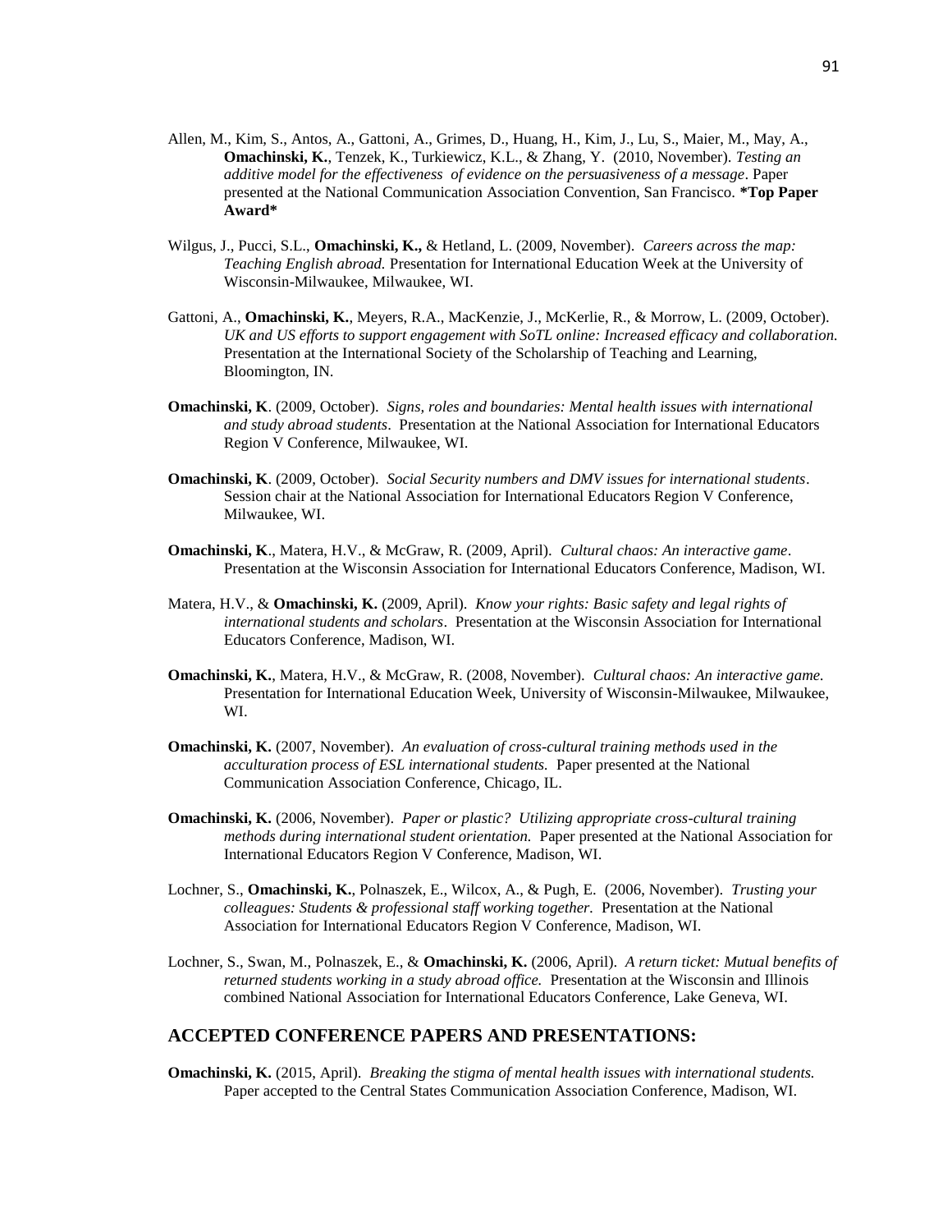Allen, M., Kim, S., Antos, A., Gattoni, A., Grimes, D., Huang, H., Kim, J., Lu, S., Maier, M., May, A., **Omachinski, K.**, Tenzek, K., Turkiewicz, K.L., & Zhang, Y. (2010, November). *Testing an additive model for the effectiveness of evidence on the persuasiveness of a message*. Paper presented at the National Communication Association Convention, San Francisco. ***Top Paper Award***

Wilgus, J., Pucci, S.L., **Omachinski, K.,** & Hetland, L. (2009, November). *Careers across the map: Teaching English abroad.* Presentation for International Education Week at the University of Wisconsin-Milwaukee, Milwaukee, WI.

Gattoni, A., **Omachinski, K.**, Meyers, R.A., MacKenzie, J., McKerlie, R., & Morrow, L. (2009, October). *UK and US efforts to support engagement with SoTL online: Increased efficacy and collaboration.* Presentation at the International Society of the Scholarship of Teaching and Learning, Bloomington, IN.

**Omachinski, K**. (2009, October). *Signs, roles and boundaries: Mental health issues with international and study abroad students*. Presentation at the National Association for International Educators Region V Conference, Milwaukee, WI.

**Omachinski, K**. (2009, October). *Social Security numbers and DMV issues for international students*. Session chair at the National Association for International Educators Region V Conference, Milwaukee, WI.

**Omachinski, K**., Matera, H.V., & McGraw, R. (2009, April). *Cultural chaos: An interactive game*. Presentation at the Wisconsin Association for International Educators Conference, Madison, WI.

Matera, H.V., & **Omachinski, K.** (2009, April). *Know your rights: Basic safety and legal rights of international students and scholars*. Presentation at the Wisconsin Association for International Educators Conference, Madison, WI.

**Omachinski, K.**, Matera, H.V., & McGraw, R. (2008, November). *Cultural chaos: An interactive game.* Presentation for International Education Week, University of Wisconsin-Milwaukee, Milwaukee, WI.

**Omachinski, K.** (2007, November). *An evaluation of cross-cultural training methods used in the acculturation process of ESL international students.* Paper presented at the National Communication Association Conference, Chicago, IL.

**Omachinski, K.** (2006, November). *Paper or plastic? Utilizing appropriate cross-cultural training methods during international student orientation.* Paper presented at the National Association for International Educators Region V Conference, Madison, WI.

Lochner, S., **Omachinski, K.**, Polnaszek, E., Wilcox, A., & Pugh, E. (2006, November). *Trusting your colleagues: Students & professional staff working together.* Presentation at the National Association for International Educators Region V Conference, Madison, WI.

Lochner, S., Swan, M., Polnaszek, E., & **Omachinski, K.** (2006, April). *A return ticket: Mutual benefits of returned students working in a study abroad office.* Presentation at the Wisconsin and Illinois combined National Association for International Educators Conference, Lake Geneva, WI.

## ACCEPTED CONFERENCE PAPERS AND PRESENTATIONS:

**Omachinski, K.** (2015, April). *Breaking the stigma of mental health issues with international students.* Paper accepted to the Central States Communication Association Conference, Madison, WI.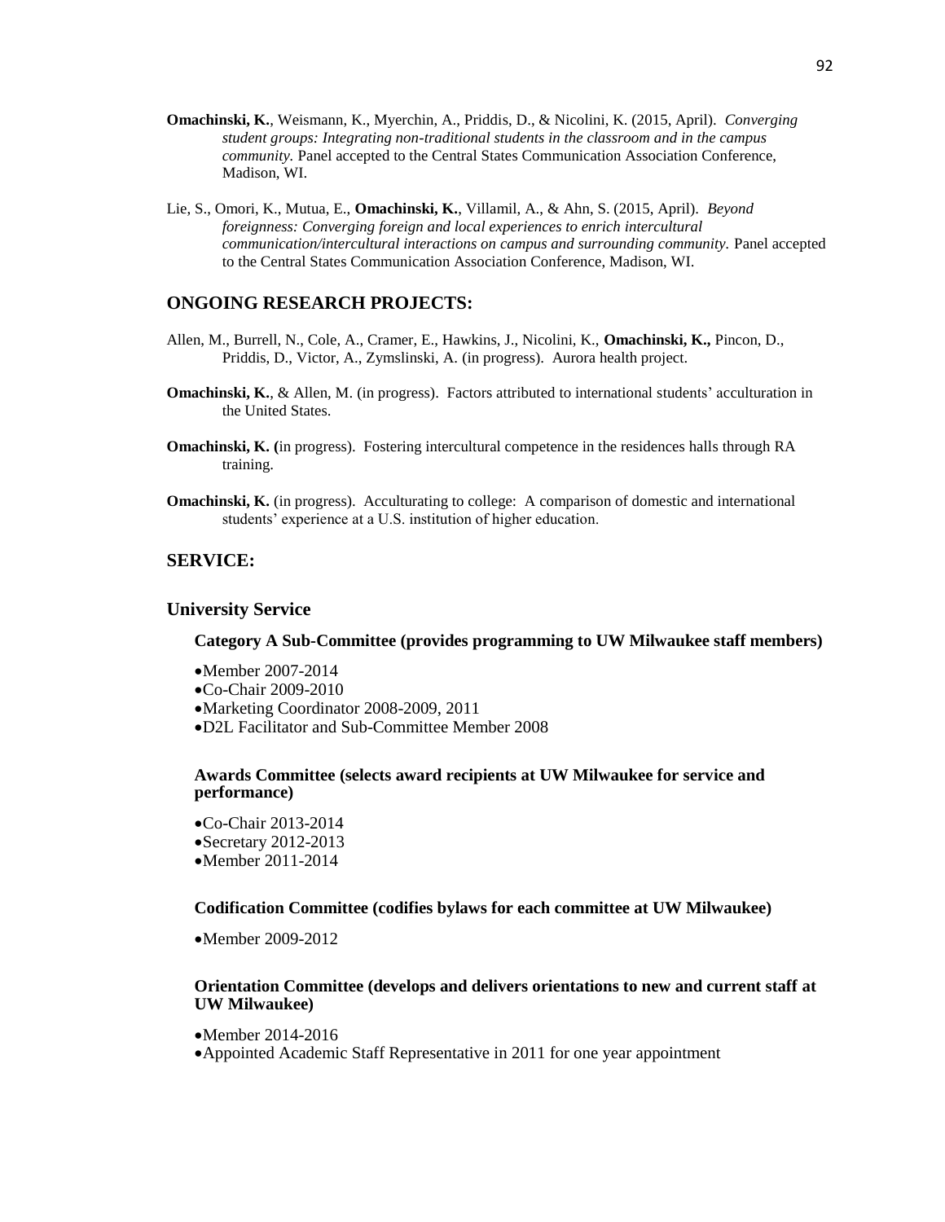**Omachinski, K.**, Weismann, K., Myerchin, A., Priddis, D., & Nicolini, K. (2015, April). *Converging student groups: Integrating non-traditional students in the classroom and in the campus community.* Panel accepted to the Central States Communication Association Conference, Madison, WI.

Lie, S., Omori, K., Mutua, E., **Omachinski, K.**, Villamil, A., & Ahn, S. (2015, April). *Beyond foreignness: Converging foreign and local experiences to enrich intercultural communication/intercultural interactions on campus and surrounding community.* Panel accepted to the Central States Communication Association Conference, Madison, WI.

## ONGOING RESEARCH PROJECTS:

Allen, M., Burrell, N., Cole, A., Cramer, E., Hawkins, J., Nicolini, K., **Omachinski, K.,** Pincon, D., Priddis, D., Victor, A., Zymslinski, A. (in progress). Aurora health project.

**Omachinski, K.**, & Allen, M. (in progress). Factors attributed to international students' acculturation in the United States.

**Omachinski, K. (**in progress). Fostering intercultural competence in the residences halls through RA training.

**Omachinski, K.** (in progress). Acculturating to college: A comparison of domestic and international students' experience at a U.S. institution of higher education.

## SERVICE:

### University Service

**Category A Sub-Committee (provides programming to UW Milwaukee staff members)**

- Member 2007-2014
- Co-Chair 2009-2010
- Marketing Coordinator 2008-2009, 2011
- D2L Facilitator and Sub-Committee Member 2008

**Awards Committee (selects award recipients at UW Milwaukee for service and performance)**

- Co-Chair 2013-2014
- Secretary 2012-2013
- Member 2011-2014

**Codification Committee (codifies bylaws for each committee at UW Milwaukee)**

- Member 2009-2012

**Orientation Committee (develops and delivers orientations to new and current staff at UW Milwaukee)**

- Member 2014-2016
- Appointed Academic Staff Representative in 2011 for one year appointment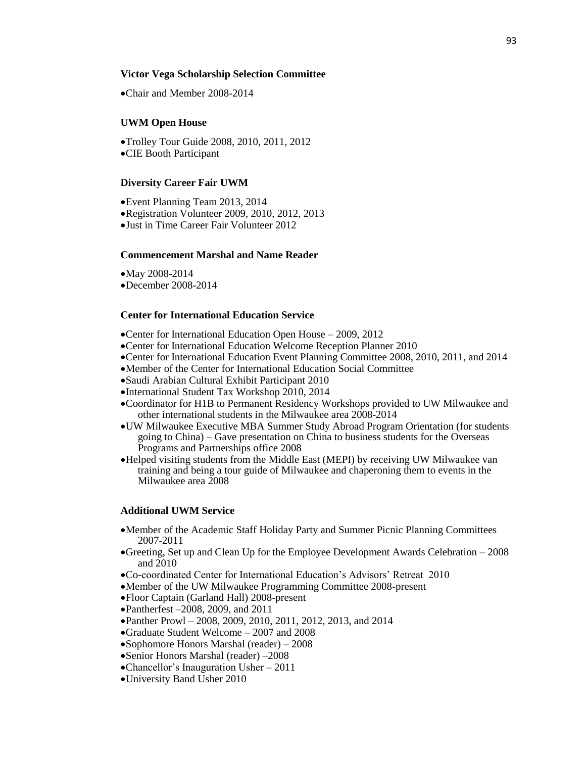**Victor Vega Scholarship Selection Committee**

- Chair and Member 2008-2014

**UWM Open House**

- Trolley Tour Guide 2008, 2010, 2011, 2012
- CIE Booth Participant

**Diversity Career Fair UWM**

- Event Planning Team 2013, 2014
- Registration Volunteer 2009, 2010, 2012, 2013
- Just in Time Career Fair Volunteer 2012

**Commencement Marshal and Name Reader**

- May 2008-2014
- December 2008-2014

**Center for International Education Service**

- Center for International Education Open House – 2009, 2012
- Center for International Education Welcome Reception Planner 2010
- Center for International Education Event Planning Committee 2008, 2010, 2011, and 2014
- Member of the Center for International Education Social Committee
- Saudi Arabian Cultural Exhibit Participant 2010
- International Student Tax Workshop 2010, 2014
- Coordinator for H1B to Permanent Residency Workshops provided to UW Milwaukee and other international students in the Milwaukee area 2008-2014
- UW Milwaukee Executive MBA Summer Study Abroad Program Orientation (for students going to China) – Gave presentation on China to business students for the Overseas Programs and Partnerships office 2008
- Helped visiting students from the Middle East (MEPI) by receiving UW Milwaukee van training and being a tour guide of Milwaukee and chaperoning them to events in the Milwaukee area 2008

**Additional UWM Service**

- Member of the Academic Staff Holiday Party and Summer Picnic Planning Committees 2007-2011
- Greeting, Set up and Clean Up for the Employee Development Awards Celebration – 2008 and 2010
- Co-coordinated Center for International Education's Advisors' Retreat 2010
- Member of the UW Milwaukee Programming Committee 2008-present
- Floor Captain (Garland Hall) 2008-present
- Pantherfest –2008, 2009, and 2011
- Panther Prowl – 2008, 2009, 2010, 2011, 2012, 2013, and 2014
- Graduate Student Welcome – 2007 and 2008
- Sophomore Honors Marshal (reader) – 2008
- Senior Honors Marshal (reader) –2008
- Chancellor's Inauguration Usher – 2011
- University Band Usher 2010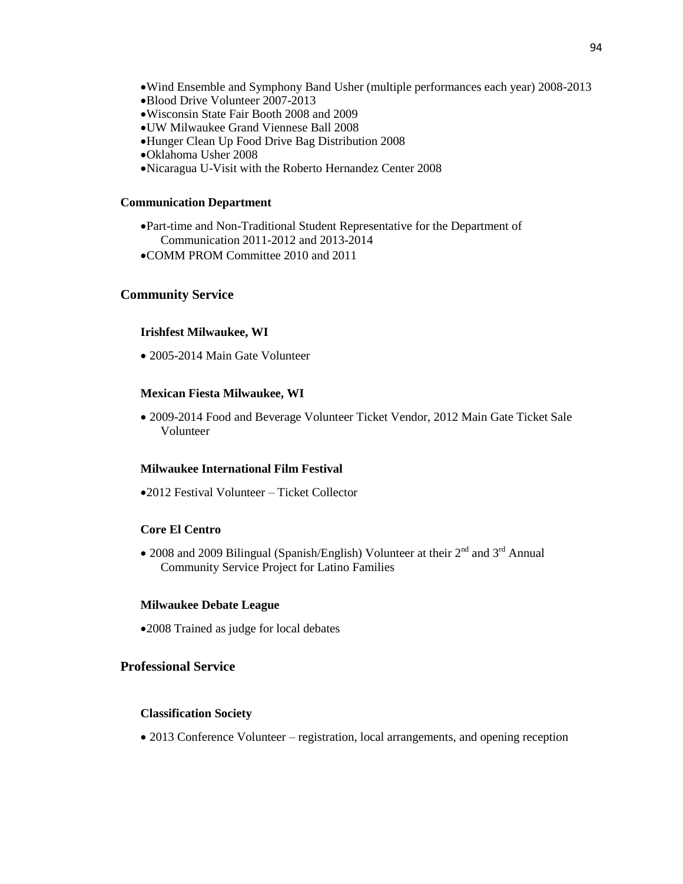- Wind Ensemble and Symphony Band Usher (multiple performances each year) 2008-2013
- Blood Drive Volunteer 2007-2013
- Wisconsin State Fair Booth 2008 and 2009
- UW Milwaukee Grand Viennese Ball 2008
- Hunger Clean Up Food Drive Bag Distribution 2008
- Oklahoma Usher 2008
- Nicaragua U-Visit with the Roberto Hernandez Center 2008

#### Communication Department

- Part-time and Non-Traditional Student Representative for the Department of Communication 2011-2012 and 2013-2014
- COMM PROM Committee 2010 and 2011

### Community Service

#### Irishfest Milwaukee, WI

- 2005-2014 Main Gate Volunteer

#### Mexican Fiesta Milwaukee, WI

- 2009-2014 Food and Beverage Volunteer Ticket Vendor, 2012 Main Gate Ticket Sale Volunteer

#### Milwaukee International Film Festival

- 2012 Festival Volunteer – Ticket Collector

#### Core El Centro

- 2008 and 2009 Bilingual (Spanish/English) Volunteer at their 2nd and 3rd Annual Community Service Project for Latino Families

#### Milwaukee Debate League

- 2008 Trained as judge for local debates

### Professional Service

#### Classification Society

- 2013 Conference Volunteer – registration, local arrangements, and opening reception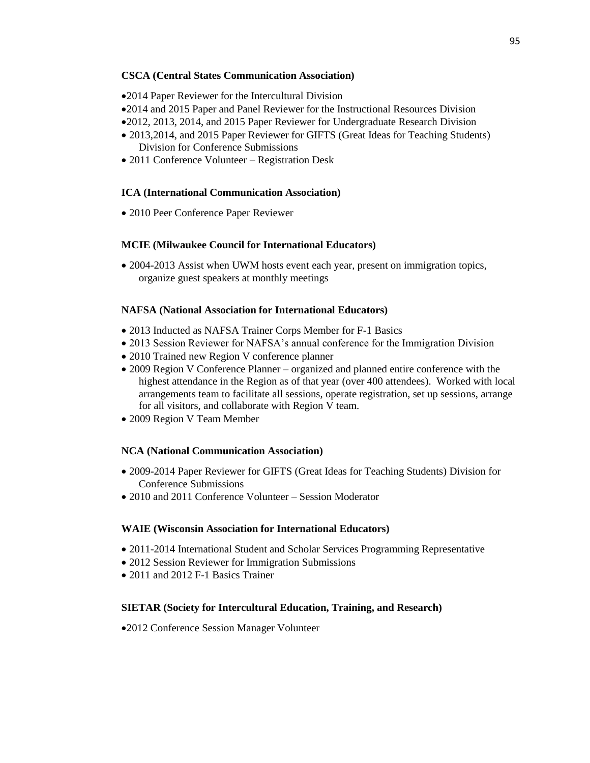**CSCA (Central States Communication Association)**

- 2014 Paper Reviewer for the Intercultural Division
- 2014 and 2015 Paper and Panel Reviewer for the Instructional Resources Division
- 2012, 2013, 2014, and 2015 Paper Reviewer for Undergraduate Research Division
- 2013,2014, and 2015 Paper Reviewer for GIFTS (Great Ideas for Teaching Students) Division for Conference Submissions
- 2011 Conference Volunteer – Registration Desk

**ICA (International Communication Association)**

- 2010 Peer Conference Paper Reviewer

**MCIE (Milwaukee Council for International Educators)**

- 2004-2013 Assist when UWM hosts event each year, present on immigration topics, organize guest speakers at monthly meetings

**NAFSA (National Association for International Educators)**

- 2013 Inducted as NAFSA Trainer Corps Member for F-1 Basics
- 2013 Session Reviewer for NAFSA's annual conference for the Immigration Division
- 2010 Trained new Region V conference planner
- 2009 Region V Conference Planner – organized and planned entire conference with the highest attendance in the Region as of that year (over 400 attendees). Worked with local arrangements team to facilitate all sessions, operate registration, set up sessions, arrange for all visitors, and collaborate with Region V team.
- 2009 Region V Team Member

**NCA (National Communication Association)**

- 2009-2014 Paper Reviewer for GIFTS (Great Ideas for Teaching Students) Division for Conference Submissions
- 2010 and 2011 Conference Volunteer – Session Moderator

**WAIE (Wisconsin Association for International Educators)**

- 2011-2014 International Student and Scholar Services Programming Representative
- 2012 Session Reviewer for Immigration Submissions
- 2011 and 2012 F-1 Basics Trainer

**SIETAR (Society for Intercultural Education, Training, and Research)**

- 2012 Conference Session Manager Volunteer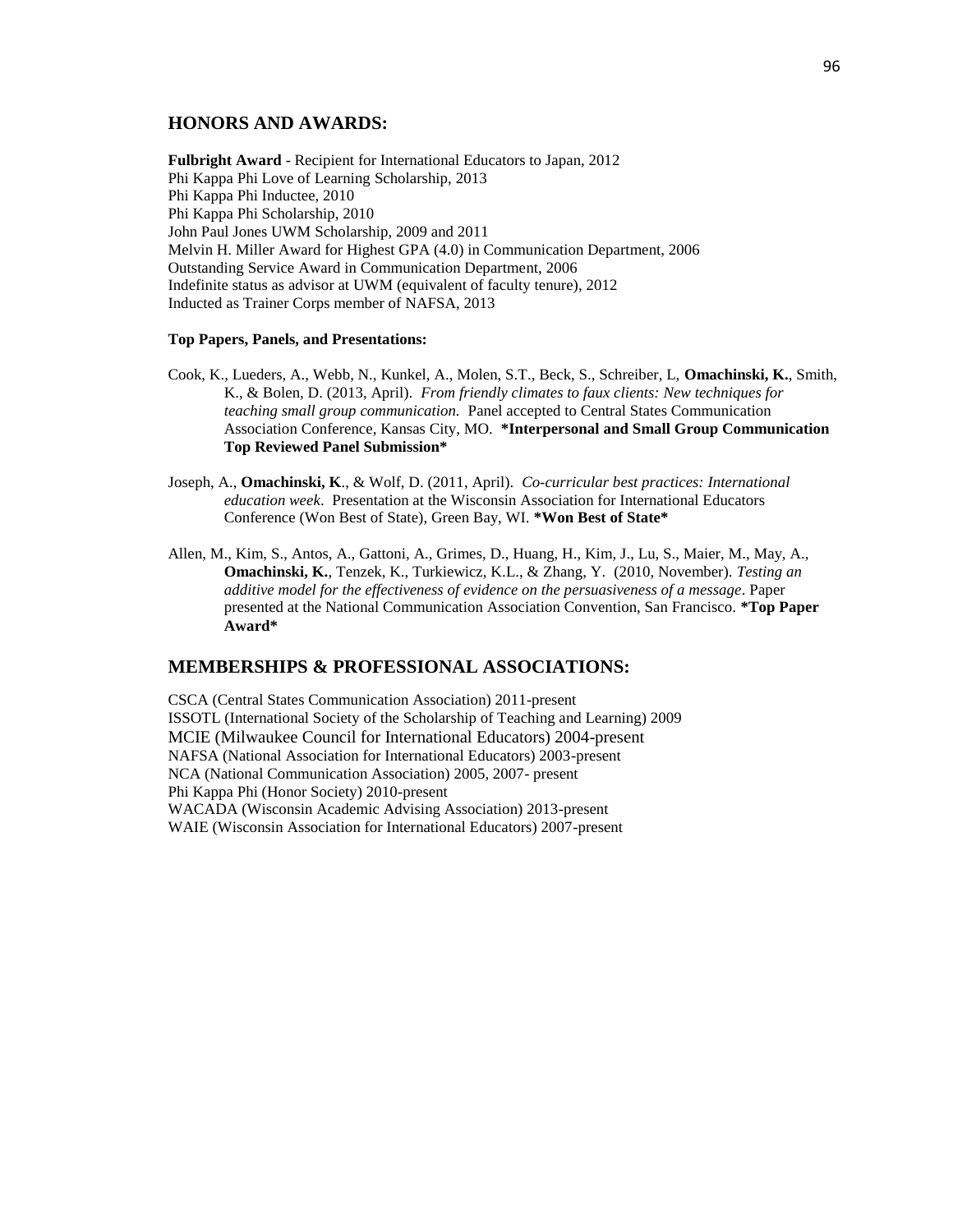## HONORS AND AWARDS:

**Fulbright Award** - Recipient for International Educators to Japan, 2012
Phi Kappa Phi Love of Learning Scholarship, 2013
Phi Kappa Phi Inductee, 2010
Phi Kappa Phi Scholarship, 2010
John Paul Jones UWM Scholarship, 2009 and 2011
Melvin H. Miller Award for Highest GPA (4.0) in Communication Department, 2006
Outstanding Service Award in Communication Department, 2006
Indefinite status as advisor at UWM (equivalent of faculty tenure), 2012
Inducted as Trainer Corps member of NAFSA, 2013

### Top Papers, Panels, and Presentations:

Cook, K., Lueders, A., Webb, N., Kunkel, A., Molen, S.T., Beck, S., Schreiber, L, **Omachinski, K.**, Smith, K., & Bolen, D. (2013, April). *From friendly climates to faux clients: New techniques for teaching small group communication.* Panel accepted to Central States Communication Association Conference, Kansas City, MO. ***Interpersonal and Small Group Communication Top Reviewed Panel Submission***

Joseph, A., **Omachinski, K**., & Wolf, D. (2011, April). *Co-curricular best practices: International education week*. Presentation at the Wisconsin Association for International Educators Conference (Won Best of State), Green Bay, WI. ***Won Best of State***

Allen, M., Kim, S., Antos, A., Gattoni, A., Grimes, D., Huang, H., Kim, J., Lu, S., Maier, M., May, A., **Omachinski, K.**, Tenzek, K., Turkiewicz, K.L., & Zhang, Y. (2010, November). *Testing an additive model for the effectiveness of evidence on the persuasiveness of a message*. Paper presented at the National Communication Association Convention, San Francisco. ***Top Paper Award***

## MEMBERSHIPS & PROFESSIONAL ASSOCIATIONS:

CSCA (Central States Communication Association) 2011-present
ISSOTL (International Society of the Scholarship of Teaching and Learning) 2009
MCIE (Milwaukee Council for International Educators) 2004-present
NAFSA (National Association for International Educators) 2003-present
NCA (National Communication Association) 2005, 2007- present
Phi Kappa Phi (Honor Society) 2010-present
WACADA (Wisconsin Academic Advising Association) 2013-present
WAIE (Wisconsin Association for International Educators) 2007-present